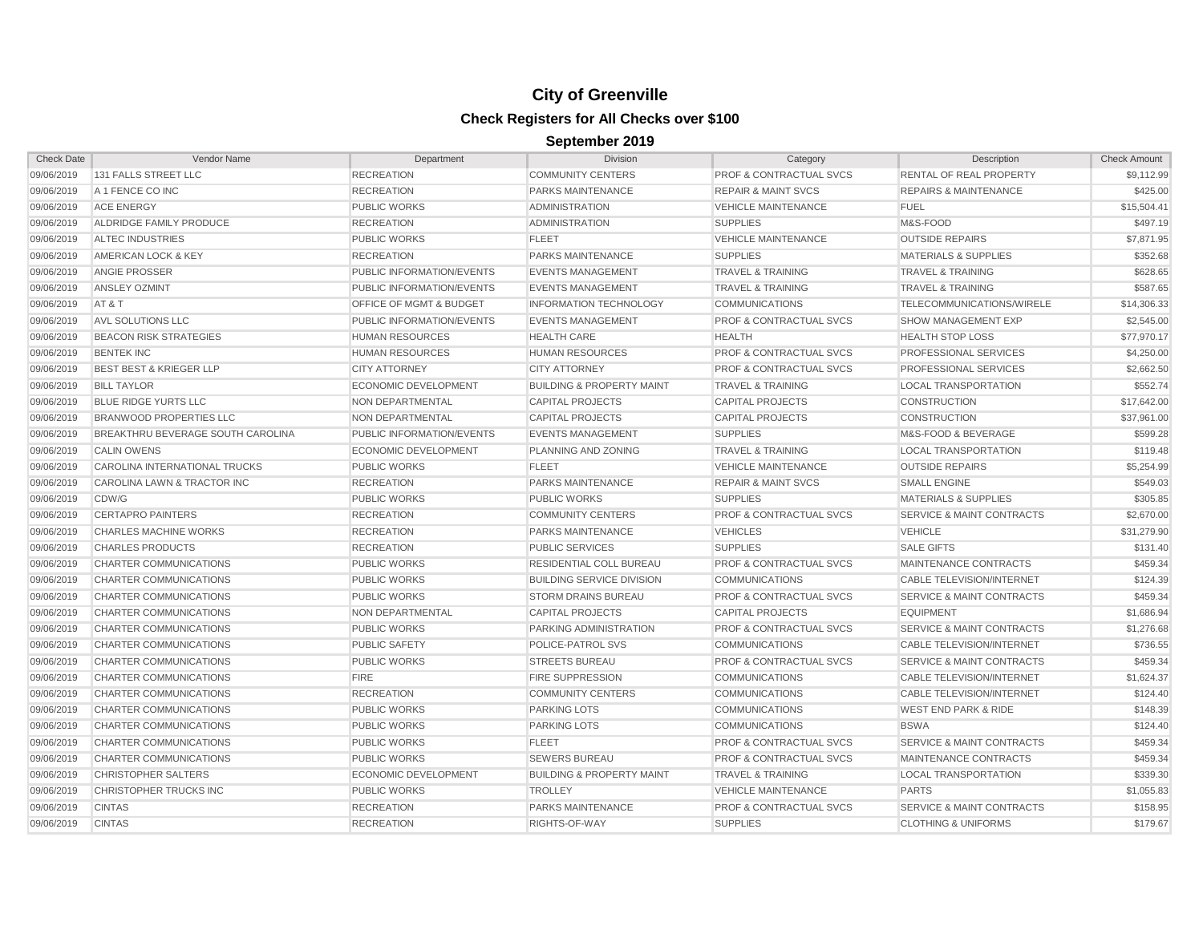# City of Greenville

## Check Registers for All Checks over $100

### September 2019

| Check Date | Vendor Name | Department | Division | Category | Description | Check Amount |
|---|---|---|---|---|---|---|
| 09/06/2019 | 131 FALLS STREET LLC | RECREATION | COMMUNITY CENTERS | PROF & CONTRACTUAL SVCS | RENTAL OF REAL PROPERTY | $9,112.99 |
| 09/06/2019 | A 1 FENCE CO INC | RECREATION | PARKS MAINTENANCE | REPAIR & MAINT SVCS | REPAIRS & MAINTENANCE | $425.00 |
| 09/06/2019 | ACE ENERGY | PUBLIC WORKS | ADMINISTRATION | VEHICLE MAINTENANCE | FUEL | $15,504.41 |
| 09/06/2019 | ALDRIDGE FAMILY PRODUCE | RECREATION | ADMINISTRATION | SUPPLIES | M&S-FOOD | $497.19 |
| 09/06/2019 | ALTEC INDUSTRIES | PUBLIC WORKS | FLEET | VEHICLE MAINTENANCE | OUTSIDE REPAIRS | $7,871.95 |
| 09/06/2019 | AMERICAN LOCK & KEY | RECREATION | PARKS MAINTENANCE | SUPPLIES | MATERIALS & SUPPLIES | $352.68 |
| 09/06/2019 | ANGIE PROSSER | PUBLIC INFORMATION/EVENTS | EVENTS MANAGEMENT | TRAVEL & TRAINING | TRAVEL & TRAINING | $628.65 |
| 09/06/2019 | ANSLEY OZMINT | PUBLIC INFORMATION/EVENTS | EVENTS MANAGEMENT | TRAVEL & TRAINING | TRAVEL & TRAINING | $587.65 |
| 09/06/2019 | AT & T | OFFICE OF MGMT & BUDGET | INFORMATION TECHNOLOGY | COMMUNICATIONS | TELECOMMUNICATIONS/WIRELE | $14,306.33 |
| 09/06/2019 | AVL SOLUTIONS LLC | PUBLIC INFORMATION/EVENTS | EVENTS MANAGEMENT | PROF & CONTRACTUAL SVCS | SHOW MANAGEMENT EXP | $2,545.00 |
| 09/06/2019 | BEACON RISK STRATEGIES | HUMAN RESOURCES | HEALTH CARE | HEALTH | HEALTH STOP LOSS | $77,970.17 |
| 09/06/2019 | BENTEK INC | HUMAN RESOURCES | HUMAN RESOURCES | PROF & CONTRACTUAL SVCS | PROFESSIONAL SERVICES | $4,250.00 |
| 09/06/2019 | BEST BEST & KRIEGER LLP | CITY ATTORNEY | CITY ATTORNEY | PROF & CONTRACTUAL SVCS | PROFESSIONAL SERVICES | $2,662.50 |
| 09/06/2019 | BILL TAYLOR | ECONOMIC DEVELOPMENT | BUILDING & PROPERTY MAINT | TRAVEL & TRAINING | LOCAL TRANSPORTATION | $552.74 |
| 09/06/2019 | BLUE RIDGE YURTS LLC | NON DEPARTMENTAL | CAPITAL PROJECTS | CAPITAL PROJECTS | CONSTRUCTION | $17,642.00 |
| 09/06/2019 | BRANWOOD PROPERTIES LLC | NON DEPARTMENTAL | CAPITAL PROJECTS | CAPITAL PROJECTS | CONSTRUCTION | $37,961.00 |
| 09/06/2019 | BREAKTHRU BEVERAGE SOUTH CAROLINA | PUBLIC INFORMATION/EVENTS | EVENTS MANAGEMENT | SUPPLIES | M&S-FOOD & BEVERAGE | $599.28 |
| 09/06/2019 | CALIN OWENS | ECONOMIC DEVELOPMENT | PLANNING AND ZONING | TRAVEL & TRAINING | LOCAL TRANSPORTATION | $119.48 |
| 09/06/2019 | CAROLINA INTERNATIONAL TRUCKS | PUBLIC WORKS | FLEET | VEHICLE MAINTENANCE | OUTSIDE REPAIRS | $5,254.99 |
| 09/06/2019 | CAROLINA LAWN & TRACTOR INC | RECREATION | PARKS MAINTENANCE | REPAIR & MAINT SVCS | SMALL ENGINE | $549.03 |
| 09/06/2019 | CDW/G | PUBLIC WORKS | PUBLIC WORKS | SUPPLIES | MATERIALS & SUPPLIES | $305.85 |
| 09/06/2019 | CERTAPRO PAINTERS | RECREATION | COMMUNITY CENTERS | PROF & CONTRACTUAL SVCS | SERVICE & MAINT CONTRACTS | $2,670.00 |
| 09/06/2019 | CHARLES MACHINE WORKS | RECREATION | PARKS MAINTENANCE | VEHICLES | VEHICLE | $31,279.90 |
| 09/06/2019 | CHARLES PRODUCTS | RECREATION | PUBLIC SERVICES | SUPPLIES | SALE GIFTS | $131.40 |
| 09/06/2019 | CHARTER COMMUNICATIONS | PUBLIC WORKS | RESIDENTIAL COLL BUREAU | PROF & CONTRACTUAL SVCS | MAINTENANCE CONTRACTS | $459.34 |
| 09/06/2019 | CHARTER COMMUNICATIONS | PUBLIC WORKS | BUILDING SERVICE DIVISION | COMMUNICATIONS | CABLE TELEVISION/INTERNET | $124.39 |
| 09/06/2019 | CHARTER COMMUNICATIONS | PUBLIC WORKS | STORM DRAINS BUREAU | PROF & CONTRACTUAL SVCS | SERVICE & MAINT CONTRACTS | $459.34 |
| 09/06/2019 | CHARTER COMMUNICATIONS | NON DEPARTMENTAL | CAPITAL PROJECTS | CAPITAL PROJECTS | EQUIPMENT | $1,686.94 |
| 09/06/2019 | CHARTER COMMUNICATIONS | PUBLIC WORKS | PARKING ADMINISTRATION | PROF & CONTRACTUAL SVCS | SERVICE & MAINT CONTRACTS | $1,276.68 |
| 09/06/2019 | CHARTER COMMUNICATIONS | PUBLIC SAFETY | POLICE-PATROL SVS | COMMUNICATIONS | CABLE TELEVISION/INTERNET | $736.55 |
| 09/06/2019 | CHARTER COMMUNICATIONS | PUBLIC WORKS | STREETS BUREAU | PROF & CONTRACTUAL SVCS | SERVICE & MAINT CONTRACTS | $459.34 |
| 09/06/2019 | CHARTER COMMUNICATIONS | FIRE | FIRE SUPPRESSION | COMMUNICATIONS | CABLE TELEVISION/INTERNET | $1,624.37 |
| 09/06/2019 | CHARTER COMMUNICATIONS | RECREATION | COMMUNITY CENTERS | COMMUNICATIONS | CABLE TELEVISION/INTERNET | $124.40 |
| 09/06/2019 | CHARTER COMMUNICATIONS | PUBLIC WORKS | PARKING LOTS | COMMUNICATIONS | WEST END PARK & RIDE | $148.39 |
| 09/06/2019 | CHARTER COMMUNICATIONS | PUBLIC WORKS | PARKING LOTS | COMMUNICATIONS | BSWA | $124.40 |
| 09/06/2019 | CHARTER COMMUNICATIONS | PUBLIC WORKS | FLEET | PROF & CONTRACTUAL SVCS | SERVICE & MAINT CONTRACTS | $459.34 |
| 09/06/2019 | CHARTER COMMUNICATIONS | PUBLIC WORKS | SEWERS BUREAU | PROF & CONTRACTUAL SVCS | MAINTENANCE CONTRACTS | $459.34 |
| 09/06/2019 | CHRISTOPHER SALTERS | ECONOMIC DEVELOPMENT | BUILDING & PROPERTY MAINT | TRAVEL & TRAINING | LOCAL TRANSPORTATION | $339.30 |
| 09/06/2019 | CHRISTOPHER TRUCKS INC | PUBLIC WORKS | TROLLEY | VEHICLE MAINTENANCE | PARTS | $1,055.83 |
| 09/06/2019 | CINTAS | RECREATION | PARKS MAINTENANCE | PROF & CONTRACTUAL SVCS | SERVICE & MAINT CONTRACTS | $158.95 |
| 09/06/2019 | CINTAS | RECREATION | RIGHTS-OF-WAY | SUPPLIES | CLOTHING & UNIFORMS | $179.67 |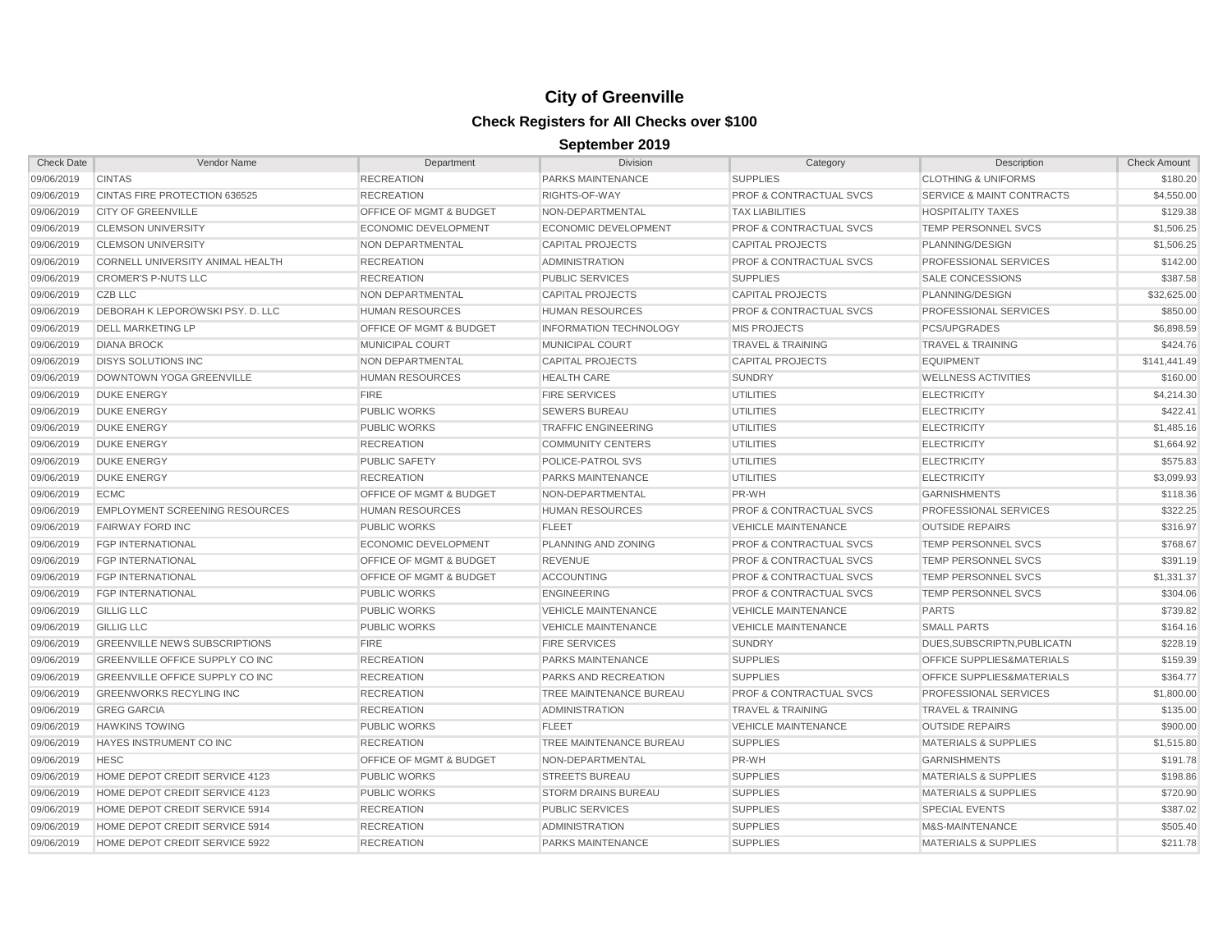# City of Greenville

## Check Registers for All Checks over $100

### September 2019

| Check Date | Vendor Name | Department | Division | Category | Description | Check Amount |
|---|---|---|---|---|---|---|
| 09/06/2019 | CINTAS | RECREATION | PARKS MAINTENANCE | SUPPLIES | CLOTHING & UNIFORMS | $180.20 |
| 09/06/2019 | CINTAS FIRE PROTECTION 636525 | RECREATION | RIGHTS-OF-WAY | PROF & CONTRACTUAL SVCS | SERVICE & MAINT CONTRACTS | $4,550.00 |
| 09/06/2019 | CITY OF GREENVILLE | OFFICE OF MGMT & BUDGET | NON-DEPARTMENTAL | TAX LIABILITIES | HOSPITALITY TAXES | $129.38 |
| 09/06/2019 | CLEMSON UNIVERSITY | ECONOMIC DEVELOPMENT | ECONOMIC DEVELOPMENT | PROF & CONTRACTUAL SVCS | TEMP PERSONNEL SVCS | $1,506.25 |
| 09/06/2019 | CLEMSON UNIVERSITY | NON DEPARTMENTAL | CAPITAL PROJECTS | CAPITAL PROJECTS | PLANNING/DESIGN | $1,506.25 |
| 09/06/2019 | CORNELL UNIVERSITY ANIMAL HEALTH | RECREATION | ADMINISTRATION | PROF & CONTRACTUAL SVCS | PROFESSIONAL SERVICES | $142.00 |
| 09/06/2019 | CROMER'S P-NUTS LLC | RECREATION | PUBLIC SERVICES | SUPPLIES | SALE CONCESSIONS | $387.58 |
| 09/06/2019 | CZB LLC | NON DEPARTMENTAL | CAPITAL PROJECTS | CAPITAL PROJECTS | PLANNING/DESIGN | $32,625.00 |
| 09/06/2019 | DEBORAH K LEPOROWSKI PSY. D. LLC | HUMAN RESOURCES | HUMAN RESOURCES | PROF & CONTRACTUAL SVCS | PROFESSIONAL SERVICES | $850.00 |
| 09/06/2019 | DELL MARKETING LP | OFFICE OF MGMT & BUDGET | INFORMATION TECHNOLOGY | MIS PROJECTS | PCS/UPGRADES | $6,898.59 |
| 09/06/2019 | DIANA BROCK | MUNICIPAL COURT | MUNICIPAL COURT | TRAVEL & TRAINING | TRAVEL & TRAINING | $424.76 |
| 09/06/2019 | DISYS SOLUTIONS INC | NON DEPARTMENTAL | CAPITAL PROJECTS | CAPITAL PROJECTS | EQUIPMENT | $141,441.49 |
| 09/06/2019 | DOWNTOWN YOGA GREENVILLE | HUMAN RESOURCES | HEALTH CARE | SUNDRY | WELLNESS ACTIVITIES | $160.00 |
| 09/06/2019 | DUKE ENERGY | FIRE | FIRE SERVICES | UTILITIES | ELECTRICITY | $4,214.30 |
| 09/06/2019 | DUKE ENERGY | PUBLIC WORKS | SEWERS BUREAU | UTILITIES | ELECTRICITY | $422.41 |
| 09/06/2019 | DUKE ENERGY | PUBLIC WORKS | TRAFFIC ENGINEERING | UTILITIES | ELECTRICITY | $1,485.16 |
| 09/06/2019 | DUKE ENERGY | RECREATION | COMMUNITY CENTERS | UTILITIES | ELECTRICITY | $1,664.92 |
| 09/06/2019 | DUKE ENERGY | PUBLIC SAFETY | POLICE-PATROL SVS | UTILITIES | ELECTRICITY | $575.83 |
| 09/06/2019 | DUKE ENERGY | RECREATION | PARKS MAINTENANCE | UTILITIES | ELECTRICITY | $3,099.93 |
| 09/06/2019 | ECMC | OFFICE OF MGMT & BUDGET | NON-DEPARTMENTAL | PR-WH | GARNISHMENTS | $118.36 |
| 09/06/2019 | EMPLOYMENT SCREENING RESOURCES | HUMAN RESOURCES | HUMAN RESOURCES | PROF & CONTRACTUAL SVCS | PROFESSIONAL SERVICES | $322.25 |
| 09/06/2019 | FAIRWAY FORD INC | PUBLIC WORKS | FLEET | VEHICLE MAINTENANCE | OUTSIDE REPAIRS | $316.97 |
| 09/06/2019 | FGP INTERNATIONAL | ECONOMIC DEVELOPMENT | PLANNING AND ZONING | PROF & CONTRACTUAL SVCS | TEMP PERSONNEL SVCS | $768.67 |
| 09/06/2019 | FGP INTERNATIONAL | OFFICE OF MGMT & BUDGET | REVENUE | PROF & CONTRACTUAL SVCS | TEMP PERSONNEL SVCS | $391.19 |
| 09/06/2019 | FGP INTERNATIONAL | OFFICE OF MGMT & BUDGET | ACCOUNTING | PROF & CONTRACTUAL SVCS | TEMP PERSONNEL SVCS | $1,331.37 |
| 09/06/2019 | FGP INTERNATIONAL | PUBLIC WORKS | ENGINEERING | PROF & CONTRACTUAL SVCS | TEMP PERSONNEL SVCS | $304.06 |
| 09/06/2019 | GILLIG LLC | PUBLIC WORKS | VEHICLE MAINTENANCE | VEHICLE MAINTENANCE | PARTS | $739.82 |
| 09/06/2019 | GILLIG LLC | PUBLIC WORKS | VEHICLE MAINTENANCE | VEHICLE MAINTENANCE | SMALL PARTS | $164.16 |
| 09/06/2019 | GREENVILLE NEWS SUBSCRIPTIONS | FIRE | FIRE SERVICES | SUNDRY | DUES,SUBSCRIPTN,PUBLICATN | $228.19 |
| 09/06/2019 | GREENVILLE OFFICE SUPPLY CO INC | RECREATION | PARKS MAINTENANCE | SUPPLIES | OFFICE SUPPLIES&MATERIALS | $159.39 |
| 09/06/2019 | GREENVILLE OFFICE SUPPLY CO INC | RECREATION | PARKS AND RECREATION | SUPPLIES | OFFICE SUPPLIES&MATERIALS | $364.77 |
| 09/06/2019 | GREENWORKS RECYLING INC | RECREATION | TREE MAINTENANCE BUREAU | PROF & CONTRACTUAL SVCS | PROFESSIONAL SERVICES | $1,800.00 |
| 09/06/2019 | GREG GARCIA | RECREATION | ADMINISTRATION | TRAVEL & TRAINING | TRAVEL & TRAINING | $135.00 |
| 09/06/2019 | HAWKINS TOWING | PUBLIC WORKS | FLEET | VEHICLE MAINTENANCE | OUTSIDE REPAIRS | $900.00 |
| 09/06/2019 | HAYES INSTRUMENT CO INC | RECREATION | TREE MAINTENANCE BUREAU | SUPPLIES | MATERIALS & SUPPLIES | $1,515.80 |
| 09/06/2019 | HESC | OFFICE OF MGMT & BUDGET | NON-DEPARTMENTAL | PR-WH | GARNISHMENTS | $191.78 |
| 09/06/2019 | HOME DEPOT CREDIT SERVICE 4123 | PUBLIC WORKS | STREETS BUREAU | SUPPLIES | MATERIALS & SUPPLIES | $198.86 |
| 09/06/2019 | HOME DEPOT CREDIT SERVICE 4123 | PUBLIC WORKS | STORM DRAINS BUREAU | SUPPLIES | MATERIALS & SUPPLIES | $720.90 |
| 09/06/2019 | HOME DEPOT CREDIT SERVICE 5914 | RECREATION | PUBLIC SERVICES | SUPPLIES | SPECIAL EVENTS | $387.02 |
| 09/06/2019 | HOME DEPOT CREDIT SERVICE 5914 | RECREATION | ADMINISTRATION | SUPPLIES | M&S-MAINTENANCE | $505.40 |
| 09/06/2019 | HOME DEPOT CREDIT SERVICE 5922 | RECREATION | PARKS MAINTENANCE | SUPPLIES | MATERIALS & SUPPLIES | $211.78 |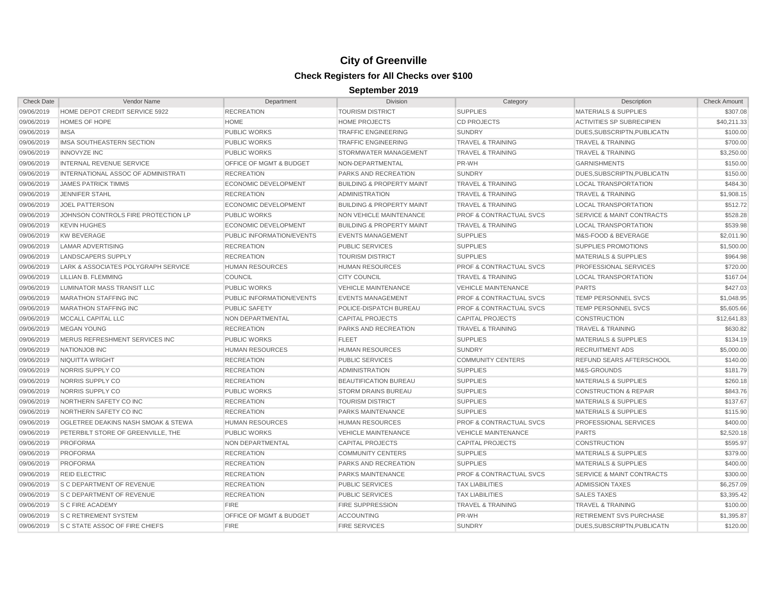# City of Greenville

## Check Registers for All Checks over $100

### September 2019

| Check Date | Vendor Name | Department | Division | Category | Description | Check Amount |
|---|---|---|---|---|---|---|
| 09/06/2019 | HOME DEPOT CREDIT SERVICE 5922 | RECREATION | TOURISM DISTRICT | SUPPLIES | MATERIALS & SUPPLIES | $307.08 |
| 09/06/2019 | HOMES OF HOPE | HOME | HOME PROJECTS | CD PROJECTS | ACTIVITIES SP SUBRECIPIEN | $40,211.33 |
| 09/06/2019 | IMSA | PUBLIC WORKS | TRAFFIC ENGINEERING | SUNDRY | DUES,SUBSCRIPTN,PUBLICATN | $100.00 |
| 09/06/2019 | IMSA SOUTHEASTERN SECTION | PUBLIC WORKS | TRAFFIC ENGINEERING | TRAVEL & TRAINING | TRAVEL & TRAINING | $700.00 |
| 09/06/2019 | INNOVYZE INC | PUBLIC WORKS | STORMWATER MANAGEMENT | TRAVEL & TRAINING | TRAVEL & TRAINING | $3,250.00 |
| 09/06/2019 | INTERNAL REVENUE SERVICE | OFFICE OF MGMT & BUDGET | NON-DEPARTMENTAL | PR-WH | GARNISHMENTS | $150.00 |
| 09/06/2019 | INTERNATIONAL ASSOC OF ADMINISTRATI | RECREATION | PARKS AND RECREATION | SUNDRY | DUES,SUBSCRIPTN,PUBLICATN | $150.00 |
| 09/06/2019 | JAMES PATRICK TIMMS | ECONOMIC DEVELOPMENT | BUILDING & PROPERTY MAINT | TRAVEL & TRAINING | LOCAL TRANSPORTATION | $484.30 |
| 09/06/2019 | JENNIFER STAHL | RECREATION | ADMINISTRATION | TRAVEL & TRAINING | TRAVEL & TRAINING | $1,908.15 |
| 09/06/2019 | JOEL PATTERSON | ECONOMIC DEVELOPMENT | BUILDING & PROPERTY MAINT | TRAVEL & TRAINING | LOCAL TRANSPORTATION | $512.72 |
| 09/06/2019 | JOHNSON CONTROLS FIRE PROTECTION LP | PUBLIC WORKS | NON VEHICLE MAINTENANCE | PROF & CONTRACTUAL SVCS | SERVICE & MAINT CONTRACTS | $528.28 |
| 09/06/2019 | KEVIN HUGHES | ECONOMIC DEVELOPMENT | BUILDING & PROPERTY MAINT | TRAVEL & TRAINING | LOCAL TRANSPORTATION | $539.98 |
| 09/06/2019 | KW BEVERAGE | PUBLIC INFORMATION/EVENTS | EVENTS MANAGEMENT | SUPPLIES | M&S-FOOD & BEVERAGE | $2,011.90 |
| 09/06/2019 | LAMAR ADVERTISING | RECREATION | PUBLIC SERVICES | SUPPLIES | SUPPLIES PROMOTIONS | $1,500.00 |
| 09/06/2019 | LANDSCAPERS SUPPLY | RECREATION | TOURISM DISTRICT | SUPPLIES | MATERIALS & SUPPLIES | $964.98 |
| 09/06/2019 | LARK & ASSOCIATES POLYGRAPH SERVICE | HUMAN RESOURCES | HUMAN RESOURCES | PROF & CONTRACTUAL SVCS | PROFESSIONAL SERVICES | $720.00 |
| 09/06/2019 | LILLIAN B. FLEMMING | COUNCIL | CITY COUNCIL | TRAVEL & TRAINING | LOCAL TRANSPORTATION | $167.04 |
| 09/06/2019 | LUMINATOR MASS TRANSIT LLC | PUBLIC WORKS | VEHICLE MAINTENANCE | VEHICLE MAINTENANCE | PARTS | $427.03 |
| 09/06/2019 | MARATHON STAFFING INC | PUBLIC INFORMATION/EVENTS | EVENTS MANAGEMENT | PROF & CONTRACTUAL SVCS | TEMP PERSONNEL SVCS | $1,048.95 |
| 09/06/2019 | MARATHON STAFFING INC | PUBLIC SAFETY | POLICE-DISPATCH BUREAU | PROF & CONTRACTUAL SVCS | TEMP PERSONNEL SVCS | $5,605.66 |
| 09/06/2019 | MCCALL CAPITAL LLC | NON DEPARTMENTAL | CAPITAL PROJECTS | CAPITAL PROJECTS | CONSTRUCTION | $12,641.83 |
| 09/06/2019 | MEGAN YOUNG | RECREATION | PARKS AND RECREATION | TRAVEL & TRAINING | TRAVEL & TRAINING | $630.82 |
| 09/06/2019 | MERUS REFRESHMENT SERVICES INC | PUBLIC WORKS | FLEET | SUPPLIES | MATERIALS & SUPPLIES | $134.19 |
| 09/06/2019 | NATIONJOB INC | HUMAN RESOURCES | HUMAN RESOURCES | SUNDRY | RECRUITMENT ADS | $5,000.00 |
| 09/06/2019 | NIQUITTA WRIGHT | RECREATION | PUBLIC SERVICES | COMMUNITY CENTERS | REFUND SEARS AFTERSCHOOL | $140.00 |
| 09/06/2019 | NORRIS SUPPLY CO | RECREATION | ADMINISTRATION | SUPPLIES | M&S-GROUNDS | $181.79 |
| 09/06/2019 | NORRIS SUPPLY CO | RECREATION | BEAUTIFICATION BUREAU | SUPPLIES | MATERIALS & SUPPLIES | $260.18 |
| 09/06/2019 | NORRIS SUPPLY CO | PUBLIC WORKS | STORM DRAINS BUREAU | SUPPLIES | CONSTRUCTION & REPAIR | $843.76 |
| 09/06/2019 | NORTHERN SAFETY CO INC | RECREATION | TOURISM DISTRICT | SUPPLIES | MATERIALS & SUPPLIES | $137.67 |
| 09/06/2019 | NORTHERN SAFETY CO INC | RECREATION | PARKS MAINTENANCE | SUPPLIES | MATERIALS & SUPPLIES | $115.90 |
| 09/06/2019 | OGLETREE DEAKINS NASH SMOAK & STEWA | HUMAN RESOURCES | HUMAN RESOURCES | PROF & CONTRACTUAL SVCS | PROFESSIONAL SERVICES | $400.00 |
| 09/06/2019 | PETERBILT STORE OF GREENVILLE, THE | PUBLIC WORKS | VEHICLE MAINTENANCE | VEHICLE MAINTENANCE | PARTS | $2,520.18 |
| 09/06/2019 | PROFORMA | NON DEPARTMENTAL | CAPITAL PROJECTS | CAPITAL PROJECTS | CONSTRUCTION | $595.97 |
| 09/06/2019 | PROFORMA | RECREATION | COMMUNITY CENTERS | SUPPLIES | MATERIALS & SUPPLIES | $379.00 |
| 09/06/2019 | PROFORMA | RECREATION | PARKS AND RECREATION | SUPPLIES | MATERIALS & SUPPLIES | $400.00 |
| 09/06/2019 | REID ELECTRIC | RECREATION | PARKS MAINTENANCE | PROF & CONTRACTUAL SVCS | SERVICE & MAINT CONTRACTS | $300.00 |
| 09/06/2019 | S C DEPARTMENT OF REVENUE | RECREATION | PUBLIC SERVICES | TAX LIABILITIES | ADMISSION TAXES | $6,257.09 |
| 09/06/2019 | S C DEPARTMENT OF REVENUE | RECREATION | PUBLIC SERVICES | TAX LIABILITIES | SALES TAXES | $3,395.42 |
| 09/06/2019 | S C FIRE ACADEMY | FIRE | FIRE SUPPRESSION | TRAVEL & TRAINING | TRAVEL & TRAINING | $100.00 |
| 09/06/2019 | S C RETIREMENT SYSTEM | OFFICE OF MGMT & BUDGET | ACCOUNTING | PR-WH | RETIREMENT SVS PURCHASE | $1,395.87 |
| 09/06/2019 | S C STATE ASSOC OF FIRE CHIEFS | FIRE | FIRE SERVICES | SUNDRY | DUES,SUBSCRIPTN,PUBLICATN | $120.00 |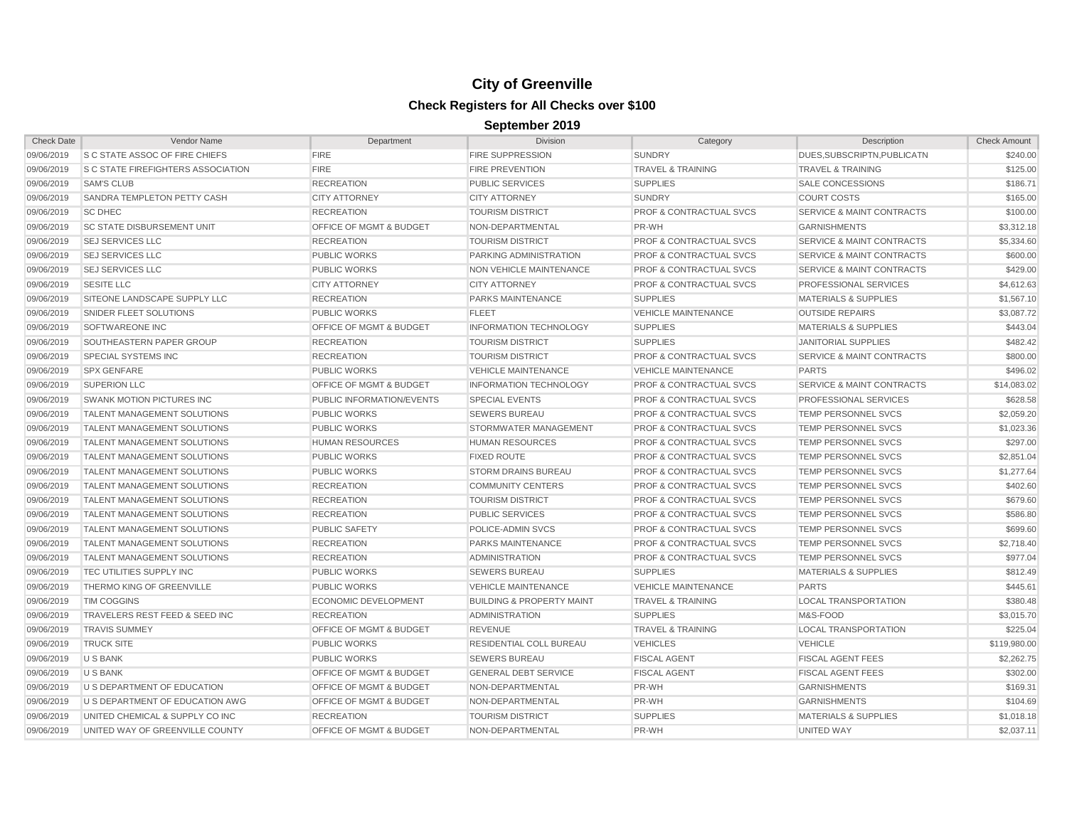# City of Greenville

## Check Registers for All Checks over $100

### September 2019

| Check Date | Vendor Name | Department | Division | Category | Description | Check Amount |
|---|---|---|---|---|---|---|
| 09/06/2019 | S C STATE ASSOC OF FIRE CHIEFS | FIRE | FIRE SUPPRESSION | SUNDRY | DUES,SUBSCRIPTN,PUBLICATN | $240.00 |
| 09/06/2019 | S C STATE FIREFIGHTERS ASSOCIATION | FIRE | FIRE PREVENTION | TRAVEL & TRAINING | TRAVEL & TRAINING | $125.00 |
| 09/06/2019 | SAM'S CLUB | RECREATION | PUBLIC SERVICES | SUPPLIES | SALE CONCESSIONS | $186.71 |
| 09/06/2019 | SANDRA TEMPLETON PETTY CASH | CITY ATTORNEY | CITY ATTORNEY | SUNDRY | COURT COSTS | $165.00 |
| 09/06/2019 | SC DHEC | RECREATION | TOURISM DISTRICT | PROF & CONTRACTUAL SVCS | SERVICE & MAINT CONTRACTS | $100.00 |
| 09/06/2019 | SC STATE DISBURSEMENT UNIT | OFFICE OF MGMT & BUDGET | NON-DEPARTMENTAL | PR-WH | GARNISHMENTS | $3,312.18 |
| 09/06/2019 | SEJ SERVICES LLC | RECREATION | TOURISM DISTRICT | PROF & CONTRACTUAL SVCS | SERVICE & MAINT CONTRACTS | $5,334.60 |
| 09/06/2019 | SEJ SERVICES LLC | PUBLIC WORKS | PARKING ADMINISTRATION | PROF & CONTRACTUAL SVCS | SERVICE & MAINT CONTRACTS | $600.00 |
| 09/06/2019 | SEJ SERVICES LLC | PUBLIC WORKS | NON VEHICLE MAINTENANCE | PROF & CONTRACTUAL SVCS | SERVICE & MAINT CONTRACTS | $429.00 |
| 09/06/2019 | SESITE LLC | CITY ATTORNEY | CITY ATTORNEY | PROF & CONTRACTUAL SVCS | PROFESSIONAL SERVICES | $4,612.63 |
| 09/06/2019 | SITEONE LANDSCAPE SUPPLY LLC | RECREATION | PARKS MAINTENANCE | SUPPLIES | MATERIALS & SUPPLIES | $1,567.10 |
| 09/06/2019 | SNIDER FLEET SOLUTIONS | PUBLIC WORKS | FLEET | VEHICLE MAINTENANCE | OUTSIDE REPAIRS | $3,087.72 |
| 09/06/2019 | SOFTWAREONE INC | OFFICE OF MGMT & BUDGET | INFORMATION TECHNOLOGY | SUPPLIES | MATERIALS & SUPPLIES | $443.04 |
| 09/06/2019 | SOUTHEASTERN PAPER GROUP | RECREATION | TOURISM DISTRICT | SUPPLIES | JANITORIAL SUPPLIES | $482.42 |
| 09/06/2019 | SPECIAL SYSTEMS INC | RECREATION | TOURISM DISTRICT | PROF & CONTRACTUAL SVCS | SERVICE & MAINT CONTRACTS | $800.00 |
| 09/06/2019 | SPX GENFARE | PUBLIC WORKS | VEHICLE MAINTENANCE | VEHICLE MAINTENANCE | PARTS | $496.02 |
| 09/06/2019 | SUPERION LLC | OFFICE OF MGMT & BUDGET | INFORMATION TECHNOLOGY | PROF & CONTRACTUAL SVCS | SERVICE & MAINT CONTRACTS | $14,083.02 |
| 09/06/2019 | SWANK MOTION PICTURES INC | PUBLIC INFORMATION/EVENTS | SPECIAL EVENTS | PROF & CONTRACTUAL SVCS | PROFESSIONAL SERVICES | $628.58 |
| 09/06/2019 | TALENT MANAGEMENT SOLUTIONS | PUBLIC WORKS | SEWERS BUREAU | PROF & CONTRACTUAL SVCS | TEMP PERSONNEL SVCS | $2,059.20 |
| 09/06/2019 | TALENT MANAGEMENT SOLUTIONS | PUBLIC WORKS | STORMWATER MANAGEMENT | PROF & CONTRACTUAL SVCS | TEMP PERSONNEL SVCS | $1,023.36 |
| 09/06/2019 | TALENT MANAGEMENT SOLUTIONS | HUMAN RESOURCES | HUMAN RESOURCES | PROF & CONTRACTUAL SVCS | TEMP PERSONNEL SVCS | $297.00 |
| 09/06/2019 | TALENT MANAGEMENT SOLUTIONS | PUBLIC WORKS | FIXED ROUTE | PROF & CONTRACTUAL SVCS | TEMP PERSONNEL SVCS | $2,851.04 |
| 09/06/2019 | TALENT MANAGEMENT SOLUTIONS | PUBLIC WORKS | STORM DRAINS BUREAU | PROF & CONTRACTUAL SVCS | TEMP PERSONNEL SVCS | $1,277.64 |
| 09/06/2019 | TALENT MANAGEMENT SOLUTIONS | RECREATION | COMMUNITY CENTERS | PROF & CONTRACTUAL SVCS | TEMP PERSONNEL SVCS | $402.60 |
| 09/06/2019 | TALENT MANAGEMENT SOLUTIONS | RECREATION | TOURISM DISTRICT | PROF & CONTRACTUAL SVCS | TEMP PERSONNEL SVCS | $679.60 |
| 09/06/2019 | TALENT MANAGEMENT SOLUTIONS | RECREATION | PUBLIC SERVICES | PROF & CONTRACTUAL SVCS | TEMP PERSONNEL SVCS | $586.80 |
| 09/06/2019 | TALENT MANAGEMENT SOLUTIONS | PUBLIC SAFETY | POLICE-ADMIN SVCS | PROF & CONTRACTUAL SVCS | TEMP PERSONNEL SVCS | $699.60 |
| 09/06/2019 | TALENT MANAGEMENT SOLUTIONS | RECREATION | PARKS MAINTENANCE | PROF & CONTRACTUAL SVCS | TEMP PERSONNEL SVCS | $2,718.40 |
| 09/06/2019 | TALENT MANAGEMENT SOLUTIONS | RECREATION | ADMINISTRATION | PROF & CONTRACTUAL SVCS | TEMP PERSONNEL SVCS | $977.04 |
| 09/06/2019 | TEC UTILITIES SUPPLY INC | PUBLIC WORKS | SEWERS BUREAU | SUPPLIES | MATERIALS & SUPPLIES | $812.49 |
| 09/06/2019 | THERMO KING OF GREENVILLE | PUBLIC WORKS | VEHICLE MAINTENANCE | VEHICLE MAINTENANCE | PARTS | $445.61 |
| 09/06/2019 | TIM COGGINS | ECONOMIC DEVELOPMENT | BUILDING & PROPERTY MAINT | TRAVEL & TRAINING | LOCAL TRANSPORTATION | $380.48 |
| 09/06/2019 | TRAVELERS REST FEED & SEED INC | RECREATION | ADMINISTRATION | SUPPLIES | M&S-FOOD | $3,015.70 |
| 09/06/2019 | TRAVIS SUMMEY | OFFICE OF MGMT & BUDGET | REVENUE | TRAVEL & TRAINING | LOCAL TRANSPORTATION | $225.04 |
| 09/06/2019 | TRUCK SITE | PUBLIC WORKS | RESIDENTIAL COLL BUREAU | VEHICLES | VEHICLE | $119,980.00 |
| 09/06/2019 | U S BANK | PUBLIC WORKS | SEWERS BUREAU | FISCAL AGENT | FISCAL AGENT FEES | $2,262.75 |
| 09/06/2019 | U S BANK | OFFICE OF MGMT & BUDGET | GENERAL DEBT SERVICE | FISCAL AGENT | FISCAL AGENT FEES | $302.00 |
| 09/06/2019 | U S DEPARTMENT OF EDUCATION | OFFICE OF MGMT & BUDGET | NON-DEPARTMENTAL | PR-WH | GARNISHMENTS | $169.31 |
| 09/06/2019 | U S DEPARTMENT OF EDUCATION AWG | OFFICE OF MGMT & BUDGET | NON-DEPARTMENTAL | PR-WH | GARNISHMENTS | $104.69 |
| 09/06/2019 | UNITED CHEMICAL & SUPPLY CO INC | RECREATION | TOURISM DISTRICT | SUPPLIES | MATERIALS & SUPPLIES | $1,018.18 |
| 09/06/2019 | UNITED WAY OF GREENVILLE COUNTY | OFFICE OF MGMT & BUDGET | NON-DEPARTMENTAL | PR-WH | UNITED WAY | $2,037.11 |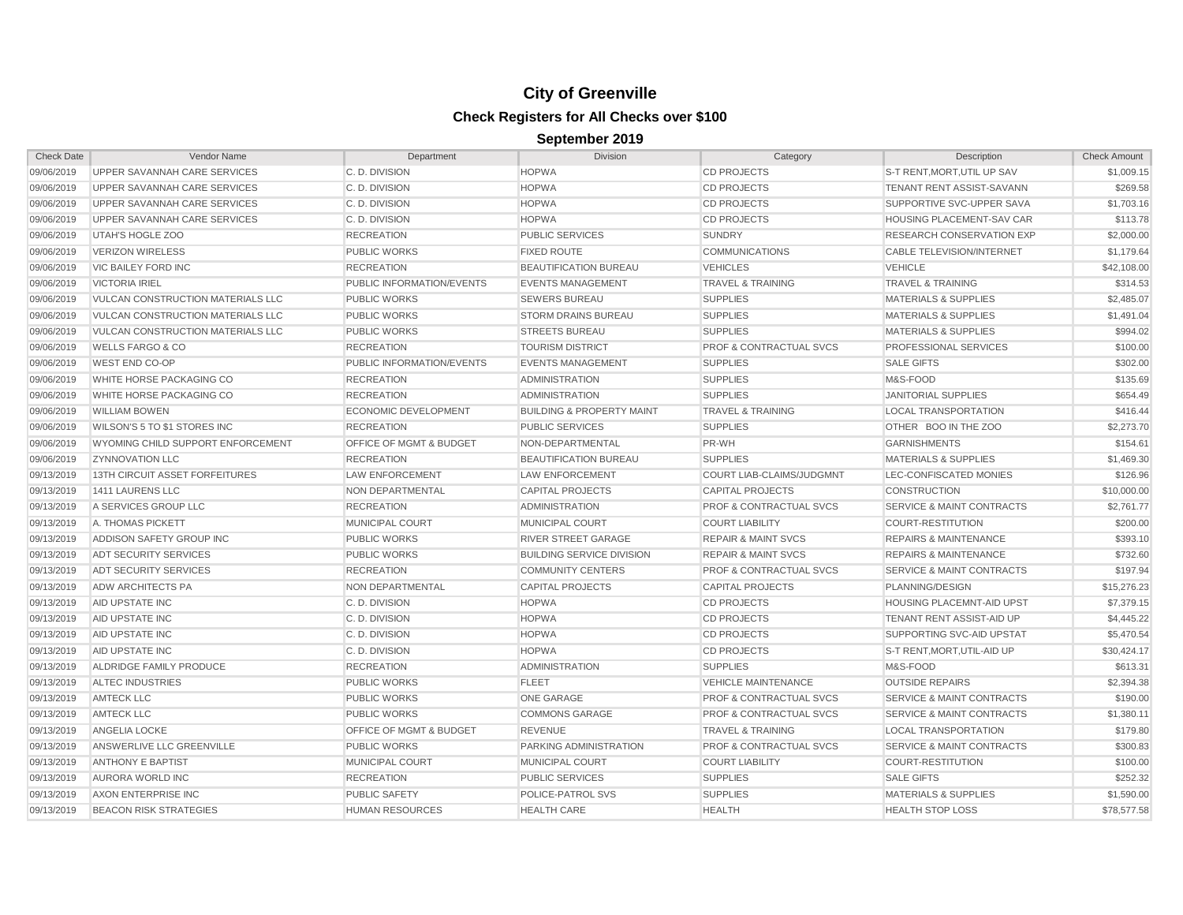# City of Greenville

## Check Registers for All Checks over $100

### September 2019

| Check Date | Vendor Name | Department | Division | Category | Description | Check Amount |
|---|---|---|---|---|---|---|
| 09/06/2019 | UPPER SAVANNAH CARE SERVICES | C. D. DIVISION | HOPWA | CD PROJECTS | S-T RENT,MORT,UTIL UP SAV | $1,009.15 |
| 09/06/2019 | UPPER SAVANNAH CARE SERVICES | C. D. DIVISION | HOPWA | CD PROJECTS | TENANT RENT ASSIST-SAVANN | $269.58 |
| 09/06/2019 | UPPER SAVANNAH CARE SERVICES | C. D. DIVISION | HOPWA | CD PROJECTS | SUPPORTIVE SVC-UPPER SAVA | $1,703.16 |
| 09/06/2019 | UPPER SAVANNAH CARE SERVICES | C. D. DIVISION | HOPWA | CD PROJECTS | HOUSING PLACEMENT-SAV CAR | $113.78 |
| 09/06/2019 | UTAH'S HOGLE ZOO | RECREATION | PUBLIC SERVICES | SUNDRY | RESEARCH CONSERVATION EXP | $2,000.00 |
| 09/06/2019 | VERIZON WIRELESS | PUBLIC WORKS | FIXED ROUTE | COMMUNICATIONS | CABLE TELEVISION/INTERNET | $1,179.64 |
| 09/06/2019 | VIC BAILEY FORD INC | RECREATION | BEAUTIFICATION BUREAU | VEHICLES | VEHICLE | $42,108.00 |
| 09/06/2019 | VICTORIA IRIEL | PUBLIC INFORMATION/EVENTS | EVENTS MANAGEMENT | TRAVEL & TRAINING | TRAVEL & TRAINING | $314.53 |
| 09/06/2019 | VULCAN CONSTRUCTION MATERIALS LLC | PUBLIC WORKS | SEWERS BUREAU | SUPPLIES | MATERIALS & SUPPLIES | $2,485.07 |
| 09/06/2019 | VULCAN CONSTRUCTION MATERIALS LLC | PUBLIC WORKS | STORM DRAINS BUREAU | SUPPLIES | MATERIALS & SUPPLIES | $1,491.04 |
| 09/06/2019 | VULCAN CONSTRUCTION MATERIALS LLC | PUBLIC WORKS | STREETS BUREAU | SUPPLIES | MATERIALS & SUPPLIES | $994.02 |
| 09/06/2019 | WELLS FARGO & CO | RECREATION | TOURISM DISTRICT | PROF & CONTRACTUAL SVCS | PROFESSIONAL SERVICES | $100.00 |
| 09/06/2019 | WEST END CO-OP | PUBLIC INFORMATION/EVENTS | EVENTS MANAGEMENT | SUPPLIES | SALE GIFTS | $302.00 |
| 09/06/2019 | WHITE HORSE PACKAGING CO | RECREATION | ADMINISTRATION | SUPPLIES | M&S-FOOD | $135.69 |
| 09/06/2019 | WHITE HORSE PACKAGING CO | RECREATION | ADMINISTRATION | SUPPLIES | JANITORIAL SUPPLIES | $654.49 |
| 09/06/2019 | WILLIAM BOWEN | ECONOMIC DEVELOPMENT | BUILDING & PROPERTY MAINT | TRAVEL & TRAINING | LOCAL TRANSPORTATION | $416.44 |
| 09/06/2019 | WILSON'S 5 TO $1 STORES INC | RECREATION | PUBLIC SERVICES | SUPPLIES | OTHER BOO IN THE ZOO | $2,273.70 |
| 09/06/2019 | WYOMING CHILD SUPPORT ENFORCEMENT | OFFICE OF MGMT & BUDGET | NON-DEPARTMENTAL | PR-WH | GARNISHMENTS | $154.61 |
| 09/06/2019 | ZYNNOVATION LLC | RECREATION | BEAUTIFICATION BUREAU | SUPPLIES | MATERIALS & SUPPLIES | $1,469.30 |
| 09/13/2019 | 13TH CIRCUIT ASSET FORFEITURES | LAW ENFORCEMENT | LAW ENFORCEMENT | COURT LIAB-CLAIMS/JUDGMNT | LEC-CONFISCATED MONIES | $126.96 |
| 09/13/2019 | 1411 LAURENS LLC | NON DEPARTMENTAL | CAPITAL PROJECTS | CAPITAL PROJECTS | CONSTRUCTION | $10,000.00 |
| 09/13/2019 | A SERVICES GROUP LLC | RECREATION | ADMINISTRATION | PROF & CONTRACTUAL SVCS | SERVICE & MAINT CONTRACTS | $2,761.77 |
| 09/13/2019 | A. THOMAS PICKETT | MUNICIPAL COURT | MUNICIPAL COURT | COURT LIABILITY | COURT-RESTITUTION | $200.00 |
| 09/13/2019 | ADDISON SAFETY GROUP INC | PUBLIC WORKS | RIVER STREET GARAGE | REPAIR & MAINT SVCS | REPAIRS & MAINTENANCE | $393.10 |
| 09/13/2019 | ADT SECURITY SERVICES | PUBLIC WORKS | BUILDING SERVICE DIVISION | REPAIR & MAINT SVCS | REPAIRS & MAINTENANCE | $732.60 |
| 09/13/2019 | ADT SECURITY SERVICES | RECREATION | COMMUNITY CENTERS | PROF & CONTRACTUAL SVCS | SERVICE & MAINT CONTRACTS | $197.94 |
| 09/13/2019 | ADW ARCHITECTS PA | NON DEPARTMENTAL | CAPITAL PROJECTS | CAPITAL PROJECTS | PLANNING/DESIGN | $15,276.23 |
| 09/13/2019 | AID UPSTATE INC | C. D. DIVISION | HOPWA | CD PROJECTS | HOUSING PLACEMNT-AID UPST | $7,379.15 |
| 09/13/2019 | AID UPSTATE INC | C. D. DIVISION | HOPWA | CD PROJECTS | TENANT RENT ASSIST-AID UP | $4,445.22 |
| 09/13/2019 | AID UPSTATE INC | C. D. DIVISION | HOPWA | CD PROJECTS | SUPPORTING SVC-AID UPSTAT | $5,470.54 |
| 09/13/2019 | AID UPSTATE INC | C. D. DIVISION | HOPWA | CD PROJECTS | S-T RENT,MORT,UTIL-AID UP | $30,424.17 |
| 09/13/2019 | ALDRIDGE FAMILY PRODUCE | RECREATION | ADMINISTRATION | SUPPLIES | M&S-FOOD | $613.31 |
| 09/13/2019 | ALTEC INDUSTRIES | PUBLIC WORKS | FLEET | VEHICLE MAINTENANCE | OUTSIDE REPAIRS | $2,394.38 |
| 09/13/2019 | AMTECK LLC | PUBLIC WORKS | ONE GARAGE | PROF & CONTRACTUAL SVCS | SERVICE & MAINT CONTRACTS | $190.00 |
| 09/13/2019 | AMTECK LLC | PUBLIC WORKS | COMMONS GARAGE | PROF & CONTRACTUAL SVCS | SERVICE & MAINT CONTRACTS | $1,380.11 |
| 09/13/2019 | ANGELIA LOCKE | OFFICE OF MGMT & BUDGET | REVENUE | TRAVEL & TRAINING | LOCAL TRANSPORTATION | $179.80 |
| 09/13/2019 | ANSWERLIVE LLC GREENVILLE | PUBLIC WORKS | PARKING ADMINISTRATION | PROF & CONTRACTUAL SVCS | SERVICE & MAINT CONTRACTS | $300.83 |
| 09/13/2019 | ANTHONY E BAPTIST | MUNICIPAL COURT | MUNICIPAL COURT | COURT LIABILITY | COURT-RESTITUTION | $100.00 |
| 09/13/2019 | AURORA WORLD INC | RECREATION | PUBLIC SERVICES | SUPPLIES | SALE GIFTS | $252.32 |
| 09/13/2019 | AXON ENTERPRISE INC | PUBLIC SAFETY | POLICE-PATROL SVS | SUPPLIES | MATERIALS & SUPPLIES | $1,590.00 |
| 09/13/2019 | BEACON RISK STRATEGIES | HUMAN RESOURCES | HEALTH CARE | HEALTH | HEALTH STOP LOSS | $78,577.58 |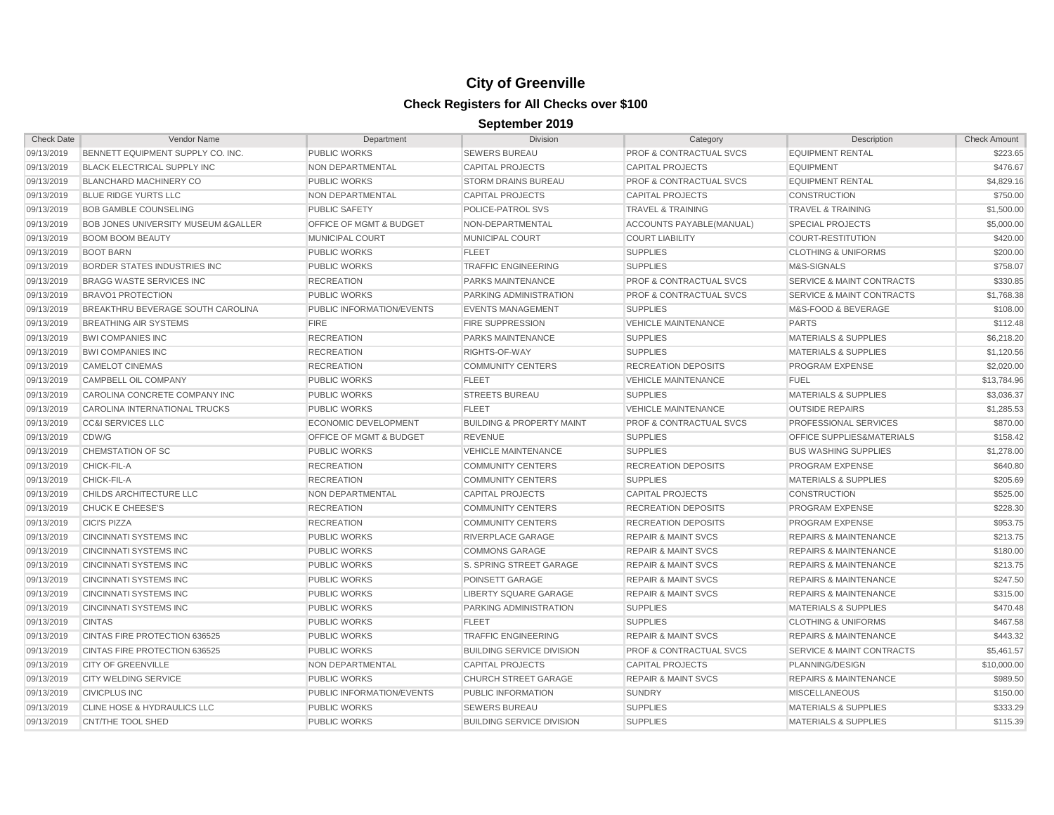# City of Greenville

## Check Registers for All Checks over $100

### September 2019

| Check Date | Vendor Name | Department | Division | Category | Description | Check Amount |
|---|---|---|---|---|---|---|
| 09/13/2019 | BENNETT EQUIPMENT SUPPLY CO. INC. | PUBLIC WORKS | SEWERS BUREAU | PROF & CONTRACTUAL SVCS | EQUIPMENT RENTAL | $223.65 |
| 09/13/2019 | BLACK ELECTRICAL SUPPLY INC | NON DEPARTMENTAL | CAPITAL PROJECTS | CAPITAL PROJECTS | EQUIPMENT | $476.67 |
| 09/13/2019 | BLANCHARD MACHINERY CO | PUBLIC WORKS | STORM DRAINS BUREAU | PROF & CONTRACTUAL SVCS | EQUIPMENT RENTAL | $4,829.16 |
| 09/13/2019 | BLUE RIDGE YURTS LLC | NON DEPARTMENTAL | CAPITAL PROJECTS | CAPITAL PROJECTS | CONSTRUCTION | $750.00 |
| 09/13/2019 | BOB GAMBLE COUNSELING | PUBLIC SAFETY | POLICE-PATROL SVS | TRAVEL & TRAINING | TRAVEL & TRAINING | $1,500.00 |
| 09/13/2019 | BOB JONES UNIVERSITY MUSEUM &GALLER | OFFICE OF MGMT & BUDGET | NON-DEPARTMENTAL | ACCOUNTS PAYABLE(MANUAL) | SPECIAL PROJECTS | $5,000.00 |
| 09/13/2019 | BOOM BOOM BEAUTY | MUNICIPAL COURT | MUNICIPAL COURT | COURT LIABILITY | COURT-RESTITUTION | $420.00 |
| 09/13/2019 | BOOT BARN | PUBLIC WORKS | FLEET | SUPPLIES | CLOTHING & UNIFORMS | $200.00 |
| 09/13/2019 | BORDER STATES INDUSTRIES INC | PUBLIC WORKS | TRAFFIC ENGINEERING | SUPPLIES | M&S-SIGNALS | $758.07 |
| 09/13/2019 | BRAGG WASTE SERVICES INC | RECREATION | PARKS MAINTENANCE | PROF & CONTRACTUAL SVCS | SERVICE & MAINT CONTRACTS | $330.85 |
| 09/13/2019 | BRAVO1 PROTECTION | PUBLIC WORKS | PARKING ADMINISTRATION | PROF & CONTRACTUAL SVCS | SERVICE & MAINT CONTRACTS | $1,768.38 |
| 09/13/2019 | BREAKTHRU BEVERAGE SOUTH CAROLINA | PUBLIC INFORMATION/EVENTS | EVENTS MANAGEMENT | SUPPLIES | M&S-FOOD & BEVERAGE | $108.00 |
| 09/13/2019 | BREATHING AIR SYSTEMS | FIRE | FIRE SUPPRESSION | VEHICLE MAINTENANCE | PARTS | $112.48 |
| 09/13/2019 | BWI COMPANIES INC | RECREATION | PARKS MAINTENANCE | SUPPLIES | MATERIALS & SUPPLIES | $6,218.20 |
| 09/13/2019 | BWI COMPANIES INC | RECREATION | RIGHTS-OF-WAY | SUPPLIES | MATERIALS & SUPPLIES | $1,120.56 |
| 09/13/2019 | CAMELOT CINEMAS | RECREATION | COMMUNITY CENTERS | RECREATION DEPOSITS | PROGRAM EXPENSE | $2,020.00 |
| 09/13/2019 | CAMPBELL OIL COMPANY | PUBLIC WORKS | FLEET | VEHICLE MAINTENANCE | FUEL | $13,784.96 |
| 09/13/2019 | CAROLINA CONCRETE COMPANY INC | PUBLIC WORKS | STREETS BUREAU | SUPPLIES | MATERIALS & SUPPLIES | $3,036.37 |
| 09/13/2019 | CAROLINA INTERNATIONAL TRUCKS | PUBLIC WORKS | FLEET | VEHICLE MAINTENANCE | OUTSIDE REPAIRS | $1,285.53 |
| 09/13/2019 | CC&I SERVICES LLC | ECONOMIC DEVELOPMENT | BUILDING & PROPERTY MAINT | PROF & CONTRACTUAL SVCS | PROFESSIONAL SERVICES | $870.00 |
| 09/13/2019 | CDW/G | OFFICE OF MGMT & BUDGET | REVENUE | SUPPLIES | OFFICE SUPPLIES&MATERIALS | $158.42 |
| 09/13/2019 | CHEMSTATION OF SC | PUBLIC WORKS | VEHICLE MAINTENANCE | SUPPLIES | BUS WASHING SUPPLIES | $1,278.00 |
| 09/13/2019 | CHICK-FIL-A | RECREATION | COMMUNITY CENTERS | RECREATION DEPOSITS | PROGRAM EXPENSE | $640.80 |
| 09/13/2019 | CHICK-FIL-A | RECREATION | COMMUNITY CENTERS | SUPPLIES | MATERIALS & SUPPLIES | $205.69 |
| 09/13/2019 | CHILDS ARCHITECTURE LLC | NON DEPARTMENTAL | CAPITAL PROJECTS | CAPITAL PROJECTS | CONSTRUCTION | $525.00 |
| 09/13/2019 | CHUCK E CHEESE'S | RECREATION | COMMUNITY CENTERS | RECREATION DEPOSITS | PROGRAM EXPENSE | $228.30 |
| 09/13/2019 | CICI'S PIZZA | RECREATION | COMMUNITY CENTERS | RECREATION DEPOSITS | PROGRAM EXPENSE | $953.75 |
| 09/13/2019 | CINCINNATI SYSTEMS INC | PUBLIC WORKS | RIVERPLACE GARAGE | REPAIR & MAINT SVCS | REPAIRS & MAINTENANCE | $213.75 |
| 09/13/2019 | CINCINNATI SYSTEMS INC | PUBLIC WORKS | COMMONS GARAGE | REPAIR & MAINT SVCS | REPAIRS & MAINTENANCE | $180.00 |
| 09/13/2019 | CINCINNATI SYSTEMS INC | PUBLIC WORKS | S. SPRING STREET GARAGE | REPAIR & MAINT SVCS | REPAIRS & MAINTENANCE | $213.75 |
| 09/13/2019 | CINCINNATI SYSTEMS INC | PUBLIC WORKS | POINSETT GARAGE | REPAIR & MAINT SVCS | REPAIRS & MAINTENANCE | $247.50 |
| 09/13/2019 | CINCINNATI SYSTEMS INC | PUBLIC WORKS | LIBERTY SQUARE GARAGE | REPAIR & MAINT SVCS | REPAIRS & MAINTENANCE | $315.00 |
| 09/13/2019 | CINCINNATI SYSTEMS INC | PUBLIC WORKS | PARKING ADMINISTRATION | SUPPLIES | MATERIALS & SUPPLIES | $470.48 |
| 09/13/2019 | CINTAS | PUBLIC WORKS | FLEET | SUPPLIES | CLOTHING & UNIFORMS | $467.58 |
| 09/13/2019 | CINTAS FIRE PROTECTION 636525 | PUBLIC WORKS | TRAFFIC ENGINEERING | REPAIR & MAINT SVCS | REPAIRS & MAINTENANCE | $443.32 |
| 09/13/2019 | CINTAS FIRE PROTECTION 636525 | PUBLIC WORKS | BUILDING SERVICE DIVISION | PROF & CONTRACTUAL SVCS | SERVICE & MAINT CONTRACTS | $5,461.57 |
| 09/13/2019 | CITY OF GREENVILLE | NON DEPARTMENTAL | CAPITAL PROJECTS | CAPITAL PROJECTS | PLANNING/DESIGN | $10,000.00 |
| 09/13/2019 | CITY WELDING SERVICE | PUBLIC WORKS | CHURCH STREET GARAGE | REPAIR & MAINT SVCS | REPAIRS & MAINTENANCE | $989.50 |
| 09/13/2019 | CIVICPLUS INC | PUBLIC INFORMATION/EVENTS | PUBLIC INFORMATION | SUNDRY | MISCELLANEOUS | $150.00 |
| 09/13/2019 | CLINE HOSE & HYDRAULICS LLC | PUBLIC WORKS | SEWERS BUREAU | SUPPLIES | MATERIALS & SUPPLIES | $333.29 |
| 09/13/2019 | CNT/THE TOOL SHED | PUBLIC WORKS | BUILDING SERVICE DIVISION | SUPPLIES | MATERIALS & SUPPLIES | $115.39 |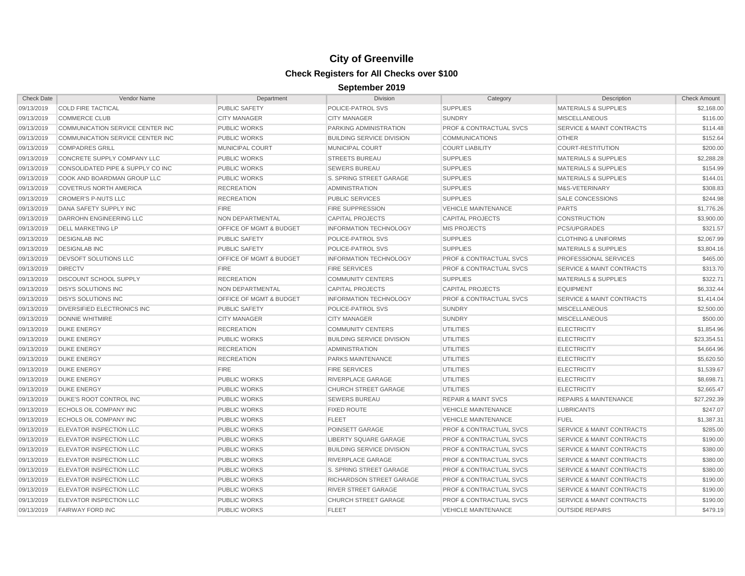# City of Greenville

## Check Registers for All Checks over $100

### September 2019

| Check Date | Vendor Name | Department | Division | Category | Description | Check Amount |
|---|---|---|---|---|---|---|
| 09/13/2019 | COLD FIRE TACTICAL | PUBLIC SAFETY | POLICE-PATROL SVS | SUPPLIES | MATERIALS & SUPPLIES | $2,168.00 |
| 09/13/2019 | COMMERCE CLUB | CITY MANAGER | CITY MANAGER | SUNDRY | MISCELLANEOUS | $116.00 |
| 09/13/2019 | COMMUNICATION SERVICE CENTER INC | PUBLIC WORKS | PARKING ADMINISTRATION | PROF & CONTRACTUAL SVCS | SERVICE & MAINT CONTRACTS | $114.48 |
| 09/13/2019 | COMMUNICATION SERVICE CENTER INC | PUBLIC WORKS | BUILDING SERVICE DIVISION | COMMUNICATIONS | OTHER | $152.64 |
| 09/13/2019 | COMPADRES GRILL | MUNICIPAL COURT | MUNICIPAL COURT | COURT LIABILITY | COURT-RESTITUTION | $200.00 |
| 09/13/2019 | CONCRETE SUPPLY COMPANY LLC | PUBLIC WORKS | STREETS BUREAU | SUPPLIES | MATERIALS & SUPPLIES | $2,288.28 |
| 09/13/2019 | CONSOLIDATED PIPE & SUPPLY CO INC | PUBLIC WORKS | SEWERS BUREAU | SUPPLIES | MATERIALS & SUPPLIES | $154.99 |
| 09/13/2019 | COOK AND BOARDMAN GROUP LLC | PUBLIC WORKS | S. SPRING STREET GARAGE | SUPPLIES | MATERIALS & SUPPLIES | $144.01 |
| 09/13/2019 | COVETRUS NORTH AMERICA | RECREATION | ADMINISTRATION | SUPPLIES | M&S-VETERINARY | $308.83 |
| 09/13/2019 | CROMER'S P-NUTS LLC | RECREATION | PUBLIC SERVICES | SUPPLIES | SALE CONCESSIONS | $244.98 |
| 09/13/2019 | DANA SAFETY SUPPLY INC | FIRE | FIRE SUPPRESSION | VEHICLE MAINTENANCE | PARTS | $1,776.26 |
| 09/13/2019 | DARROHN ENGINEERING LLC | NON DEPARTMENTAL | CAPITAL PROJECTS | CAPITAL PROJECTS | CONSTRUCTION | $3,900.00 |
| 09/13/2019 | DELL MARKETING LP | OFFICE OF MGMT & BUDGET | INFORMATION TECHNOLOGY | MIS PROJECTS | PCS/UPGRADES | $321.57 |
| 09/13/2019 | DESIGNLAB INC | PUBLIC SAFETY | POLICE-PATROL SVS | SUPPLIES | CLOTHING & UNIFORMS | $2,067.99 |
| 09/13/2019 | DESIGNLAB INC | PUBLIC SAFETY | POLICE-PATROL SVS | SUPPLIES | MATERIALS & SUPPLIES | $3,804.16 |
| 09/13/2019 | DEVSOFT SOLUTIONS LLC | OFFICE OF MGMT & BUDGET | INFORMATION TECHNOLOGY | PROF & CONTRACTUAL SVCS | PROFESSIONAL SERVICES | $465.00 |
| 09/13/2019 | DIRECTV | FIRE | FIRE SERVICES | PROF & CONTRACTUAL SVCS | SERVICE & MAINT CONTRACTS | $313.70 |
| 09/13/2019 | DISCOUNT SCHOOL SUPPLY | RECREATION | COMMUNITY CENTERS | SUPPLIES | MATERIALS & SUPPLIES | $322.71 |
| 09/13/2019 | DISYS SOLUTIONS INC | NON DEPARTMENTAL | CAPITAL PROJECTS | CAPITAL PROJECTS | EQUIPMENT | $6,332.44 |
| 09/13/2019 | DISYS SOLUTIONS INC | OFFICE OF MGMT & BUDGET | INFORMATION TECHNOLOGY | PROF & CONTRACTUAL SVCS | SERVICE & MAINT CONTRACTS | $1,414.04 |
| 09/13/2019 | DIVERSIFIED ELECTRONICS INC | PUBLIC SAFETY | POLICE-PATROL SVS | SUNDRY | MISCELLANEOUS | $2,500.00 |
| 09/13/2019 | DONNIE WHITMIRE | CITY MANAGER | CITY MANAGER | SUNDRY | MISCELLANEOUS | $500.00 |
| 09/13/2019 | DUKE ENERGY | RECREATION | COMMUNITY CENTERS | UTILITIES | ELECTRICITY | $1,854.96 |
| 09/13/2019 | DUKE ENERGY | PUBLIC WORKS | BUILDING SERVICE DIVISION | UTILITIES | ELECTRICITY | $23,354.51 |
| 09/13/2019 | DUKE ENERGY | RECREATION | ADMINISTRATION | UTILITIES | ELECTRICITY | $4,664.96 |
| 09/13/2019 | DUKE ENERGY | RECREATION | PARKS MAINTENANCE | UTILITIES | ELECTRICITY | $5,620.50 |
| 09/13/2019 | DUKE ENERGY | FIRE | FIRE SERVICES | UTILITIES | ELECTRICITY | $1,539.67 |
| 09/13/2019 | DUKE ENERGY | PUBLIC WORKS | RIVERPLACE GARAGE | UTILITIES | ELECTRICITY | $8,698.71 |
| 09/13/2019 | DUKE ENERGY | PUBLIC WORKS | CHURCH STREET GARAGE | UTILITIES | ELECTRICITY | $2,665.47 |
| 09/13/2019 | DUKE'S ROOT CONTROL INC | PUBLIC WORKS | SEWERS BUREAU | REPAIR & MAINT SVCS | REPAIRS & MAINTENANCE | $27,292.39 |
| 09/13/2019 | ECHOLS OIL COMPANY INC | PUBLIC WORKS | FIXED ROUTE | VEHICLE MAINTENANCE | LUBRICANTS | $247.07 |
| 09/13/2019 | ECHOLS OIL COMPANY INC | PUBLIC WORKS | FLEET | VEHICLE MAINTENANCE | FUEL | $1,387.31 |
| 09/13/2019 | ELEVATOR INSPECTION LLC | PUBLIC WORKS | POINSETT GARAGE | PROF & CONTRACTUAL SVCS | SERVICE & MAINT CONTRACTS | $285.00 |
| 09/13/2019 | ELEVATOR INSPECTION LLC | PUBLIC WORKS | LIBERTY SQUARE GARAGE | PROF & CONTRACTUAL SVCS | SERVICE & MAINT CONTRACTS | $190.00 |
| 09/13/2019 | ELEVATOR INSPECTION LLC | PUBLIC WORKS | BUILDING SERVICE DIVISION | PROF & CONTRACTUAL SVCS | SERVICE & MAINT CONTRACTS | $380.00 |
| 09/13/2019 | ELEVATOR INSPECTION LLC | PUBLIC WORKS | RIVERPLACE GARAGE | PROF & CONTRACTUAL SVCS | SERVICE & MAINT CONTRACTS | $380.00 |
| 09/13/2019 | ELEVATOR INSPECTION LLC | PUBLIC WORKS | S. SPRING STREET GARAGE | PROF & CONTRACTUAL SVCS | SERVICE & MAINT CONTRACTS | $380.00 |
| 09/13/2019 | ELEVATOR INSPECTION LLC | PUBLIC WORKS | RICHARDSON STREET GARAGE | PROF & CONTRACTUAL SVCS | SERVICE & MAINT CONTRACTS | $190.00 |
| 09/13/2019 | ELEVATOR INSPECTION LLC | PUBLIC WORKS | RIVER STREET GARAGE | PROF & CONTRACTUAL SVCS | SERVICE & MAINT CONTRACTS | $190.00 |
| 09/13/2019 | ELEVATOR INSPECTION LLC | PUBLIC WORKS | CHURCH STREET GARAGE | PROF & CONTRACTUAL SVCS | SERVICE & MAINT CONTRACTS | $190.00 |
| 09/13/2019 | FAIRWAY FORD INC | PUBLIC WORKS | FLEET | VEHICLE MAINTENANCE | OUTSIDE REPAIRS | $479.19 |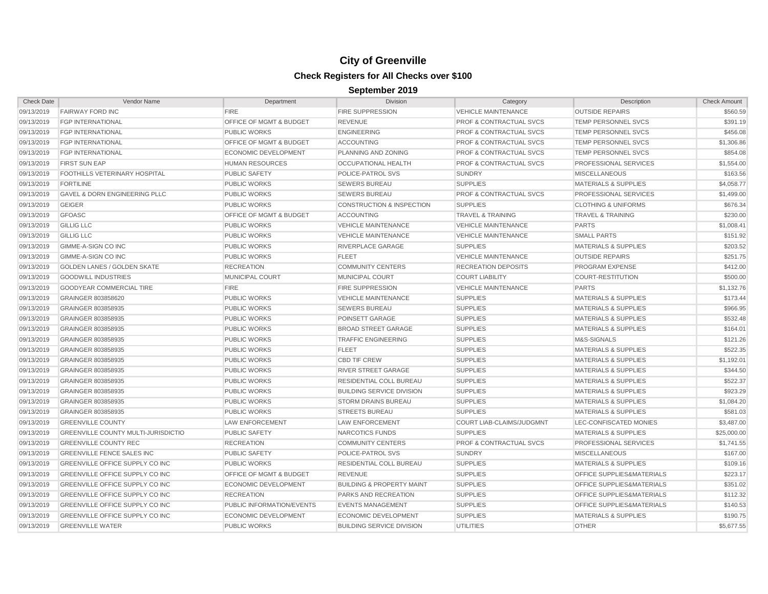# City of Greenville

## Check Registers for All Checks over $100

### September 2019

| Check Date | Vendor Name | Department | Division | Category | Description | Check Amount |
|---|---|---|---|---|---|---|
| 09/13/2019 | FAIRWAY FORD INC | FIRE | FIRE SUPPRESSION | VEHICLE MAINTENANCE | OUTSIDE REPAIRS | $560.59 |
| 09/13/2019 | FGP INTERNATIONAL | OFFICE OF MGMT & BUDGET | REVENUE | PROF & CONTRACTUAL SVCS | TEMP PERSONNEL SVCS | $391.19 |
| 09/13/2019 | FGP INTERNATIONAL | PUBLIC WORKS | ENGINEERING | PROF & CONTRACTUAL SVCS | TEMP PERSONNEL SVCS | $456.08 |
| 09/13/2019 | FGP INTERNATIONAL | OFFICE OF MGMT & BUDGET | ACCOUNTING | PROF & CONTRACTUAL SVCS | TEMP PERSONNEL SVCS | $1,306.86 |
| 09/13/2019 | FGP INTERNATIONAL | ECONOMIC DEVELOPMENT | PLANNING AND ZONING | PROF & CONTRACTUAL SVCS | TEMP PERSONNEL SVCS | $854.08 |
| 09/13/2019 | FIRST SUN EAP | HUMAN RESOURCES | OCCUPATIONAL HEALTH | PROF & CONTRACTUAL SVCS | PROFESSIONAL SERVICES | $1,554.00 |
| 09/13/2019 | FOOTHILLS VETERINARY HOSPITAL | PUBLIC SAFETY | POLICE-PATROL SVS | SUNDRY | MISCELLANEOUS | $163.56 |
| 09/13/2019 | FORTILINE | PUBLIC WORKS | SEWERS BUREAU | SUPPLIES | MATERIALS & SUPPLIES | $4,058.77 |
| 09/13/2019 | GAVEL & DORN ENGINEERING PLLC | PUBLIC WORKS | SEWERS BUREAU | PROF & CONTRACTUAL SVCS | PROFESSIONAL SERVICES | $1,499.00 |
| 09/13/2019 | GEIGER | PUBLIC WORKS | CONSTRUCTION & INSPECTION | SUPPLIES | CLOTHING & UNIFORMS | $676.34 |
| 09/13/2019 | GFOASC | OFFICE OF MGMT & BUDGET | ACCOUNTING | TRAVEL & TRAINING | TRAVEL & TRAINING | $230.00 |
| 09/13/2019 | GILLIG LLC | PUBLIC WORKS | VEHICLE MAINTENANCE | VEHICLE MAINTENANCE | PARTS | $1,008.41 |
| 09/13/2019 | GILLIG LLC | PUBLIC WORKS | VEHICLE MAINTENANCE | VEHICLE MAINTENANCE | SMALL PARTS | $151.92 |
| 09/13/2019 | GIMME-A-SIGN CO INC | PUBLIC WORKS | RIVERPLACE GARAGE | SUPPLIES | MATERIALS & SUPPLIES | $203.52 |
| 09/13/2019 | GIMME-A-SIGN CO INC | PUBLIC WORKS | FLEET | VEHICLE MAINTENANCE | OUTSIDE REPAIRS | $251.75 |
| 09/13/2019 | GOLDEN LANES / GOLDEN SKATE | RECREATION | COMMUNITY CENTERS | RECREATION DEPOSITS | PROGRAM EXPENSE | $412.00 |
| 09/13/2019 | GOODWILL INDUSTRIES | MUNICIPAL COURT | MUNICIPAL COURT | COURT LIABILITY | COURT-RESTITUTION | $500.00 |
| 09/13/2019 | GOODYEAR COMMERCIAL TIRE | FIRE | FIRE SUPPRESSION | VEHICLE MAINTENANCE | PARTS | $1,132.76 |
| 09/13/2019 | GRAINGER 803858620 | PUBLIC WORKS | VEHICLE MAINTENANCE | SUPPLIES | MATERIALS & SUPPLIES | $173.44 |
| 09/13/2019 | GRAINGER 803858935 | PUBLIC WORKS | SEWERS BUREAU | SUPPLIES | MATERIALS & SUPPLIES | $966.95 |
| 09/13/2019 | GRAINGER 803858935 | PUBLIC WORKS | POINSETT GARAGE | SUPPLIES | MATERIALS & SUPPLIES | $532.48 |
| 09/13/2019 | GRAINGER 803858935 | PUBLIC WORKS | BROAD STREET GARAGE | SUPPLIES | MATERIALS & SUPPLIES | $164.01 |
| 09/13/2019 | GRAINGER 803858935 | PUBLIC WORKS | TRAFFIC ENGINEERING | SUPPLIES | M&S-SIGNALS | $121.26 |
| 09/13/2019 | GRAINGER 803858935 | PUBLIC WORKS | FLEET | SUPPLIES | MATERIALS & SUPPLIES | $522.35 |
| 09/13/2019 | GRAINGER 803858935 | PUBLIC WORKS | CBD TIF CREW | SUPPLIES | MATERIALS & SUPPLIES | $1,192.01 |
| 09/13/2019 | GRAINGER 803858935 | PUBLIC WORKS | RIVER STREET GARAGE | SUPPLIES | MATERIALS & SUPPLIES | $344.50 |
| 09/13/2019 | GRAINGER 803858935 | PUBLIC WORKS | RESIDENTIAL COLL BUREAU | SUPPLIES | MATERIALS & SUPPLIES | $522.37 |
| 09/13/2019 | GRAINGER 803858935 | PUBLIC WORKS | BUILDING SERVICE DIVISION | SUPPLIES | MATERIALS & SUPPLIES | $923.29 |
| 09/13/2019 | GRAINGER 803858935 | PUBLIC WORKS | STORM DRAINS BUREAU | SUPPLIES | MATERIALS & SUPPLIES | $1,084.20 |
| 09/13/2019 | GRAINGER 803858935 | PUBLIC WORKS | STREETS BUREAU | SUPPLIES | MATERIALS & SUPPLIES | $581.03 |
| 09/13/2019 | GREENVILLE COUNTY | LAW ENFORCEMENT | LAW ENFORCEMENT | COURT LIAB-CLAIMS/JUDGMNT | LEC-CONFISCATED MONIES | $3,487.00 |
| 09/13/2019 | GREENVILLE COUNTY MULTI-JURISDICTIO | PUBLIC SAFETY | NARCOTICS FUNDS | SUPPLIES | MATERIALS & SUPPLIES | $25,000.00 |
| 09/13/2019 | GREENVILLE COUNTY REC | RECREATION | COMMUNITY CENTERS | PROF & CONTRACTUAL SVCS | PROFESSIONAL SERVICES | $1,741.55 |
| 09/13/2019 | GREENVILLE FENCE SALES INC | PUBLIC SAFETY | POLICE-PATROL SVS | SUNDRY | MISCELLANEOUS | $167.00 |
| 09/13/2019 | GREENVILLE OFFICE SUPPLY CO INC | PUBLIC WORKS | RESIDENTIAL COLL BUREAU | SUPPLIES | MATERIALS & SUPPLIES | $109.16 |
| 09/13/2019 | GREENVILLE OFFICE SUPPLY CO INC | OFFICE OF MGMT & BUDGET | REVENUE | SUPPLIES | OFFICE SUPPLIES&MATERIALS | $223.17 |
| 09/13/2019 | GREENVILLE OFFICE SUPPLY CO INC | ECONOMIC DEVELOPMENT | BUILDING & PROPERTY MAINT | SUPPLIES | OFFICE SUPPLIES&MATERIALS | $351.02 |
| 09/13/2019 | GREENVILLE OFFICE SUPPLY CO INC | RECREATION | PARKS AND RECREATION | SUPPLIES | OFFICE SUPPLIES&MATERIALS | $112.32 |
| 09/13/2019 | GREENVILLE OFFICE SUPPLY CO INC | PUBLIC INFORMATION/EVENTS | EVENTS MANAGEMENT | SUPPLIES | OFFICE SUPPLIES&MATERIALS | $140.53 |
| 09/13/2019 | GREENVILLE OFFICE SUPPLY CO INC | ECONOMIC DEVELOPMENT | ECONOMIC DEVELOPMENT | SUPPLIES | MATERIALS & SUPPLIES | $190.75 |
| 09/13/2019 | GREENVILLE WATER | PUBLIC WORKS | BUILDING SERVICE DIVISION | UTILITIES | OTHER | $5,677.55 |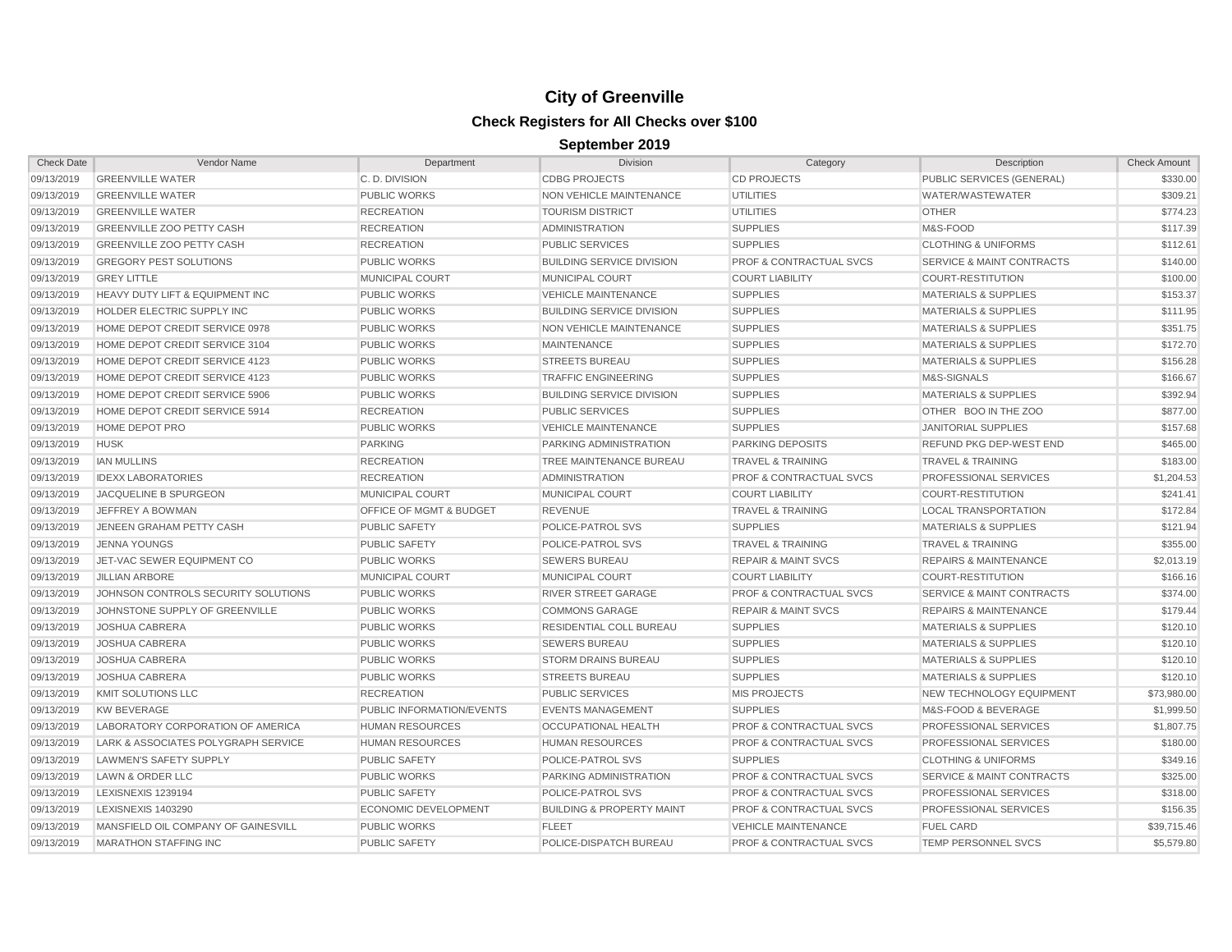# City of Greenville

## Check Registers for All Checks over $100

### September 2019

| Check Date | Vendor Name | Department | Division | Category | Description | Check Amount |
|---|---|---|---|---|---|---|
| 09/13/2019 | GREENVILLE WATER | C. D. DIVISION | CDBG PROJECTS | CD PROJECTS | PUBLIC SERVICES (GENERAL) | $330.00 |
| 09/13/2019 | GREENVILLE WATER | PUBLIC WORKS | NON VEHICLE MAINTENANCE | UTILITIES | WATER/WASTEWATER | $309.21 |
| 09/13/2019 | GREENVILLE WATER | RECREATION | TOURISM DISTRICT | UTILITIES | OTHER | $774.23 |
| 09/13/2019 | GREENVILLE ZOO PETTY CASH | RECREATION | ADMINISTRATION | SUPPLIES | M&S-FOOD | $117.39 |
| 09/13/2019 | GREENVILLE ZOO PETTY CASH | RECREATION | PUBLIC SERVICES | SUPPLIES | CLOTHING & UNIFORMS | $112.61 |
| 09/13/2019 | GREGORY PEST SOLUTIONS | PUBLIC WORKS | BUILDING SERVICE DIVISION | PROF & CONTRACTUAL SVCS | SERVICE & MAINT CONTRACTS | $140.00 |
| 09/13/2019 | GREY LITTLE | MUNICIPAL COURT | MUNICIPAL COURT | COURT LIABILITY | COURT-RESTITUTION | $100.00 |
| 09/13/2019 | HEAVY DUTY LIFT & EQUIPMENT INC | PUBLIC WORKS | VEHICLE MAINTENANCE | SUPPLIES | MATERIALS & SUPPLIES | $153.37 |
| 09/13/2019 | HOLDER ELECTRIC SUPPLY INC | PUBLIC WORKS | BUILDING SERVICE DIVISION | SUPPLIES | MATERIALS & SUPPLIES | $111.95 |
| 09/13/2019 | HOME DEPOT CREDIT SERVICE 0978 | PUBLIC WORKS | NON VEHICLE MAINTENANCE | SUPPLIES | MATERIALS & SUPPLIES | $351.75 |
| 09/13/2019 | HOME DEPOT CREDIT SERVICE 3104 | PUBLIC WORKS | MAINTENANCE | SUPPLIES | MATERIALS & SUPPLIES | $172.70 |
| 09/13/2019 | HOME DEPOT CREDIT SERVICE 4123 | PUBLIC WORKS | STREETS BUREAU | SUPPLIES | MATERIALS & SUPPLIES | $156.28 |
| 09/13/2019 | HOME DEPOT CREDIT SERVICE 4123 | PUBLIC WORKS | TRAFFIC ENGINEERING | SUPPLIES | M&S-SIGNALS | $166.67 |
| 09/13/2019 | HOME DEPOT CREDIT SERVICE 5906 | PUBLIC WORKS | BUILDING SERVICE DIVISION | SUPPLIES | MATERIALS & SUPPLIES | $392.94 |
| 09/13/2019 | HOME DEPOT CREDIT SERVICE 5914 | RECREATION | PUBLIC SERVICES | SUPPLIES | OTHER BOO IN THE ZOO | $877.00 |
| 09/13/2019 | HOME DEPOT PRO | PUBLIC WORKS | VEHICLE MAINTENANCE | SUPPLIES | JANITORIAL SUPPLIES | $157.68 |
| 09/13/2019 | HUSK | PARKING | PARKING ADMINISTRATION | PARKING DEPOSITS | REFUND PKG DEP-WEST END | $465.00 |
| 09/13/2019 | IAN MULLINS | RECREATION | TREE MAINTENANCE BUREAU | TRAVEL & TRAINING | TRAVEL & TRAINING | $183.00 |
| 09/13/2019 | IDEXX LABORATORIES | RECREATION | ADMINISTRATION | PROF & CONTRACTUAL SVCS | PROFESSIONAL SERVICES | $1,204.53 |
| 09/13/2019 | JACQUELINE B SPURGEON | MUNICIPAL COURT | MUNICIPAL COURT | COURT LIABILITY | COURT-RESTITUTION | $241.41 |
| 09/13/2019 | JEFFREY A BOWMAN | OFFICE OF MGMT & BUDGET | REVENUE | TRAVEL & TRAINING | LOCAL TRANSPORTATION | $172.84 |
| 09/13/2019 | JENEEN GRAHAM PETTY CASH | PUBLIC SAFETY | POLICE-PATROL SVS | SUPPLIES | MATERIALS & SUPPLIES | $121.94 |
| 09/13/2019 | JENNA YOUNGS | PUBLIC SAFETY | POLICE-PATROL SVS | TRAVEL & TRAINING | TRAVEL & TRAINING | $355.00 |
| 09/13/2019 | JET-VAC SEWER EQUIPMENT CO | PUBLIC WORKS | SEWERS BUREAU | REPAIR & MAINT SVCS | REPAIRS & MAINTENANCE | $2,013.19 |
| 09/13/2019 | JILLIAN ARBORE | MUNICIPAL COURT | MUNICIPAL COURT | COURT LIABILITY | COURT-RESTITUTION | $166.16 |
| 09/13/2019 | JOHNSON CONTROLS SECURITY SOLUTIONS | PUBLIC WORKS | RIVER STREET GARAGE | PROF & CONTRACTUAL SVCS | SERVICE & MAINT CONTRACTS | $374.00 |
| 09/13/2019 | JOHNSTONE SUPPLY OF GREENVILLE | PUBLIC WORKS | COMMONS GARAGE | REPAIR & MAINT SVCS | REPAIRS & MAINTENANCE | $179.44 |
| 09/13/2019 | JOSHUA CABRERA | PUBLIC WORKS | RESIDENTIAL COLL BUREAU | SUPPLIES | MATERIALS & SUPPLIES | $120.10 |
| 09/13/2019 | JOSHUA CABRERA | PUBLIC WORKS | SEWERS BUREAU | SUPPLIES | MATERIALS & SUPPLIES | $120.10 |
| 09/13/2019 | JOSHUA CABRERA | PUBLIC WORKS | STORM DRAINS BUREAU | SUPPLIES | MATERIALS & SUPPLIES | $120.10 |
| 09/13/2019 | JOSHUA CABRERA | PUBLIC WORKS | STREETS BUREAU | SUPPLIES | MATERIALS & SUPPLIES | $120.10 |
| 09/13/2019 | KMIT SOLUTIONS LLC | RECREATION | PUBLIC SERVICES | MIS PROJECTS | NEW TECHNOLOGY EQUIPMENT | $73,980.00 |
| 09/13/2019 | KW BEVERAGE | PUBLIC INFORMATION/EVENTS | EVENTS MANAGEMENT | SUPPLIES | M&S-FOOD & BEVERAGE | $1,999.50 |
| 09/13/2019 | LABORATORY CORPORATION OF AMERICA | HUMAN RESOURCES | OCCUPATIONAL HEALTH | PROF & CONTRACTUAL SVCS | PROFESSIONAL SERVICES | $1,807.75 |
| 09/13/2019 | LARK & ASSOCIATES POLYGRAPH SERVICE | HUMAN RESOURCES | HUMAN RESOURCES | PROF & CONTRACTUAL SVCS | PROFESSIONAL SERVICES | $180.00 |
| 09/13/2019 | LAWMEN'S SAFETY SUPPLY | PUBLIC SAFETY | POLICE-PATROL SVS | SUPPLIES | CLOTHING & UNIFORMS | $349.16 |
| 09/13/2019 | LAWN & ORDER LLC | PUBLIC WORKS | PARKING ADMINISTRATION | PROF & CONTRACTUAL SVCS | SERVICE & MAINT CONTRACTS | $325.00 |
| 09/13/2019 | LEXISNEXIS 1239194 | PUBLIC SAFETY | POLICE-PATROL SVS | PROF & CONTRACTUAL SVCS | PROFESSIONAL SERVICES | $318.00 |
| 09/13/2019 | LEXISNEXIS 1403290 | ECONOMIC DEVELOPMENT | BUILDING & PROPERTY MAINT | PROF & CONTRACTUAL SVCS | PROFESSIONAL SERVICES | $156.35 |
| 09/13/2019 | MANSFIELD OIL COMPANY OF GAINESVILL | PUBLIC WORKS | FLEET | VEHICLE MAINTENANCE | FUEL CARD | $39,715.46 |
| 09/13/2019 | MARATHON STAFFING INC | PUBLIC SAFETY | POLICE-DISPATCH BUREAU | PROF & CONTRACTUAL SVCS | TEMP PERSONNEL SVCS | $5,579.80 |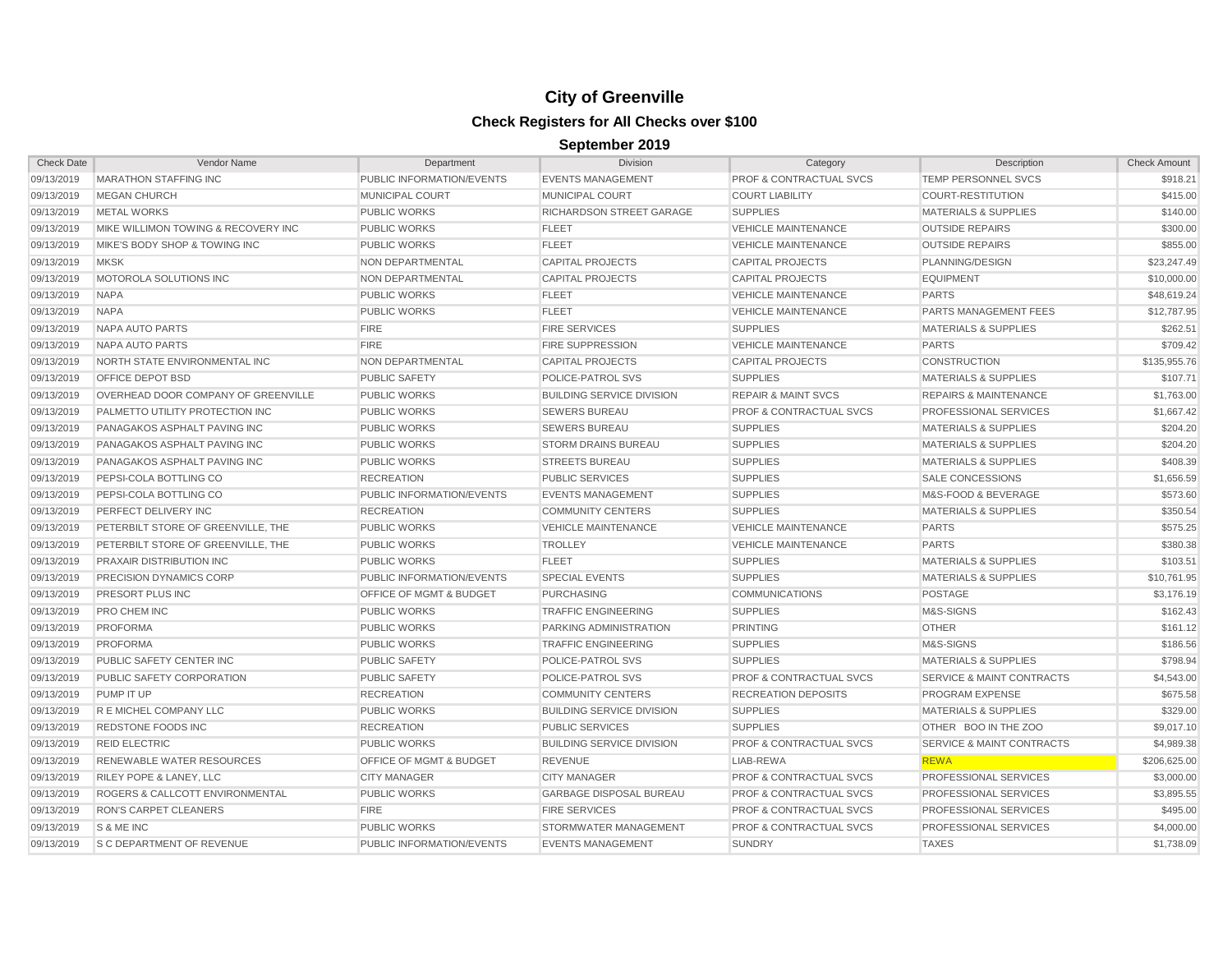# City of Greenville

## Check Registers for All Checks over $100

### September 2019

| Check Date | Vendor Name | Department | Division | Category | Description | Check Amount |
|---|---|---|---|---|---|---|
| 09/13/2019 | MARATHON STAFFING INC | PUBLIC INFORMATION/EVENTS | EVENTS MANAGEMENT | PROF & CONTRACTUAL SVCS | TEMP PERSONNEL SVCS | $918.21 |
| 09/13/2019 | MEGAN CHURCH | MUNICIPAL COURT | MUNICIPAL COURT | COURT LIABILITY | COURT-RESTITUTION | $415.00 |
| 09/13/2019 | METAL WORKS | PUBLIC WORKS | RICHARDSON STREET GARAGE | SUPPLIES | MATERIALS & SUPPLIES | $140.00 |
| 09/13/2019 | MIKE WILLIMON TOWING & RECOVERY INC | PUBLIC WORKS | FLEET | VEHICLE MAINTENANCE | OUTSIDE REPAIRS | $300.00 |
| 09/13/2019 | MIKE'S BODY SHOP & TOWING INC | PUBLIC WORKS | FLEET | VEHICLE MAINTENANCE | OUTSIDE REPAIRS | $855.00 |
| 09/13/2019 | MKSK | NON DEPARTMENTAL | CAPITAL PROJECTS | CAPITAL PROJECTS | PLANNING/DESIGN | $23,247.49 |
| 09/13/2019 | MOTOROLA SOLUTIONS INC | NON DEPARTMENTAL | CAPITAL PROJECTS | CAPITAL PROJECTS | EQUIPMENT | $10,000.00 |
| 09/13/2019 | NAPA | PUBLIC WORKS | FLEET | VEHICLE MAINTENANCE | PARTS | $48,619.24 |
| 09/13/2019 | NAPA | PUBLIC WORKS | FLEET | VEHICLE MAINTENANCE | PARTS MANAGEMENT FEES | $12,787.95 |
| 09/13/2019 | NAPA AUTO PARTS | FIRE | FIRE SERVICES | SUPPLIES | MATERIALS & SUPPLIES | $262.51 |
| 09/13/2019 | NAPA AUTO PARTS | FIRE | FIRE SUPPRESSION | VEHICLE MAINTENANCE | PARTS | $709.42 |
| 09/13/2019 | NORTH STATE ENVIRONMENTAL INC | NON DEPARTMENTAL | CAPITAL PROJECTS | CAPITAL PROJECTS | CONSTRUCTION | $135,955.76 |
| 09/13/2019 | OFFICE DEPOT BSD | PUBLIC SAFETY | POLICE-PATROL SVS | SUPPLIES | MATERIALS & SUPPLIES | $107.71 |
| 09/13/2019 | OVERHEAD DOOR COMPANY OF GREENVILLE | PUBLIC WORKS | BUILDING SERVICE DIVISION | REPAIR & MAINT SVCS | REPAIRS & MAINTENANCE | $1,763.00 |
| 09/13/2019 | PALMETTO UTILITY PROTECTION INC | PUBLIC WORKS | SEWERS BUREAU | PROF & CONTRACTUAL SVCS | PROFESSIONAL SERVICES | $1,667.42 |
| 09/13/2019 | PANAGAKOS ASPHALT PAVING INC | PUBLIC WORKS | SEWERS BUREAU | SUPPLIES | MATERIALS & SUPPLIES | $204.20 |
| 09/13/2019 | PANAGAKOS ASPHALT PAVING INC | PUBLIC WORKS | STORM DRAINS BUREAU | SUPPLIES | MATERIALS & SUPPLIES | $204.20 |
| 09/13/2019 | PANAGAKOS ASPHALT PAVING INC | PUBLIC WORKS | STREETS BUREAU | SUPPLIES | MATERIALS & SUPPLIES | $408.39 |
| 09/13/2019 | PEPSI-COLA BOTTLING CO | RECREATION | PUBLIC SERVICES | SUPPLIES | SALE CONCESSIONS | $1,656.59 |
| 09/13/2019 | PEPSI-COLA BOTTLING CO | PUBLIC INFORMATION/EVENTS | EVENTS MANAGEMENT | SUPPLIES | M&S-FOOD & BEVERAGE | $573.60 |
| 09/13/2019 | PERFECT DELIVERY INC | RECREATION | COMMUNITY CENTERS | SUPPLIES | MATERIALS & SUPPLIES | $350.54 |
| 09/13/2019 | PETERBILT STORE OF GREENVILLE, THE | PUBLIC WORKS | VEHICLE MAINTENANCE | VEHICLE MAINTENANCE | PARTS | $575.25 |
| 09/13/2019 | PETERBILT STORE OF GREENVILLE, THE | PUBLIC WORKS | TROLLEY | VEHICLE MAINTENANCE | PARTS | $380.38 |
| 09/13/2019 | PRAXAIR DISTRIBUTION INC | PUBLIC WORKS | FLEET | SUPPLIES | MATERIALS & SUPPLIES | $103.51 |
| 09/13/2019 | PRECISION DYNAMICS CORP | PUBLIC INFORMATION/EVENTS | SPECIAL EVENTS | SUPPLIES | MATERIALS & SUPPLIES | $10,761.95 |
| 09/13/2019 | PRESORT PLUS INC | OFFICE OF MGMT & BUDGET | PURCHASING | COMMUNICATIONS | POSTAGE | $3,176.19 |
| 09/13/2019 | PRO CHEM INC | PUBLIC WORKS | TRAFFIC ENGINEERING | SUPPLIES | M&S-SIGNS | $162.43 |
| 09/13/2019 | PROFORMA | PUBLIC WORKS | PARKING ADMINISTRATION | PRINTING | OTHER | $161.12 |
| 09/13/2019 | PROFORMA | PUBLIC WORKS | TRAFFIC ENGINEERING | SUPPLIES | M&S-SIGNS | $186.56 |
| 09/13/2019 | PUBLIC SAFETY CENTER INC | PUBLIC SAFETY | POLICE-PATROL SVS | SUPPLIES | MATERIALS & SUPPLIES | $798.94 |
| 09/13/2019 | PUBLIC SAFETY CORPORATION | PUBLIC SAFETY | POLICE-PATROL SVS | PROF & CONTRACTUAL SVCS | SERVICE & MAINT CONTRACTS | $4,543.00 |
| 09/13/2019 | PUMP IT UP | RECREATION | COMMUNITY CENTERS | RECREATION DEPOSITS | PROGRAM EXPENSE | $675.58 |
| 09/13/2019 | R E MICHEL COMPANY LLC | PUBLIC WORKS | BUILDING SERVICE DIVISION | SUPPLIES | MATERIALS & SUPPLIES | $329.00 |
| 09/13/2019 | REDSTONE FOODS INC | RECREATION | PUBLIC SERVICES | SUPPLIES | OTHER BOO IN THE ZOO | $9,017.10 |
| 09/13/2019 | REID ELECTRIC | PUBLIC WORKS | BUILDING SERVICE DIVISION | PROF & CONTRACTUAL SVCS | SERVICE & MAINT CONTRACTS | $4,989.38 |
| 09/13/2019 | RENEWABLE WATER RESOURCES | OFFICE OF MGMT & BUDGET | REVENUE | LIAB-REWA | REWA | $206,625.00 |
| 09/13/2019 | RILEY POPE & LANEY, LLC | CITY MANAGER | CITY MANAGER | PROF & CONTRACTUAL SVCS | PROFESSIONAL SERVICES | $3,000.00 |
| 09/13/2019 | ROGERS & CALLCOTT ENVIRONMENTAL | PUBLIC WORKS | GARBAGE DISPOSAL BUREAU | PROF & CONTRACTUAL SVCS | PROFESSIONAL SERVICES | $3,895.55 |
| 09/13/2019 | RON'S CARPET CLEANERS | FIRE | FIRE SERVICES | PROF & CONTRACTUAL SVCS | PROFESSIONAL SERVICES | $495.00 |
| 09/13/2019 | S & ME INC | PUBLIC WORKS | STORMWATER MANAGEMENT | PROF & CONTRACTUAL SVCS | PROFESSIONAL SERVICES | $4,000.00 |
| 09/13/2019 | S C DEPARTMENT OF REVENUE | PUBLIC INFORMATION/EVENTS | EVENTS MANAGEMENT | SUNDRY | TAXES | $1,738.09 |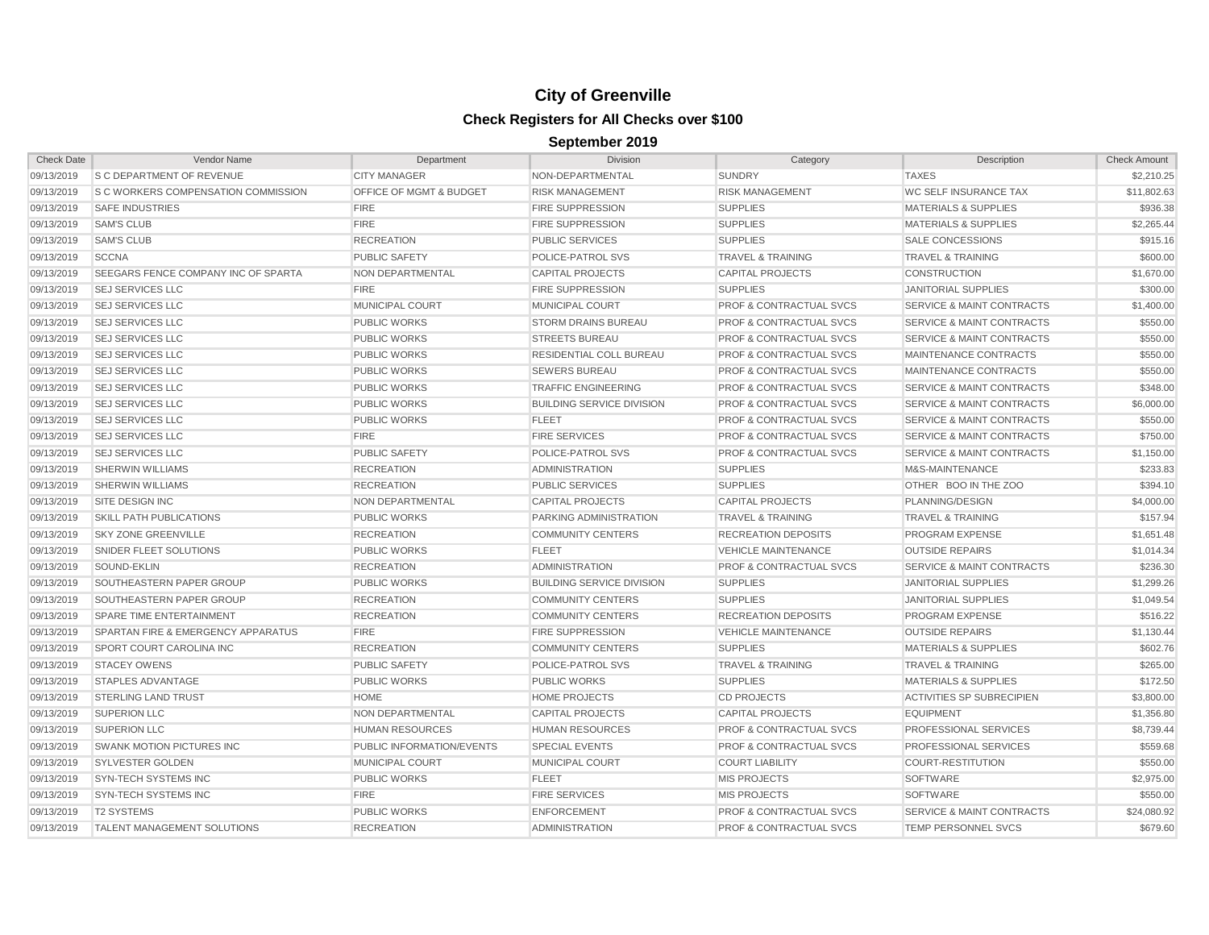# City of Greenville

## Check Registers for All Checks over $100

### September 2019

| Check Date | Vendor Name | Department | Division | Category | Description | Check Amount |
|---|---|---|---|---|---|---|
| 09/13/2019 | S C DEPARTMENT OF REVENUE | CITY MANAGER | NON-DEPARTMENTAL | SUNDRY | TAXES | $2,210.25 |
| 09/13/2019 | S C WORKERS COMPENSATION COMMISSION | OFFICE OF MGMT & BUDGET | RISK MANAGEMENT | RISK MANAGEMENT | WC SELF INSURANCE TAX | $11,802.63 |
| 09/13/2019 | SAFE INDUSTRIES | FIRE | FIRE SUPPRESSION | SUPPLIES | MATERIALS & SUPPLIES | $936.38 |
| 09/13/2019 | SAM'S CLUB | FIRE | FIRE SUPPRESSION | SUPPLIES | MATERIALS & SUPPLIES | $2,265.44 |
| 09/13/2019 | SAM'S CLUB | RECREATION | PUBLIC SERVICES | SUPPLIES | SALE CONCESSIONS | $915.16 |
| 09/13/2019 | SCCNA | PUBLIC SAFETY | POLICE-PATROL SVS | TRAVEL & TRAINING | TRAVEL & TRAINING | $600.00 |
| 09/13/2019 | SEEGARS FENCE COMPANY INC OF SPARTA | NON DEPARTMENTAL | CAPITAL PROJECTS | CAPITAL PROJECTS | CONSTRUCTION | $1,670.00 |
| 09/13/2019 | SEJ SERVICES LLC | FIRE | FIRE SUPPRESSION | SUPPLIES | JANITORIAL SUPPLIES | $300.00 |
| 09/13/2019 | SEJ SERVICES LLC | MUNICIPAL COURT | MUNICIPAL COURT | PROF & CONTRACTUAL SVCS | SERVICE & MAINT CONTRACTS | $1,400.00 |
| 09/13/2019 | SEJ SERVICES LLC | PUBLIC WORKS | STORM DRAINS BUREAU | PROF & CONTRACTUAL SVCS | SERVICE & MAINT CONTRACTS | $550.00 |
| 09/13/2019 | SEJ SERVICES LLC | PUBLIC WORKS | STREETS BUREAU | PROF & CONTRACTUAL SVCS | SERVICE & MAINT CONTRACTS | $550.00 |
| 09/13/2019 | SEJ SERVICES LLC | PUBLIC WORKS | RESIDENTIAL COLL BUREAU | PROF & CONTRACTUAL SVCS | MAINTENANCE CONTRACTS | $550.00 |
| 09/13/2019 | SEJ SERVICES LLC | PUBLIC WORKS | SEWERS BUREAU | PROF & CONTRACTUAL SVCS | MAINTENANCE CONTRACTS | $550.00 |
| 09/13/2019 | SEJ SERVICES LLC | PUBLIC WORKS | TRAFFIC ENGINEERING | PROF & CONTRACTUAL SVCS | SERVICE & MAINT CONTRACTS | $348.00 |
| 09/13/2019 | SEJ SERVICES LLC | PUBLIC WORKS | BUILDING SERVICE DIVISION | PROF & CONTRACTUAL SVCS | SERVICE & MAINT CONTRACTS | $6,000.00 |
| 09/13/2019 | SEJ SERVICES LLC | PUBLIC WORKS | FLEET | PROF & CONTRACTUAL SVCS | SERVICE & MAINT CONTRACTS | $550.00 |
| 09/13/2019 | SEJ SERVICES LLC | FIRE | FIRE SERVICES | PROF & CONTRACTUAL SVCS | SERVICE & MAINT CONTRACTS | $750.00 |
| 09/13/2019 | SEJ SERVICES LLC | PUBLIC SAFETY | POLICE-PATROL SVS | PROF & CONTRACTUAL SVCS | SERVICE & MAINT CONTRACTS | $1,150.00 |
| 09/13/2019 | SHERWIN WILLIAMS | RECREATION | ADMINISTRATION | SUPPLIES | M&S-MAINTENANCE | $233.83 |
| 09/13/2019 | SHERWIN WILLIAMS | RECREATION | PUBLIC SERVICES | SUPPLIES | OTHER BOO IN THE ZOO | $394.10 |
| 09/13/2019 | SITE DESIGN INC | NON DEPARTMENTAL | CAPITAL PROJECTS | CAPITAL PROJECTS | PLANNING/DESIGN | $4,000.00 |
| 09/13/2019 | SKILL PATH PUBLICATIONS | PUBLIC WORKS | PARKING ADMINISTRATION | TRAVEL & TRAINING | TRAVEL & TRAINING | $157.94 |
| 09/13/2019 | SKY ZONE GREENVILLE | RECREATION | COMMUNITY CENTERS | RECREATION DEPOSITS | PROGRAM EXPENSE | $1,651.48 |
| 09/13/2019 | SNIDER FLEET SOLUTIONS | PUBLIC WORKS | FLEET | VEHICLE MAINTENANCE | OUTSIDE REPAIRS | $1,014.34 |
| 09/13/2019 | SOUND-EKLIN | RECREATION | ADMINISTRATION | PROF & CONTRACTUAL SVCS | SERVICE & MAINT CONTRACTS | $236.30 |
| 09/13/2019 | SOUTHEASTERN PAPER GROUP | PUBLIC WORKS | BUILDING SERVICE DIVISION | SUPPLIES | JANITORIAL SUPPLIES | $1,299.26 |
| 09/13/2019 | SOUTHEASTERN PAPER GROUP | RECREATION | COMMUNITY CENTERS | SUPPLIES | JANITORIAL SUPPLIES | $1,049.54 |
| 09/13/2019 | SPARE TIME ENTERTAINMENT | RECREATION | COMMUNITY CENTERS | RECREATION DEPOSITS | PROGRAM EXPENSE | $516.22 |
| 09/13/2019 | SPARTAN FIRE & EMERGENCY APPARATUS | FIRE | FIRE SUPPRESSION | VEHICLE MAINTENANCE | OUTSIDE REPAIRS | $1,130.44 |
| 09/13/2019 | SPORT COURT CAROLINA INC | RECREATION | COMMUNITY CENTERS | SUPPLIES | MATERIALS & SUPPLIES | $602.76 |
| 09/13/2019 | STACEY OWENS | PUBLIC SAFETY | POLICE-PATROL SVS | TRAVEL & TRAINING | TRAVEL & TRAINING | $265.00 |
| 09/13/2019 | STAPLES ADVANTAGE | PUBLIC WORKS | PUBLIC WORKS | SUPPLIES | MATERIALS & SUPPLIES | $172.50 |
| 09/13/2019 | STERLING LAND TRUST | HOME | HOME PROJECTS | CD PROJECTS | ACTIVITIES SP SUBRECIPIEN | $3,800.00 |
| 09/13/2019 | SUPERION LLC | NON DEPARTMENTAL | CAPITAL PROJECTS | CAPITAL PROJECTS | EQUIPMENT | $1,356.80 |
| 09/13/2019 | SUPERION LLC | HUMAN RESOURCES | HUMAN RESOURCES | PROF & CONTRACTUAL SVCS | PROFESSIONAL SERVICES | $8,739.44 |
| 09/13/2019 | SWANK MOTION PICTURES INC | PUBLIC INFORMATION/EVENTS | SPECIAL EVENTS | PROF & CONTRACTUAL SVCS | PROFESSIONAL SERVICES | $559.68 |
| 09/13/2019 | SYLVESTER GOLDEN | MUNICIPAL COURT | MUNICIPAL COURT | COURT LIABILITY | COURT-RESTITUTION | $550.00 |
| 09/13/2019 | SYN-TECH SYSTEMS INC | PUBLIC WORKS | FLEET | MIS PROJECTS | SOFTWARE | $2,975.00 |
| 09/13/2019 | SYN-TECH SYSTEMS INC | FIRE | FIRE SERVICES | MIS PROJECTS | SOFTWARE | $550.00 |
| 09/13/2019 | T2 SYSTEMS | PUBLIC WORKS | ENFORCEMENT | PROF & CONTRACTUAL SVCS | SERVICE & MAINT CONTRACTS | $24,080.92 |
| 09/13/2019 | TALENT MANAGEMENT SOLUTIONS | RECREATION | ADMINISTRATION | PROF & CONTRACTUAL SVCS | TEMP PERSONNEL SVCS | $679.60 |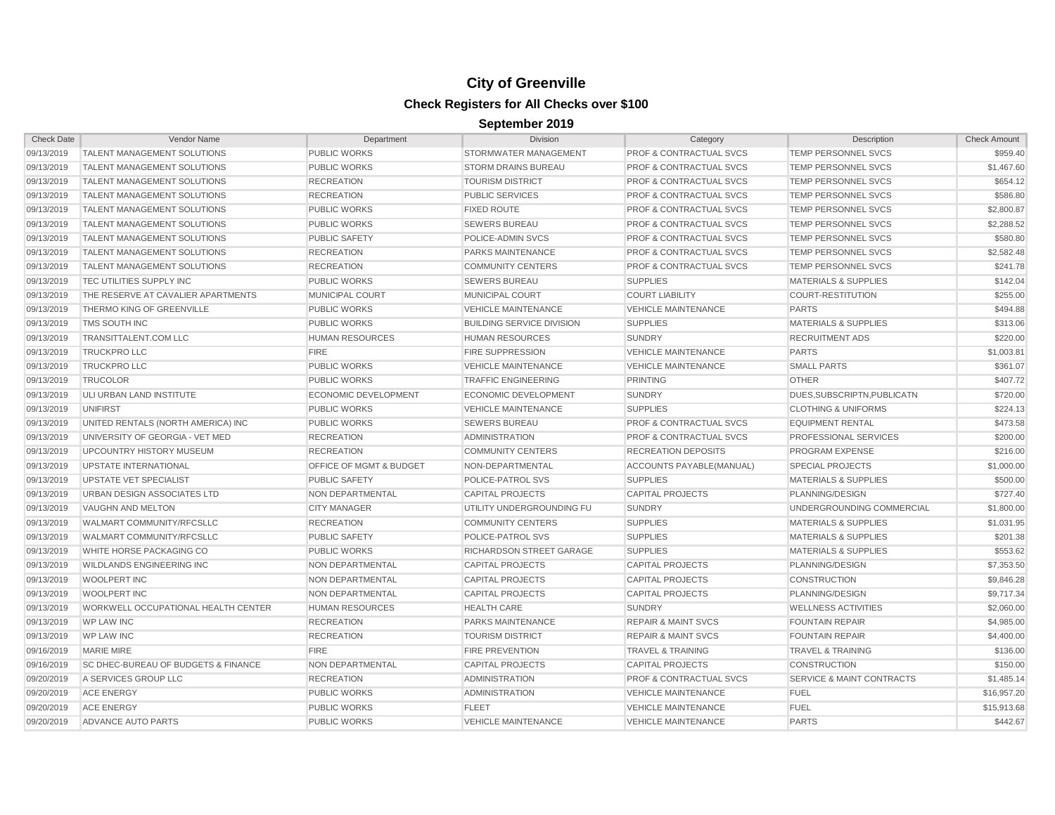# City of Greenville

## Check Registers for All Checks over $100

### September 2019

| Check Date | Vendor Name | Department | Division | Category | Description | Check Amount |
|---|---|---|---|---|---|---|
| 09/13/2019 | TALENT MANAGEMENT SOLUTIONS | PUBLIC WORKS | STORMWATER MANAGEMENT | PROF & CONTRACTUAL SVCS | TEMP PERSONNEL SVCS | $959.40 |
| 09/13/2019 | TALENT MANAGEMENT SOLUTIONS | PUBLIC WORKS | STORM DRAINS BUREAU | PROF & CONTRACTUAL SVCS | TEMP PERSONNEL SVCS | $1,467.60 |
| 09/13/2019 | TALENT MANAGEMENT SOLUTIONS | RECREATION | TOURISM DISTRICT | PROF & CONTRACTUAL SVCS | TEMP PERSONNEL SVCS | $654.12 |
| 09/13/2019 | TALENT MANAGEMENT SOLUTIONS | RECREATION | PUBLIC SERVICES | PROF & CONTRACTUAL SVCS | TEMP PERSONNEL SVCS | $586.80 |
| 09/13/2019 | TALENT MANAGEMENT SOLUTIONS | PUBLIC WORKS | FIXED ROUTE | PROF & CONTRACTUAL SVCS | TEMP PERSONNEL SVCS | $2,800.87 |
| 09/13/2019 | TALENT MANAGEMENT SOLUTIONS | PUBLIC WORKS | SEWERS BUREAU | PROF & CONTRACTUAL SVCS | TEMP PERSONNEL SVCS | $2,288.52 |
| 09/13/2019 | TALENT MANAGEMENT SOLUTIONS | PUBLIC SAFETY | POLICE-ADMIN SVCS | PROF & CONTRACTUAL SVCS | TEMP PERSONNEL SVCS | $580.80 |
| 09/13/2019 | TALENT MANAGEMENT SOLUTIONS | RECREATION | PARKS MAINTENANCE | PROF & CONTRACTUAL SVCS | TEMP PERSONNEL SVCS | $2,582.48 |
| 09/13/2019 | TALENT MANAGEMENT SOLUTIONS | RECREATION | COMMUNITY CENTERS | PROF & CONTRACTUAL SVCS | TEMP PERSONNEL SVCS | $241.78 |
| 09/13/2019 | TEC UTILITIES SUPPLY INC | PUBLIC WORKS | SEWERS BUREAU | SUPPLIES | MATERIALS & SUPPLIES | $142.04 |
| 09/13/2019 | THE RESERVE AT CAVALIER APARTMENTS | MUNICIPAL COURT | MUNICIPAL COURT | COURT LIABILITY | COURT-RESTITUTION | $255.00 |
| 09/13/2019 | THERMO KING OF GREENVILLE | PUBLIC WORKS | VEHICLE MAINTENANCE | VEHICLE MAINTENANCE | PARTS | $494.88 |
| 09/13/2019 | TMS SOUTH INC | PUBLIC WORKS | BUILDING SERVICE DIVISION | SUPPLIES | MATERIALS & SUPPLIES | $313.06 |
| 09/13/2019 | TRANSITTALENT.COM LLC | HUMAN RESOURCES | HUMAN RESOURCES | SUNDRY | RECRUITMENT ADS | $220.00 |
| 09/13/2019 | TRUCKPRO LLC | FIRE | FIRE SUPPRESSION | VEHICLE MAINTENANCE | PARTS | $1,003.81 |
| 09/13/2019 | TRUCKPRO LLC | PUBLIC WORKS | VEHICLE MAINTENANCE | VEHICLE MAINTENANCE | SMALL PARTS | $361.07 |
| 09/13/2019 | TRUCOLOR | PUBLIC WORKS | TRAFFIC ENGINEERING | PRINTING | OTHER | $407.72 |
| 09/13/2019 | ULI URBAN LAND INSTITUTE | ECONOMIC DEVELOPMENT | ECONOMIC DEVELOPMENT | SUNDRY | DUES,SUBSCRIPTN,PUBLICATN | $720.00 |
| 09/13/2019 | UNIFIRST | PUBLIC WORKS | VEHICLE MAINTENANCE | SUPPLIES | CLOTHING & UNIFORMS | $224.13 |
| 09/13/2019 | UNITED RENTALS (NORTH AMERICA) INC | PUBLIC WORKS | SEWERS BUREAU | PROF & CONTRACTUAL SVCS | EQUIPMENT RENTAL | $473.58 |
| 09/13/2019 | UNIVERSITY OF GEORGIA - VET MED | RECREATION | ADMINISTRATION | PROF & CONTRACTUAL SVCS | PROFESSIONAL SERVICES | $200.00 |
| 09/13/2019 | UPCOUNTRY HISTORY MUSEUM | RECREATION | COMMUNITY CENTERS | RECREATION DEPOSITS | PROGRAM EXPENSE | $216.00 |
| 09/13/2019 | UPSTATE INTERNATIONAL | OFFICE OF MGMT & BUDGET | NON-DEPARTMENTAL | ACCOUNTS PAYABLE(MANUAL) | SPECIAL PROJECTS | $1,000.00 |
| 09/13/2019 | UPSTATE VET SPECIALIST | PUBLIC SAFETY | POLICE-PATROL SVS | SUPPLIES | MATERIALS & SUPPLIES | $500.00 |
| 09/13/2019 | URBAN DESIGN ASSOCIATES LTD | NON DEPARTMENTAL | CAPITAL PROJECTS | CAPITAL PROJECTS | PLANNING/DESIGN | $727.40 |
| 09/13/2019 | VAUGHN AND MELTON | CITY MANAGER | UTILITY UNDERGROUNDING FU | SUNDRY | UNDERGROUNDING COMMERCIAL | $1,800.00 |
| 09/13/2019 | WALMART COMMUNITY/RFCSLLC | RECREATION | COMMUNITY CENTERS | SUPPLIES | MATERIALS & SUPPLIES | $1,031.95 |
| 09/13/2019 | WALMART COMMUNITY/RFCSLLC | PUBLIC SAFETY | POLICE-PATROL SVS | SUPPLIES | MATERIALS & SUPPLIES | $201.38 |
| 09/13/2019 | WHITE HORSE PACKAGING CO | PUBLIC WORKS | RICHARDSON STREET GARAGE | SUPPLIES | MATERIALS & SUPPLIES | $553.62 |
| 09/13/2019 | WILDLANDS ENGINEERING INC | NON DEPARTMENTAL | CAPITAL PROJECTS | CAPITAL PROJECTS | PLANNING/DESIGN | $7,353.50 |
| 09/13/2019 | WOOLPERT INC | NON DEPARTMENTAL | CAPITAL PROJECTS | CAPITAL PROJECTS | CONSTRUCTION | $9,846.28 |
| 09/13/2019 | WOOLPERT INC | NON DEPARTMENTAL | CAPITAL PROJECTS | CAPITAL PROJECTS | PLANNING/DESIGN | $9,717.34 |
| 09/13/2019 | WORKWELL OCCUPATIONAL HEALTH CENTER | HUMAN RESOURCES | HEALTH CARE | SUNDRY | WELLNESS ACTIVITIES | $2,060.00 |
| 09/13/2019 | WP LAW INC | RECREATION | PARKS MAINTENANCE | REPAIR & MAINT SVCS | FOUNTAIN REPAIR | $4,985.00 |
| 09/13/2019 | WP LAW INC | RECREATION | TOURISM DISTRICT | REPAIR & MAINT SVCS | FOUNTAIN REPAIR | $4,400.00 |
| 09/16/2019 | MARIE MIRE | FIRE | FIRE PREVENTION | TRAVEL & TRAINING | TRAVEL & TRAINING | $136.00 |
| 09/16/2019 | SC DHEC-BUREAU OF BUDGETS & FINANCE | NON DEPARTMENTAL | CAPITAL PROJECTS | CAPITAL PROJECTS | CONSTRUCTION | $150.00 |
| 09/20/2019 | A SERVICES GROUP LLC | RECREATION | ADMINISTRATION | PROF & CONTRACTUAL SVCS | SERVICE & MAINT CONTRACTS | $1,485.14 |
| 09/20/2019 | ACE ENERGY | PUBLIC WORKS | ADMINISTRATION | VEHICLE MAINTENANCE | FUEL | $16,957.20 |
| 09/20/2019 | ACE ENERGY | PUBLIC WORKS | FLEET | VEHICLE MAINTENANCE | FUEL | $15,913.68 |
| 09/20/2019 | ADVANCE AUTO PARTS | PUBLIC WORKS | VEHICLE MAINTENANCE | VEHICLE MAINTENANCE | PARTS | $442.67 |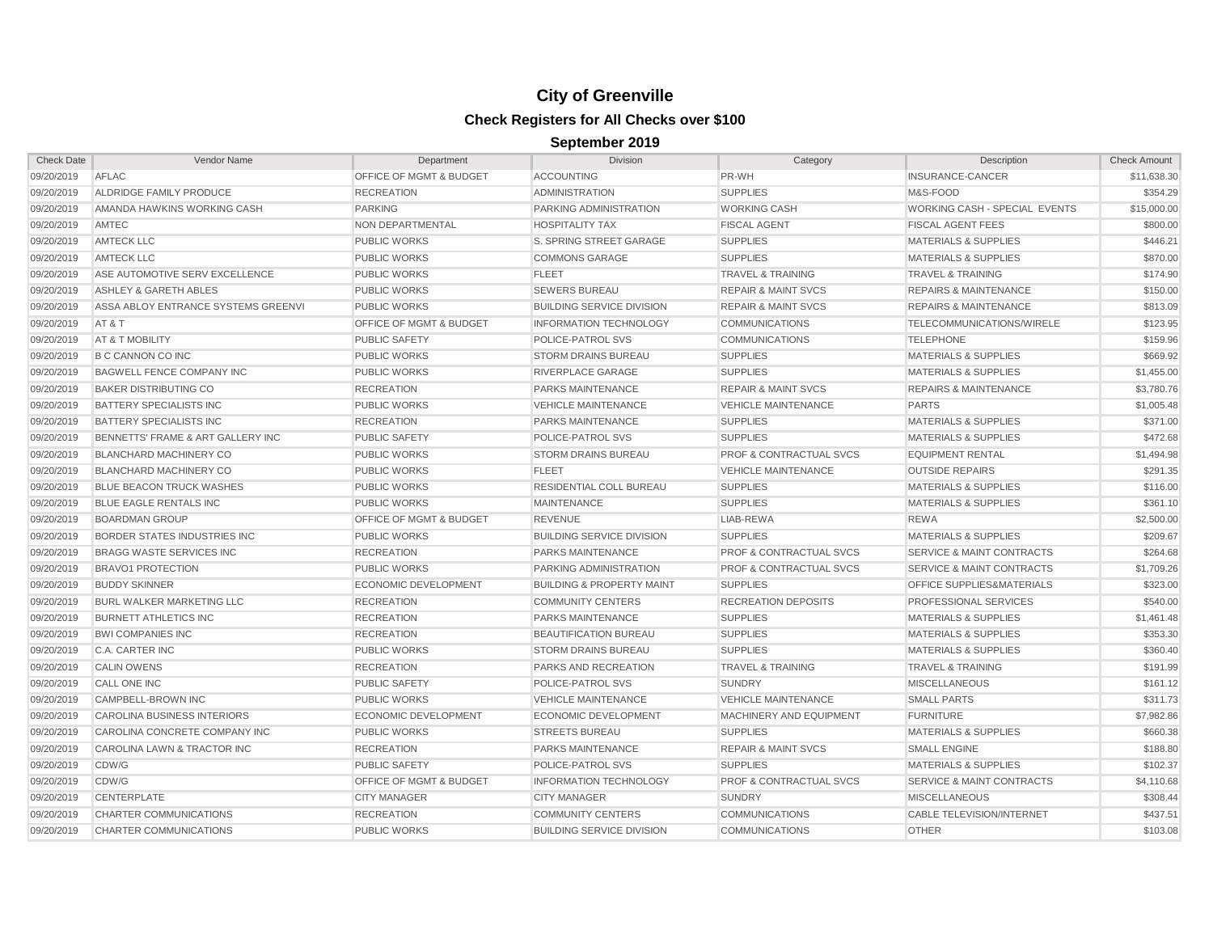# City of Greenville

## Check Registers for All Checks over $100

### September 2019

| Check Date | Vendor Name | Department | Division | Category | Description | Check Amount |
|---|---|---|---|---|---|---|
| 09/20/2019 | AFLAC | OFFICE OF MGMT & BUDGET | ACCOUNTING | PR-WH | INSURANCE-CANCER | $11,638.30 |
| 09/20/2019 | ALDRIDGE FAMILY PRODUCE | RECREATION | ADMINISTRATION | SUPPLIES | M&S-FOOD | $354.29 |
| 09/20/2019 | AMANDA HAWKINS WORKING CASH | PARKING | PARKING ADMINISTRATION | WORKING CASH | WORKING CASH - SPECIAL EVENTS | $15,000.00 |
| 09/20/2019 | AMTEC | NON DEPARTMENTAL | HOSPITALITY TAX | FISCAL AGENT | FISCAL AGENT FEES | $800.00 |
| 09/20/2019 | AMTECK LLC | PUBLIC WORKS | S. SPRING STREET GARAGE | SUPPLIES | MATERIALS & SUPPLIES | $446.21 |
| 09/20/2019 | AMTECK LLC | PUBLIC WORKS | COMMONS GARAGE | SUPPLIES | MATERIALS & SUPPLIES | $870.00 |
| 09/20/2019 | ASE AUTOMOTIVE SERV EXCELLENCE | PUBLIC WORKS | FLEET | TRAVEL & TRAINING | TRAVEL & TRAINING | $174.90 |
| 09/20/2019 | ASHLEY & GARETH ABLES | PUBLIC WORKS | SEWERS BUREAU | REPAIR & MAINT SVCS | REPAIRS & MAINTENANCE | $150.00 |
| 09/20/2019 | ASSA ABLOY ENTRANCE SYSTEMS GREENVI | PUBLIC WORKS | BUILDING SERVICE DIVISION | REPAIR & MAINT SVCS | REPAIRS & MAINTENANCE | $813.09 |
| 09/20/2019 | AT & T | OFFICE OF MGMT & BUDGET | INFORMATION TECHNOLOGY | COMMUNICATIONS | TELECOMMUNICATIONS/WIRELE | $123.95 |
| 09/20/2019 | AT & T MOBILITY | PUBLIC SAFETY | POLICE-PATROL SVS | COMMUNICATIONS | TELEPHONE | $159.96 |
| 09/20/2019 | B C CANNON CO INC | PUBLIC WORKS | STORM DRAINS BUREAU | SUPPLIES | MATERIALS & SUPPLIES | $669.92 |
| 09/20/2019 | BAGWELL FENCE COMPANY INC | PUBLIC WORKS | RIVERPLACE GARAGE | SUPPLIES | MATERIALS & SUPPLIES | $1,455.00 |
| 09/20/2019 | BAKER DISTRIBUTING CO | RECREATION | PARKS MAINTENANCE | REPAIR & MAINT SVCS | REPAIRS & MAINTENANCE | $3,780.76 |
| 09/20/2019 | BATTERY SPECIALISTS INC | PUBLIC WORKS | VEHICLE MAINTENANCE | VEHICLE MAINTENANCE | PARTS | $1,005.48 |
| 09/20/2019 | BATTERY SPECIALISTS INC | RECREATION | PARKS MAINTENANCE | SUPPLIES | MATERIALS & SUPPLIES | $371.00 |
| 09/20/2019 | BENNETTS' FRAME & ART GALLERY INC | PUBLIC SAFETY | POLICE-PATROL SVS | SUPPLIES | MATERIALS & SUPPLIES | $472.68 |
| 09/20/2019 | BLANCHARD MACHINERY CO | PUBLIC WORKS | STORM DRAINS BUREAU | PROF & CONTRACTUAL SVCS | EQUIPMENT RENTAL | $1,494.98 |
| 09/20/2019 | BLANCHARD MACHINERY CO | PUBLIC WORKS | FLEET | VEHICLE MAINTENANCE | OUTSIDE REPAIRS | $291.35 |
| 09/20/2019 | BLUE BEACON TRUCK WASHES | PUBLIC WORKS | RESIDENTIAL COLL BUREAU | SUPPLIES | MATERIALS & SUPPLIES | $116.00 |
| 09/20/2019 | BLUE EAGLE RENTALS INC | PUBLIC WORKS | MAINTENANCE | SUPPLIES | MATERIALS & SUPPLIES | $361.10 |
| 09/20/2019 | BOARDMAN GROUP | OFFICE OF MGMT & BUDGET | REVENUE | LIAB-REWA | REWA | $2,500.00 |
| 09/20/2019 | BORDER STATES INDUSTRIES INC | PUBLIC WORKS | BUILDING SERVICE DIVISION | SUPPLIES | MATERIALS & SUPPLIES | $209.67 |
| 09/20/2019 | BRAGG WASTE SERVICES INC | RECREATION | PARKS MAINTENANCE | PROF & CONTRACTUAL SVCS | SERVICE & MAINT CONTRACTS | $264.68 |
| 09/20/2019 | BRAVO1 PROTECTION | PUBLIC WORKS | PARKING ADMINISTRATION | PROF & CONTRACTUAL SVCS | SERVICE & MAINT CONTRACTS | $1,709.26 |
| 09/20/2019 | BUDDY SKINNER | ECONOMIC DEVELOPMENT | BUILDING & PROPERTY MAINT | SUPPLIES | OFFICE SUPPLIES&MATERIALS | $323.00 |
| 09/20/2019 | BURL WALKER MARKETING LLC | RECREATION | COMMUNITY CENTERS | RECREATION DEPOSITS | PROFESSIONAL SERVICES | $540.00 |
| 09/20/2019 | BURNETT ATHLETICS INC | RECREATION | PARKS MAINTENANCE | SUPPLIES | MATERIALS & SUPPLIES | $1,461.48 |
| 09/20/2019 | BWI COMPANIES INC | RECREATION | BEAUTIFICATION BUREAU | SUPPLIES | MATERIALS & SUPPLIES | $353.30 |
| 09/20/2019 | C.A. CARTER INC | PUBLIC WORKS | STORM DRAINS BUREAU | SUPPLIES | MATERIALS & SUPPLIES | $360.40 |
| 09/20/2019 | CALIN OWENS | RECREATION | PARKS AND RECREATION | TRAVEL & TRAINING | TRAVEL & TRAINING | $191.99 |
| 09/20/2019 | CALL ONE INC | PUBLIC SAFETY | POLICE-PATROL SVS | SUNDRY | MISCELLANEOUS | $161.12 |
| 09/20/2019 | CAMPBELL-BROWN INC | PUBLIC WORKS | VEHICLE MAINTENANCE | VEHICLE MAINTENANCE | SMALL PARTS | $311.73 |
| 09/20/2019 | CAROLINA BUSINESS INTERIORS | ECONOMIC DEVELOPMENT | ECONOMIC DEVELOPMENT | MACHINERY AND EQUIPMENT | FURNITURE | $7,982.86 |
| 09/20/2019 | CAROLINA CONCRETE COMPANY INC | PUBLIC WORKS | STREETS BUREAU | SUPPLIES | MATERIALS & SUPPLIES | $660.38 |
| 09/20/2019 | CAROLINA LAWN & TRACTOR INC | RECREATION | PARKS MAINTENANCE | REPAIR & MAINT SVCS | SMALL ENGINE | $188.80 |
| 09/20/2019 | CDW/G | PUBLIC SAFETY | POLICE-PATROL SVS | SUPPLIES | MATERIALS & SUPPLIES | $102.37 |
| 09/20/2019 | CDW/G | OFFICE OF MGMT & BUDGET | INFORMATION TECHNOLOGY | PROF & CONTRACTUAL SVCS | SERVICE & MAINT CONTRACTS | $4,110.68 |
| 09/20/2019 | CENTERPLATE | CITY MANAGER | CITY MANAGER | SUNDRY | MISCELLANEOUS | $308.44 |
| 09/20/2019 | CHARTER COMMUNICATIONS | RECREATION | COMMUNITY CENTERS | COMMUNICATIONS | CABLE TELEVISION/INTERNET | $437.51 |
| 09/20/2019 | CHARTER COMMUNICATIONS | PUBLIC WORKS | BUILDING SERVICE DIVISION | COMMUNICATIONS | OTHER | $103.08 |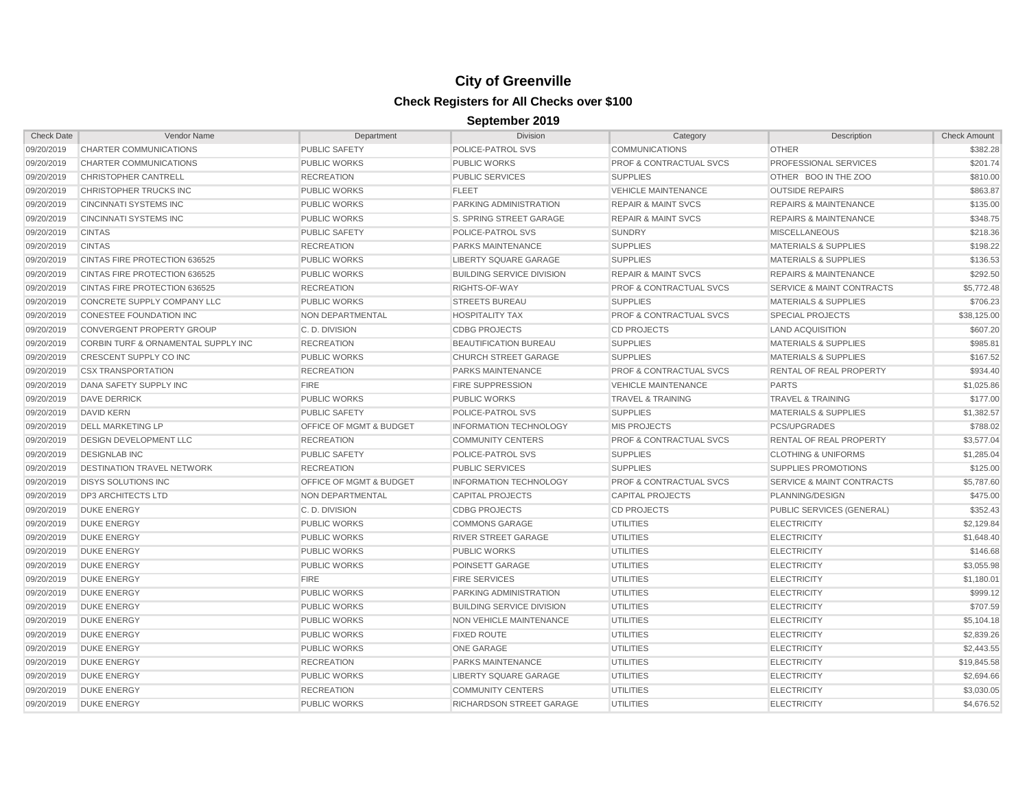# City of Greenville

## Check Registers for All Checks over $100

### September 2019

| Check Date | Vendor Name | Department | Division | Category | Description | Check Amount |
|---|---|---|---|---|---|---|
| 09/20/2019 | CHARTER COMMUNICATIONS | PUBLIC SAFETY | POLICE-PATROL SVS | COMMUNICATIONS | OTHER | $382.28 |
| 09/20/2019 | CHARTER COMMUNICATIONS | PUBLIC WORKS | PUBLIC WORKS | PROF & CONTRACTUAL SVCS | PROFESSIONAL SERVICES | $201.74 |
| 09/20/2019 | CHRISTOPHER CANTRELL | RECREATION | PUBLIC SERVICES | SUPPLIES | OTHER BOO IN THE ZOO | $810.00 |
| 09/20/2019 | CHRISTOPHER TRUCKS INC | PUBLIC WORKS | FLEET | VEHICLE MAINTENANCE | OUTSIDE REPAIRS | $863.87 |
| 09/20/2019 | CINCINNATI SYSTEMS INC | PUBLIC WORKS | PARKING ADMINISTRATION | REPAIR & MAINT SVCS | REPAIRS & MAINTENANCE | $135.00 |
| 09/20/2019 | CINCINNATI SYSTEMS INC | PUBLIC WORKS | S. SPRING STREET GARAGE | REPAIR & MAINT SVCS | REPAIRS & MAINTENANCE | $348.75 |
| 09/20/2019 | CINTAS | PUBLIC SAFETY | POLICE-PATROL SVS | SUNDRY | MISCELLANEOUS | $218.36 |
| 09/20/2019 | CINTAS | RECREATION | PARKS MAINTENANCE | SUPPLIES | MATERIALS & SUPPLIES | $198.22 |
| 09/20/2019 | CINTAS FIRE PROTECTION 636525 | PUBLIC WORKS | LIBERTY SQUARE GARAGE | SUPPLIES | MATERIALS & SUPPLIES | $136.53 |
| 09/20/2019 | CINTAS FIRE PROTECTION 636525 | PUBLIC WORKS | BUILDING SERVICE DIVISION | REPAIR & MAINT SVCS | REPAIRS & MAINTENANCE | $292.50 |
| 09/20/2019 | CINTAS FIRE PROTECTION 636525 | RECREATION | RIGHTS-OF-WAY | PROF & CONTRACTUAL SVCS | SERVICE & MAINT CONTRACTS | $5,772.48 |
| 09/20/2019 | CONCRETE SUPPLY COMPANY LLC | PUBLIC WORKS | STREETS BUREAU | SUPPLIES | MATERIALS & SUPPLIES | $706.23 |
| 09/20/2019 | CONESTEE FOUNDATION INC | NON DEPARTMENTAL | HOSPITALITY TAX | PROF & CONTRACTUAL SVCS | SPECIAL PROJECTS | $38,125.00 |
| 09/20/2019 | CONVERGENT PROPERTY GROUP | C. D. DIVISION | CDBG PROJECTS | CD PROJECTS | LAND ACQUISITION | $607.20 |
| 09/20/2019 | CORBIN TURF & ORNAMENTAL SUPPLY INC | RECREATION | BEAUTIFICATION BUREAU | SUPPLIES | MATERIALS & SUPPLIES | $985.81 |
| 09/20/2019 | CRESCENT SUPPLY CO INC | PUBLIC WORKS | CHURCH STREET GARAGE | SUPPLIES | MATERIALS & SUPPLIES | $167.52 |
| 09/20/2019 | CSX TRANSPORTATION | RECREATION | PARKS MAINTENANCE | PROF & CONTRACTUAL SVCS | RENTAL OF REAL PROPERTY | $934.40 |
| 09/20/2019 | DANA SAFETY SUPPLY INC | FIRE | FIRE SUPPRESSION | VEHICLE MAINTENANCE | PARTS | $1,025.86 |
| 09/20/2019 | DAVE DERRICK | PUBLIC WORKS | PUBLIC WORKS | TRAVEL & TRAINING | TRAVEL & TRAINING | $177.00 |
| 09/20/2019 | DAVID KERN | PUBLIC SAFETY | POLICE-PATROL SVS | SUPPLIES | MATERIALS & SUPPLIES | $1,382.57 |
| 09/20/2019 | DELL MARKETING LP | OFFICE OF MGMT & BUDGET | INFORMATION TECHNOLOGY | MIS PROJECTS | PCS/UPGRADES | $788.02 |
| 09/20/2019 | DESIGN DEVELOPMENT LLC | RECREATION | COMMUNITY CENTERS | PROF & CONTRACTUAL SVCS | RENTAL OF REAL PROPERTY | $3,577.04 |
| 09/20/2019 | DESIGNLAB INC | PUBLIC SAFETY | POLICE-PATROL SVS | SUPPLIES | CLOTHING & UNIFORMS | $1,285.04 |
| 09/20/2019 | DESTINATION TRAVEL NETWORK | RECREATION | PUBLIC SERVICES | SUPPLIES | SUPPLIES PROMOTIONS | $125.00 |
| 09/20/2019 | DISYS SOLUTIONS INC | OFFICE OF MGMT & BUDGET | INFORMATION TECHNOLOGY | PROF & CONTRACTUAL SVCS | SERVICE & MAINT CONTRACTS | $5,787.60 |
| 09/20/2019 | DP3 ARCHITECTS LTD | NON DEPARTMENTAL | CAPITAL PROJECTS | CAPITAL PROJECTS | PLANNING/DESIGN | $475.00 |
| 09/20/2019 | DUKE ENERGY | C. D. DIVISION | CDBG PROJECTS | CD PROJECTS | PUBLIC SERVICES (GENERAL) | $352.43 |
| 09/20/2019 | DUKE ENERGY | PUBLIC WORKS | COMMONS GARAGE | UTILITIES | ELECTRICITY | $2,129.84 |
| 09/20/2019 | DUKE ENERGY | PUBLIC WORKS | RIVER STREET GARAGE | UTILITIES | ELECTRICITY | $1,648.40 |
| 09/20/2019 | DUKE ENERGY | PUBLIC WORKS | PUBLIC WORKS | UTILITIES | ELECTRICITY | $146.68 |
| 09/20/2019 | DUKE ENERGY | PUBLIC WORKS | POINSETT GARAGE | UTILITIES | ELECTRICITY | $3,055.98 |
| 09/20/2019 | DUKE ENERGY | FIRE | FIRE SERVICES | UTILITIES | ELECTRICITY | $1,180.01 |
| 09/20/2019 | DUKE ENERGY | PUBLIC WORKS | PARKING ADMINISTRATION | UTILITIES | ELECTRICITY | $999.12 |
| 09/20/2019 | DUKE ENERGY | PUBLIC WORKS | BUILDING SERVICE DIVISION | UTILITIES | ELECTRICITY | $707.59 |
| 09/20/2019 | DUKE ENERGY | PUBLIC WORKS | NON VEHICLE MAINTENANCE | UTILITIES | ELECTRICITY | $5,104.18 |
| 09/20/2019 | DUKE ENERGY | PUBLIC WORKS | FIXED ROUTE | UTILITIES | ELECTRICITY | $2,839.26 |
| 09/20/2019 | DUKE ENERGY | PUBLIC WORKS | ONE GARAGE | UTILITIES | ELECTRICITY | $2,443.55 |
| 09/20/2019 | DUKE ENERGY | RECREATION | PARKS MAINTENANCE | UTILITIES | ELECTRICITY | $19,845.58 |
| 09/20/2019 | DUKE ENERGY | PUBLIC WORKS | LIBERTY SQUARE GARAGE | UTILITIES | ELECTRICITY | $2,694.66 |
| 09/20/2019 | DUKE ENERGY | RECREATION | COMMUNITY CENTERS | UTILITIES | ELECTRICITY | $3,030.05 |
| 09/20/2019 | DUKE ENERGY | PUBLIC WORKS | RICHARDSON STREET GARAGE | UTILITIES | ELECTRICITY | $4,676.52 |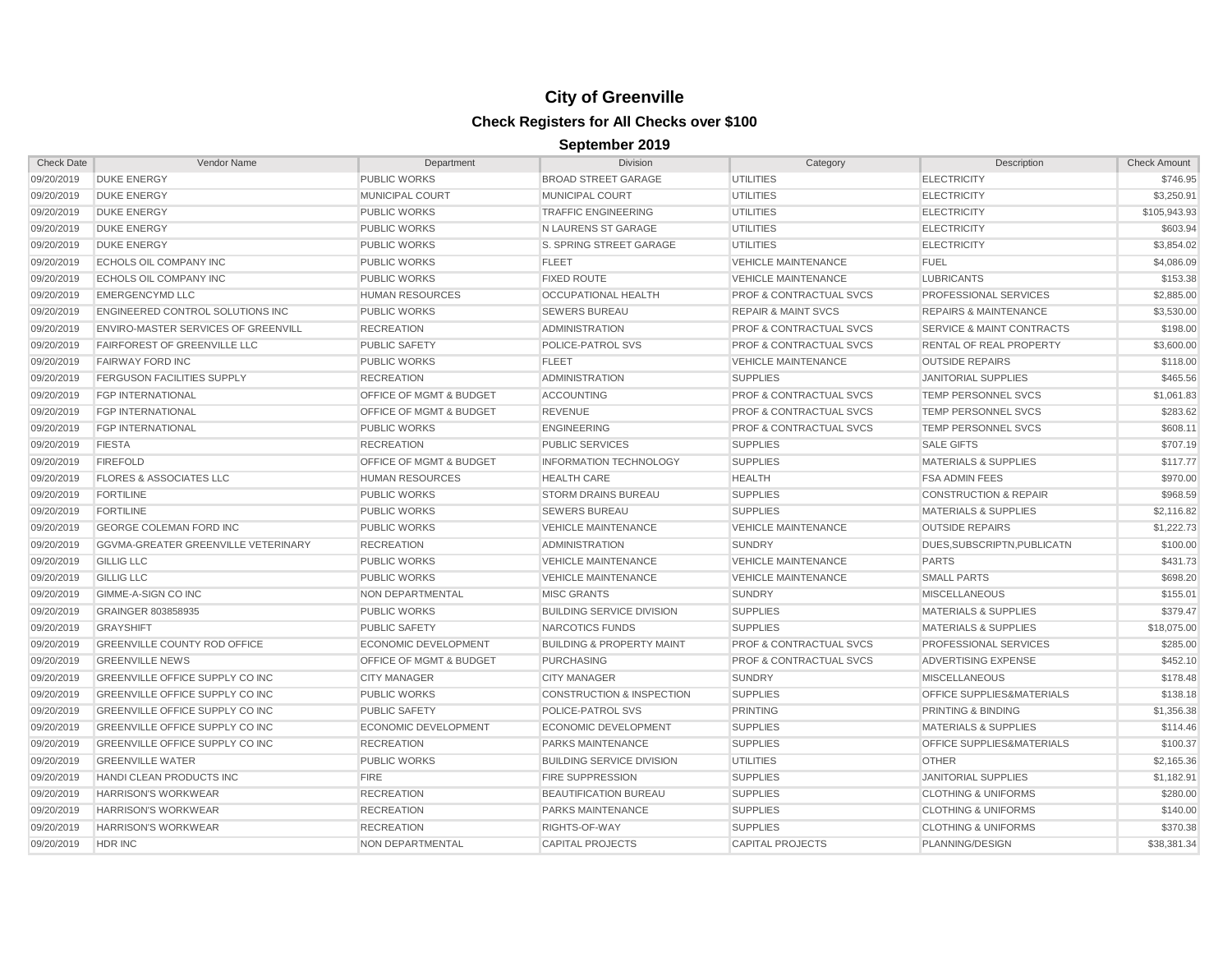# City of Greenville

## Check Registers for All Checks over $100

### September 2019

| Check Date | Vendor Name | Department | Division | Category | Description | Check Amount |
|---|---|---|---|---|---|---|
| 09/20/2019 | DUKE ENERGY | PUBLIC WORKS | BROAD STREET GARAGE | UTILITIES | ELECTRICITY | $746.95 |
| 09/20/2019 | DUKE ENERGY | MUNICIPAL COURT | MUNICIPAL COURT | UTILITIES | ELECTRICITY | $3,250.91 |
| 09/20/2019 | DUKE ENERGY | PUBLIC WORKS | TRAFFIC ENGINEERING | UTILITIES | ELECTRICITY | $105,943.93 |
| 09/20/2019 | DUKE ENERGY | PUBLIC WORKS | N LAURENS ST GARAGE | UTILITIES | ELECTRICITY | $603.94 |
| 09/20/2019 | DUKE ENERGY | PUBLIC WORKS | S. SPRING STREET GARAGE | UTILITIES | ELECTRICITY | $3,854.02 |
| 09/20/2019 | ECHOLS OIL COMPANY INC | PUBLIC WORKS | FLEET | VEHICLE MAINTENANCE | FUEL | $4,086.09 |
| 09/20/2019 | ECHOLS OIL COMPANY INC | PUBLIC WORKS | FIXED ROUTE | VEHICLE MAINTENANCE | LUBRICANTS | $153.38 |
| 09/20/2019 | EMERGENCYMD LLC | HUMAN RESOURCES | OCCUPATIONAL HEALTH | PROF & CONTRACTUAL SVCS | PROFESSIONAL SERVICES | $2,885.00 |
| 09/20/2019 | ENGINEERED CONTROL SOLUTIONS INC | PUBLIC WORKS | SEWERS BUREAU | REPAIR & MAINT SVCS | REPAIRS & MAINTENANCE | $3,530.00 |
| 09/20/2019 | ENVIRO-MASTER SERVICES OF GREENVILL | RECREATION | ADMINISTRATION | PROF & CONTRACTUAL SVCS | SERVICE & MAINT CONTRACTS | $198.00 |
| 09/20/2019 | FAIRFOREST OF GREENVILLE LLC | PUBLIC SAFETY | POLICE-PATROL SVS | PROF & CONTRACTUAL SVCS | RENTAL OF REAL PROPERTY | $3,600.00 |
| 09/20/2019 | FAIRWAY FORD INC | PUBLIC WORKS | FLEET | VEHICLE MAINTENANCE | OUTSIDE REPAIRS | $118.00 |
| 09/20/2019 | FERGUSON FACILITIES SUPPLY | RECREATION | ADMINISTRATION | SUPPLIES | JANITORIAL SUPPLIES | $465.56 |
| 09/20/2019 | FGP INTERNATIONAL | OFFICE OF MGMT & BUDGET | ACCOUNTING | PROF & CONTRACTUAL SVCS | TEMP PERSONNEL SVCS | $1,061.83 |
| 09/20/2019 | FGP INTERNATIONAL | OFFICE OF MGMT & BUDGET | REVENUE | PROF & CONTRACTUAL SVCS | TEMP PERSONNEL SVCS | $283.62 |
| 09/20/2019 | FGP INTERNATIONAL | PUBLIC WORKS | ENGINEERING | PROF & CONTRACTUAL SVCS | TEMP PERSONNEL SVCS | $608.11 |
| 09/20/2019 | FIESTA | RECREATION | PUBLIC SERVICES | SUPPLIES | SALE GIFTS | $707.19 |
| 09/20/2019 | FIREFOLD | OFFICE OF MGMT & BUDGET | INFORMATION TECHNOLOGY | SUPPLIES | MATERIALS & SUPPLIES | $117.77 |
| 09/20/2019 | FLORES & ASSOCIATES LLC | HUMAN RESOURCES | HEALTH CARE | HEALTH | FSA ADMIN FEES | $970.00 |
| 09/20/2019 | FORTILINE | PUBLIC WORKS | STORM DRAINS BUREAU | SUPPLIES | CONSTRUCTION & REPAIR | $968.59 |
| 09/20/2019 | FORTILINE | PUBLIC WORKS | SEWERS BUREAU | SUPPLIES | MATERIALS & SUPPLIES | $2,116.82 |
| 09/20/2019 | GEORGE COLEMAN FORD INC | PUBLIC WORKS | VEHICLE MAINTENANCE | VEHICLE MAINTENANCE | OUTSIDE REPAIRS | $1,222.73 |
| 09/20/2019 | GGVMA-GREATER GREENVILLE VETERINARY | RECREATION | ADMINISTRATION | SUNDRY | DUES,SUBSCRIPTN,PUBLICATN | $100.00 |
| 09/20/2019 | GILLIG LLC | PUBLIC WORKS | VEHICLE MAINTENANCE | VEHICLE MAINTENANCE | PARTS | $431.73 |
| 09/20/2019 | GILLIG LLC | PUBLIC WORKS | VEHICLE MAINTENANCE | VEHICLE MAINTENANCE | SMALL PARTS | $698.20 |
| 09/20/2019 | GIMME-A-SIGN CO INC | NON DEPARTMENTAL | MISC GRANTS | SUNDRY | MISCELLANEOUS | $155.01 |
| 09/20/2019 | GRAINGER 803858935 | PUBLIC WORKS | BUILDING SERVICE DIVISION | SUPPLIES | MATERIALS & SUPPLIES | $379.47 |
| 09/20/2019 | GRAYSHIFT | PUBLIC SAFETY | NARCOTICS FUNDS | SUPPLIES | MATERIALS & SUPPLIES | $18,075.00 |
| 09/20/2019 | GREENVILLE COUNTY ROD OFFICE | ECONOMIC DEVELOPMENT | BUILDING & PROPERTY MAINT | PROF & CONTRACTUAL SVCS | PROFESSIONAL SERVICES | $285.00 |
| 09/20/2019 | GREENVILLE NEWS | OFFICE OF MGMT & BUDGET | PURCHASING | PROF & CONTRACTUAL SVCS | ADVERTISING EXPENSE | $452.10 |
| 09/20/2019 | GREENVILLE OFFICE SUPPLY CO INC | CITY MANAGER | CITY MANAGER | SUNDRY | MISCELLANEOUS | $178.48 |
| 09/20/2019 | GREENVILLE OFFICE SUPPLY CO INC | PUBLIC WORKS | CONSTRUCTION & INSPECTION | SUPPLIES | OFFICE SUPPLIES&MATERIALS | $138.18 |
| 09/20/2019 | GREENVILLE OFFICE SUPPLY CO INC | PUBLIC SAFETY | POLICE-PATROL SVS | PRINTING | PRINTING & BINDING | $1,356.38 |
| 09/20/2019 | GREENVILLE OFFICE SUPPLY CO INC | ECONOMIC DEVELOPMENT | ECONOMIC DEVELOPMENT | SUPPLIES | MATERIALS & SUPPLIES | $114.46 |
| 09/20/2019 | GREENVILLE OFFICE SUPPLY CO INC | RECREATION | PARKS MAINTENANCE | SUPPLIES | OFFICE SUPPLIES&MATERIALS | $100.37 |
| 09/20/2019 | GREENVILLE WATER | PUBLIC WORKS | BUILDING SERVICE DIVISION | UTILITIES | OTHER | $2,165.36 |
| 09/20/2019 | HANDI CLEAN PRODUCTS INC | FIRE | FIRE SUPPRESSION | SUPPLIES | JANITORIAL SUPPLIES | $1,182.91 |
| 09/20/2019 | HARRISON'S WORKWEAR | RECREATION | BEAUTIFICATION BUREAU | SUPPLIES | CLOTHING & UNIFORMS | $280.00 |
| 09/20/2019 | HARRISON'S WORKWEAR | RECREATION | PARKS MAINTENANCE | SUPPLIES | CLOTHING & UNIFORMS | $140.00 |
| 09/20/2019 | HARRISON'S WORKWEAR | RECREATION | RIGHTS-OF-WAY | SUPPLIES | CLOTHING & UNIFORMS | $370.38 |
| 09/20/2019 | HDR INC | NON DEPARTMENTAL | CAPITAL PROJECTS | CAPITAL PROJECTS | PLANNING/DESIGN | $38,381.34 |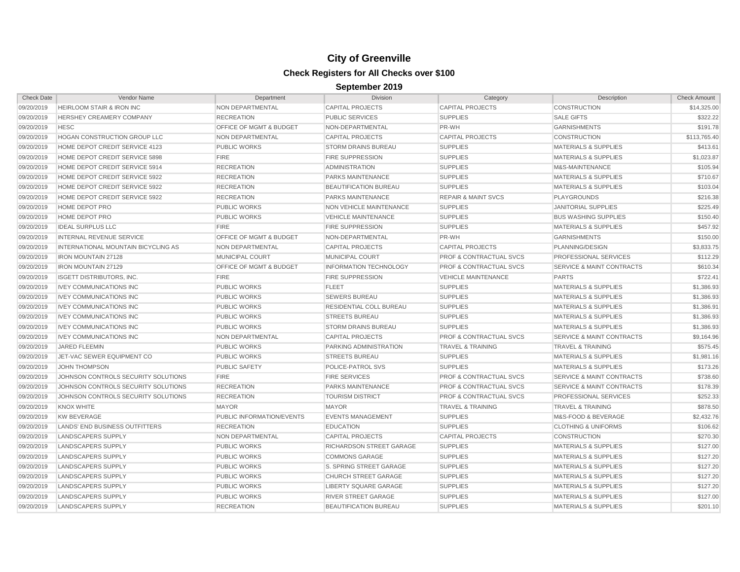# City of Greenville

## Check Registers for All Checks over $100

### September 2019

| Check Date | Vendor Name | Department | Division | Category | Description | Check Amount |
|---|---|---|---|---|---|---|
| 09/20/2019 | HEIRLOOM STAIR & IRON INC | NON DEPARTMENTAL | CAPITAL PROJECTS | CAPITAL PROJECTS | CONSTRUCTION | $14,325.00 |
| 09/20/2019 | HERSHEY CREAMERY COMPANY | RECREATION | PUBLIC SERVICES | SUPPLIES | SALE GIFTS | $322.22 |
| 09/20/2019 | HESC | OFFICE OF MGMT & BUDGET | NON-DEPARTMENTAL | PR-WH | GARNISHMENTS | $191.78 |
| 09/20/2019 | HOGAN CONSTRUCTION GROUP LLC | NON DEPARTMENTAL | CAPITAL PROJECTS | CAPITAL PROJECTS | CONSTRUCTION | $113,765.40 |
| 09/20/2019 | HOME DEPOT CREDIT SERVICE 4123 | PUBLIC WORKS | STORM DRAINS BUREAU | SUPPLIES | MATERIALS & SUPPLIES | $413.61 |
| 09/20/2019 | HOME DEPOT CREDIT SERVICE 5898 | FIRE | FIRE SUPPRESSION | SUPPLIES | MATERIALS & SUPPLIES | $1,023.87 |
| 09/20/2019 | HOME DEPOT CREDIT SERVICE 5914 | RECREATION | ADMINISTRATION | SUPPLIES | M&S-MAINTENANCE | $105.94 |
| 09/20/2019 | HOME DEPOT CREDIT SERVICE 5922 | RECREATION | PARKS MAINTENANCE | SUPPLIES | MATERIALS & SUPPLIES | $710.67 |
| 09/20/2019 | HOME DEPOT CREDIT SERVICE 5922 | RECREATION | BEAUTIFICATION BUREAU | SUPPLIES | MATERIALS & SUPPLIES | $103.04 |
| 09/20/2019 | HOME DEPOT CREDIT SERVICE 5922 | RECREATION | PARKS MAINTENANCE | REPAIR & MAINT SVCS | PLAYGROUNDS | $216.38 |
| 09/20/2019 | HOME DEPOT PRO | PUBLIC WORKS | NON VEHICLE MAINTENANCE | SUPPLIES | JANITORIAL SUPPLIES | $225.49 |
| 09/20/2019 | HOME DEPOT PRO | PUBLIC WORKS | VEHICLE MAINTENANCE | SUPPLIES | BUS WASHING SUPPLIES | $150.40 |
| 09/20/2019 | IDEAL SURPLUS LLC | FIRE | FIRE SUPPRESSION | SUPPLIES | MATERIALS & SUPPLIES | $457.92 |
| 09/20/2019 | INTERNAL REVENUE SERVICE | OFFICE OF MGMT & BUDGET | NON-DEPARTMENTAL | PR-WH | GARNISHMENTS | $150.00 |
| 09/20/2019 | INTERNATIONAL MOUNTAIN BICYCLING AS | NON DEPARTMENTAL | CAPITAL PROJECTS | CAPITAL PROJECTS | PLANNING/DESIGN | $3,833.75 |
| 09/20/2019 | IRON MOUNTAIN 27128 | MUNICIPAL COURT | MUNICIPAL COURT | PROF & CONTRACTUAL SVCS | PROFESSIONAL SERVICES | $112.29 |
| 09/20/2019 | IRON MOUNTAIN 27129 | OFFICE OF MGMT & BUDGET | INFORMATION TECHNOLOGY | PROF & CONTRACTUAL SVCS | SERVICE & MAINT CONTRACTS | $610.34 |
| 09/20/2019 | ISGETT DISTRIBUTORS, INC. | FIRE | FIRE SUPPRESSION | VEHICLE MAINTENANCE | PARTS | $722.41 |
| 09/20/2019 | IVEY COMMUNICATIONS INC | PUBLIC WORKS | FLEET | SUPPLIES | MATERIALS & SUPPLIES | $1,386.93 |
| 09/20/2019 | IVEY COMMUNICATIONS INC | PUBLIC WORKS | SEWERS BUREAU | SUPPLIES | MATERIALS & SUPPLIES | $1,386.93 |
| 09/20/2019 | IVEY COMMUNICATIONS INC | PUBLIC WORKS | RESIDENTIAL COLL BUREAU | SUPPLIES | MATERIALS & SUPPLIES | $1,386.91 |
| 09/20/2019 | IVEY COMMUNICATIONS INC | PUBLIC WORKS | STREETS BUREAU | SUPPLIES | MATERIALS & SUPPLIES | $1,386.93 |
| 09/20/2019 | IVEY COMMUNICATIONS INC | PUBLIC WORKS | STORM DRAINS BUREAU | SUPPLIES | MATERIALS & SUPPLIES | $1,386.93 |
| 09/20/2019 | IVEY COMMUNICATIONS INC | NON DEPARTMENTAL | CAPITAL PROJECTS | PROF & CONTRACTUAL SVCS | SERVICE & MAINT CONTRACTS | $9,164.96 |
| 09/20/2019 | JARED FLEEMIN | PUBLIC WORKS | PARKING ADMINISTRATION | TRAVEL & TRAINING | TRAVEL & TRAINING | $575.45 |
| 09/20/2019 | JET-VAC SEWER EQUIPMENT CO | PUBLIC WORKS | STREETS BUREAU | SUPPLIES | MATERIALS & SUPPLIES | $1,981.16 |
| 09/20/2019 | JOHN THOMPSON | PUBLIC SAFETY | POLICE-PATROL SVS | SUPPLIES | MATERIALS & SUPPLIES | $173.26 |
| 09/20/2019 | JOHNSON CONTROLS SECURITY SOLUTIONS | FIRE | FIRE SERVICES | PROF & CONTRACTUAL SVCS | SERVICE & MAINT CONTRACTS | $738.60 |
| 09/20/2019 | JOHNSON CONTROLS SECURITY SOLUTIONS | RECREATION | PARKS MAINTENANCE | PROF & CONTRACTUAL SVCS | SERVICE & MAINT CONTRACTS | $178.39 |
| 09/20/2019 | JOHNSON CONTROLS SECURITY SOLUTIONS | RECREATION | TOURISM DISTRICT | PROF & CONTRACTUAL SVCS | PROFESSIONAL SERVICES | $252.33 |
| 09/20/2019 | KNOX WHITE | MAYOR | MAYOR | TRAVEL & TRAINING | TRAVEL & TRAINING | $878.50 |
| 09/20/2019 | KW BEVERAGE | PUBLIC INFORMATION/EVENTS | EVENTS MANAGEMENT | SUPPLIES | M&S-FOOD & BEVERAGE | $2,432.76 |
| 09/20/2019 | LANDS' END BUSINESS OUTFITTERS | RECREATION | EDUCATION | SUPPLIES | CLOTHING & UNIFORMS | $106.62 |
| 09/20/2019 | LANDSCAPERS SUPPLY | NON DEPARTMENTAL | CAPITAL PROJECTS | CAPITAL PROJECTS | CONSTRUCTION | $270.30 |
| 09/20/2019 | LANDSCAPERS SUPPLY | PUBLIC WORKS | RICHARDSON STREET GARAGE | SUPPLIES | MATERIALS & SUPPLIES | $127.00 |
| 09/20/2019 | LANDSCAPERS SUPPLY | PUBLIC WORKS | COMMONS GARAGE | SUPPLIES | MATERIALS & SUPPLIES | $127.20 |
| 09/20/2019 | LANDSCAPERS SUPPLY | PUBLIC WORKS | S. SPRING STREET GARAGE | SUPPLIES | MATERIALS & SUPPLIES | $127.20 |
| 09/20/2019 | LANDSCAPERS SUPPLY | PUBLIC WORKS | CHURCH STREET GARAGE | SUPPLIES | MATERIALS & SUPPLIES | $127.20 |
| 09/20/2019 | LANDSCAPERS SUPPLY | PUBLIC WORKS | LIBERTY SQUARE GARAGE | SUPPLIES | MATERIALS & SUPPLIES | $127.20 |
| 09/20/2019 | LANDSCAPERS SUPPLY | PUBLIC WORKS | RIVER STREET GARAGE | SUPPLIES | MATERIALS & SUPPLIES | $127.00 |
| 09/20/2019 | LANDSCAPERS SUPPLY | RECREATION | BEAUTIFICATION BUREAU | SUPPLIES | MATERIALS & SUPPLIES | $201.10 |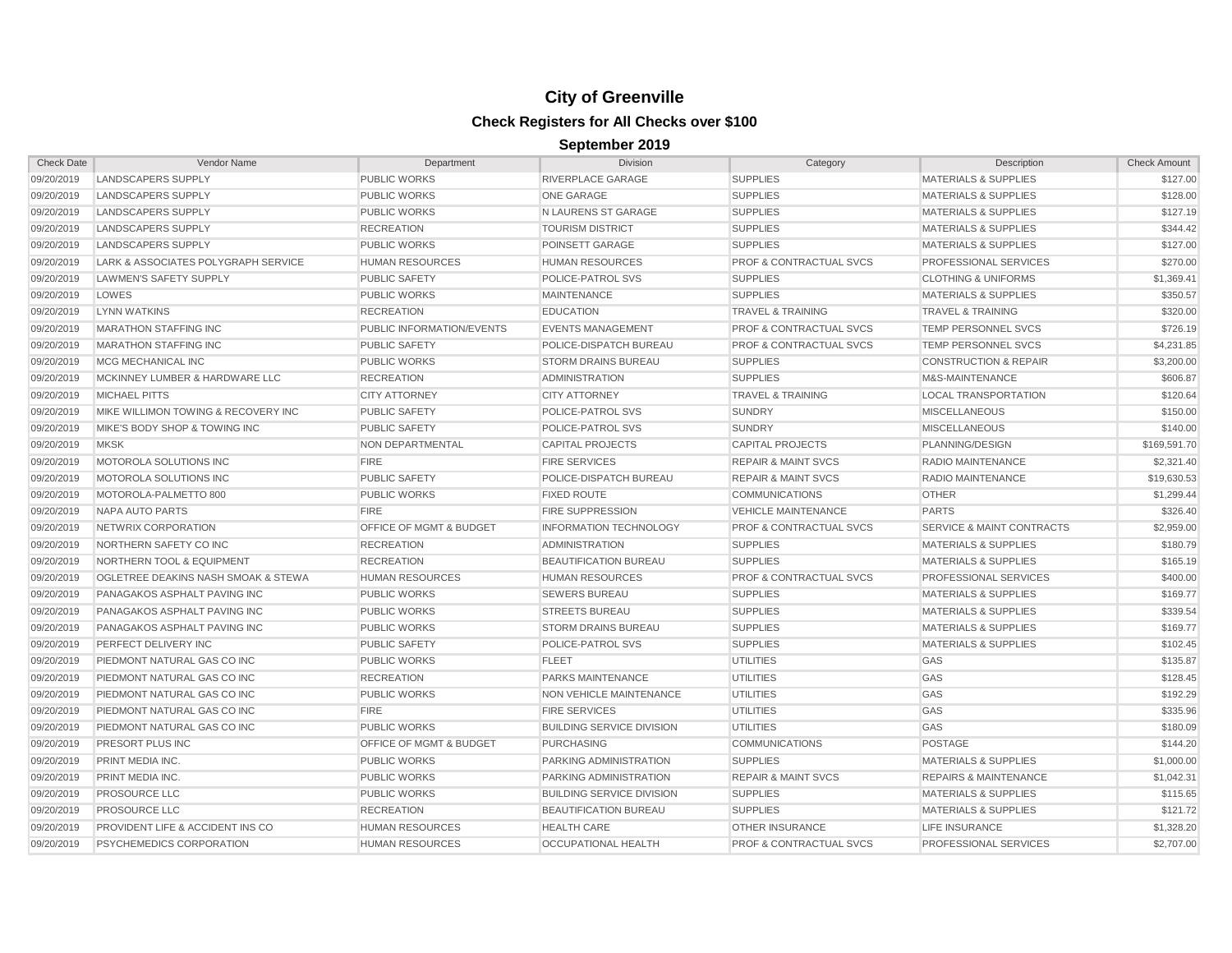# City of Greenville

## Check Registers for All Checks over $100

### September 2019

| Check Date | Vendor Name | Department | Division | Category | Description | Check Amount |
|---|---|---|---|---|---|---|
| 09/20/2019 | LANDSCAPERS SUPPLY | PUBLIC WORKS | RIVERPLACE GARAGE | SUPPLIES | MATERIALS & SUPPLIES | $127.00 |
| 09/20/2019 | LANDSCAPERS SUPPLY | PUBLIC WORKS | ONE GARAGE | SUPPLIES | MATERIALS & SUPPLIES | $128.00 |
| 09/20/2019 | LANDSCAPERS SUPPLY | PUBLIC WORKS | N LAURENS ST GARAGE | SUPPLIES | MATERIALS & SUPPLIES | $127.19 |
| 09/20/2019 | LANDSCAPERS SUPPLY | RECREATION | TOURISM DISTRICT | SUPPLIES | MATERIALS & SUPPLIES | $344.42 |
| 09/20/2019 | LANDSCAPERS SUPPLY | PUBLIC WORKS | POINSETT GARAGE | SUPPLIES | MATERIALS & SUPPLIES | $127.00 |
| 09/20/2019 | LARK & ASSOCIATES POLYGRAPH SERVICE | HUMAN RESOURCES | HUMAN RESOURCES | PROF & CONTRACTUAL SVCS | PROFESSIONAL SERVICES | $270.00 |
| 09/20/2019 | LAWMEN'S SAFETY SUPPLY | PUBLIC SAFETY | POLICE-PATROL SVS | SUPPLIES | CLOTHING & UNIFORMS | $1,369.41 |
| 09/20/2019 | LOWES | PUBLIC WORKS | MAINTENANCE | SUPPLIES | MATERIALS & SUPPLIES | $350.57 |
| 09/20/2019 | LYNN WATKINS | RECREATION | EDUCATION | TRAVEL & TRAINING | TRAVEL & TRAINING | $320.00 |
| 09/20/2019 | MARATHON STAFFING INC | PUBLIC INFORMATION/EVENTS | EVENTS MANAGEMENT | PROF & CONTRACTUAL SVCS | TEMP PERSONNEL SVCS | $726.19 |
| 09/20/2019 | MARATHON STAFFING INC | PUBLIC SAFETY | POLICE-DISPATCH BUREAU | PROF & CONTRACTUAL SVCS | TEMP PERSONNEL SVCS | $4,231.85 |
| 09/20/2019 | MCG MECHANICAL INC | PUBLIC WORKS | STORM DRAINS BUREAU | SUPPLIES | CONSTRUCTION & REPAIR | $3,200.00 |
| 09/20/2019 | MCKINNEY LUMBER & HARDWARE LLC | RECREATION | ADMINISTRATION | SUPPLIES | M&S-MAINTENANCE | $606.87 |
| 09/20/2019 | MICHAEL PITTS | CITY ATTORNEY | CITY ATTORNEY | TRAVEL & TRAINING | LOCAL TRANSPORTATION | $120.64 |
| 09/20/2019 | MIKE WILLIMON TOWING & RECOVERY INC | PUBLIC SAFETY | POLICE-PATROL SVS | SUNDRY | MISCELLANEOUS | $150.00 |
| 09/20/2019 | MIKE'S BODY SHOP & TOWING INC | PUBLIC SAFETY | POLICE-PATROL SVS | SUNDRY | MISCELLANEOUS | $140.00 |
| 09/20/2019 | MKSK | NON DEPARTMENTAL | CAPITAL PROJECTS | CAPITAL PROJECTS | PLANNING/DESIGN | $169,591.70 |
| 09/20/2019 | MOTOROLA SOLUTIONS INC | FIRE | FIRE SERVICES | REPAIR & MAINT SVCS | RADIO MAINTENANCE | $2,321.40 |
| 09/20/2019 | MOTOROLA SOLUTIONS INC | PUBLIC SAFETY | POLICE-DISPATCH BUREAU | REPAIR & MAINT SVCS | RADIO MAINTENANCE | $19,630.53 |
| 09/20/2019 | MOTOROLA-PALMETTO 800 | PUBLIC WORKS | FIXED ROUTE | COMMUNICATIONS | OTHER | $1,299.44 |
| 09/20/2019 | NAPA AUTO PARTS | FIRE | FIRE SUPPRESSION | VEHICLE MAINTENANCE | PARTS | $326.40 |
| 09/20/2019 | NETWRIX CORPORATION | OFFICE OF MGMT & BUDGET | INFORMATION TECHNOLOGY | PROF & CONTRACTUAL SVCS | SERVICE & MAINT CONTRACTS | $2,959.00 |
| 09/20/2019 | NORTHERN SAFETY CO INC | RECREATION | ADMINISTRATION | SUPPLIES | MATERIALS & SUPPLIES | $180.79 |
| 09/20/2019 | NORTHERN TOOL & EQUIPMENT | RECREATION | BEAUTIFICATION BUREAU | SUPPLIES | MATERIALS & SUPPLIES | $165.19 |
| 09/20/2019 | OGLETREE DEAKINS NASH SMOAK & STEWA | HUMAN RESOURCES | HUMAN RESOURCES | PROF & CONTRACTUAL SVCS | PROFESSIONAL SERVICES | $400.00 |
| 09/20/2019 | PANAGAKOS ASPHALT PAVING INC | PUBLIC WORKS | SEWERS BUREAU | SUPPLIES | MATERIALS & SUPPLIES | $169.77 |
| 09/20/2019 | PANAGAKOS ASPHALT PAVING INC | PUBLIC WORKS | STREETS BUREAU | SUPPLIES | MATERIALS & SUPPLIES | $339.54 |
| 09/20/2019 | PANAGAKOS ASPHALT PAVING INC | PUBLIC WORKS | STORM DRAINS BUREAU | SUPPLIES | MATERIALS & SUPPLIES | $169.77 |
| 09/20/2019 | PERFECT DELIVERY INC | PUBLIC SAFETY | POLICE-PATROL SVS | SUPPLIES | MATERIALS & SUPPLIES | $102.45 |
| 09/20/2019 | PIEDMONT NATURAL GAS CO INC | PUBLIC WORKS | FLEET | UTILITIES | GAS | $135.87 |
| 09/20/2019 | PIEDMONT NATURAL GAS CO INC | RECREATION | PARKS MAINTENANCE | UTILITIES | GAS | $128.45 |
| 09/20/2019 | PIEDMONT NATURAL GAS CO INC | PUBLIC WORKS | NON VEHICLE MAINTENANCE | UTILITIES | GAS | $192.29 |
| 09/20/2019 | PIEDMONT NATURAL GAS CO INC | FIRE | FIRE SERVICES | UTILITIES | GAS | $335.96 |
| 09/20/2019 | PIEDMONT NATURAL GAS CO INC | PUBLIC WORKS | BUILDING SERVICE DIVISION | UTILITIES | GAS | $180.09 |
| 09/20/2019 | PRESORT PLUS INC | OFFICE OF MGMT & BUDGET | PURCHASING | COMMUNICATIONS | POSTAGE | $144.20 |
| 09/20/2019 | PRINT MEDIA INC. | PUBLIC WORKS | PARKING ADMINISTRATION | SUPPLIES | MATERIALS & SUPPLIES | $1,000.00 |
| 09/20/2019 | PRINT MEDIA INC. | PUBLIC WORKS | PARKING ADMINISTRATION | REPAIR & MAINT SVCS | REPAIRS & MAINTENANCE | $1,042.31 |
| 09/20/2019 | PROSOURCE LLC | PUBLIC WORKS | BUILDING SERVICE DIVISION | SUPPLIES | MATERIALS & SUPPLIES | $115.65 |
| 09/20/2019 | PROSOURCE LLC | RECREATION | BEAUTIFICATION BUREAU | SUPPLIES | MATERIALS & SUPPLIES | $121.72 |
| 09/20/2019 | PROVIDENT LIFE & ACCIDENT INS CO | HUMAN RESOURCES | HEALTH CARE | OTHER INSURANCE | LIFE INSURANCE | $1,328.20 |
| 09/20/2019 | PSYCHEMEDICS CORPORATION | HUMAN RESOURCES | OCCUPATIONAL HEALTH | PROF & CONTRACTUAL SVCS | PROFESSIONAL SERVICES | $2,707.00 |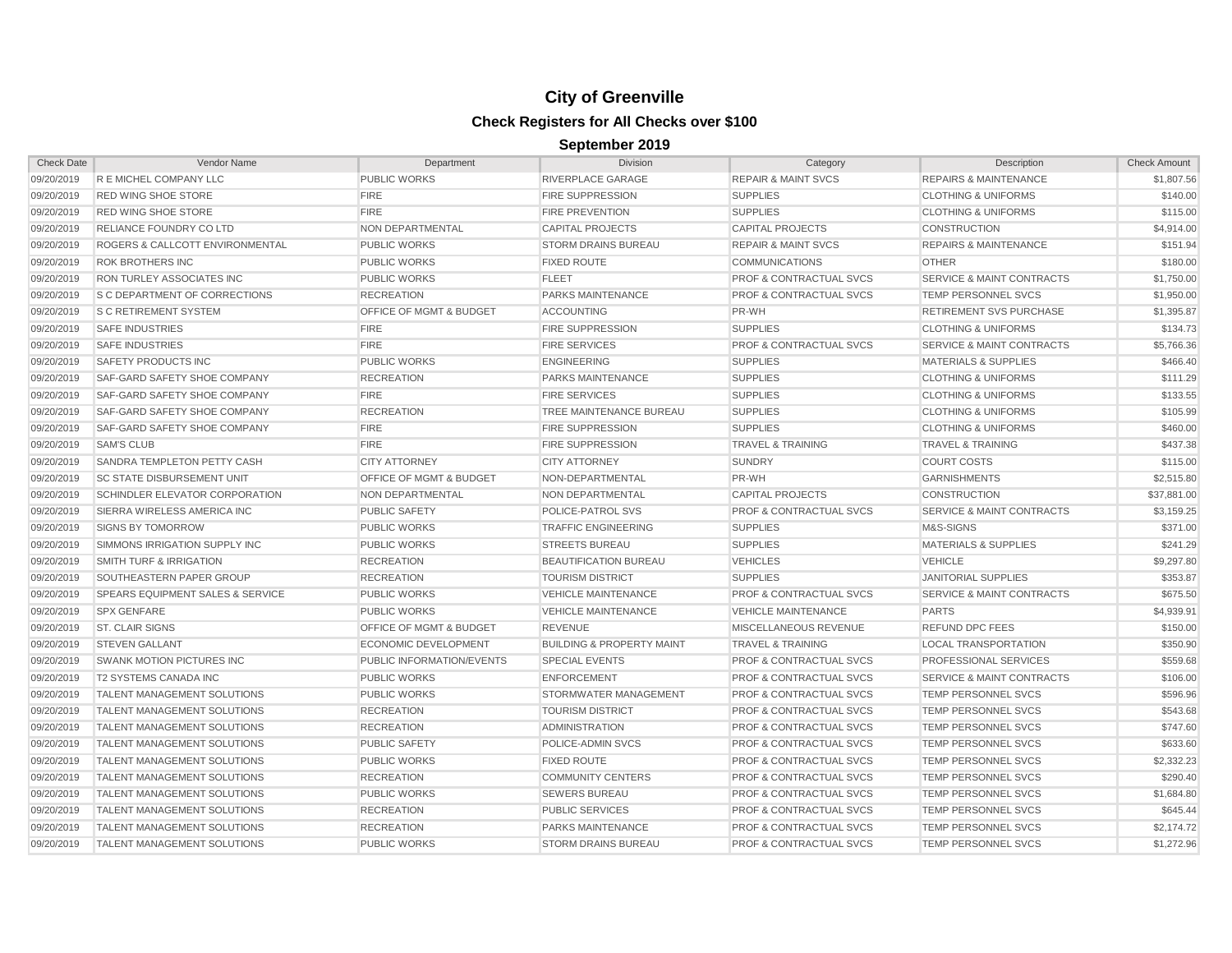# City of Greenville

## Check Registers for All Checks over $100

### September 2019

| Check Date | Vendor Name | Department | Division | Category | Description | Check Amount |
|---|---|---|---|---|---|---|
| 09/20/2019 | R E MICHEL COMPANY LLC | PUBLIC WORKS | RIVERPLACE GARAGE | REPAIR & MAINT SVCS | REPAIRS & MAINTENANCE | $1,807.56 |
| 09/20/2019 | RED WING SHOE STORE | FIRE | FIRE SUPPRESSION | SUPPLIES | CLOTHING & UNIFORMS | $140.00 |
| 09/20/2019 | RED WING SHOE STORE | FIRE | FIRE PREVENTION | SUPPLIES | CLOTHING & UNIFORMS | $115.00 |
| 09/20/2019 | RELIANCE FOUNDRY CO LTD | NON DEPARTMENTAL | CAPITAL PROJECTS | CAPITAL PROJECTS | CONSTRUCTION | $4,914.00 |
| 09/20/2019 | ROGERS & CALLCOTT ENVIRONMENTAL | PUBLIC WORKS | STORM DRAINS BUREAU | REPAIR & MAINT SVCS | REPAIRS & MAINTENANCE | $151.94 |
| 09/20/2019 | ROK BROTHERS INC | PUBLIC WORKS | FIXED ROUTE | COMMUNICATIONS | OTHER | $180.00 |
| 09/20/2019 | RON TURLEY ASSOCIATES INC | PUBLIC WORKS | FLEET | PROF & CONTRACTUAL SVCS | SERVICE & MAINT CONTRACTS | $1,750.00 |
| 09/20/2019 | S C DEPARTMENT OF CORRECTIONS | RECREATION | PARKS MAINTENANCE | PROF & CONTRACTUAL SVCS | TEMP PERSONNEL SVCS | $1,950.00 |
| 09/20/2019 | S C RETIREMENT SYSTEM | OFFICE OF MGMT & BUDGET | ACCOUNTING | PR-WH | RETIREMENT SVS PURCHASE | $1,395.87 |
| 09/20/2019 | SAFE INDUSTRIES | FIRE | FIRE SUPPRESSION | SUPPLIES | CLOTHING & UNIFORMS | $134.73 |
| 09/20/2019 | SAFE INDUSTRIES | FIRE | FIRE SERVICES | PROF & CONTRACTUAL SVCS | SERVICE & MAINT CONTRACTS | $5,766.36 |
| 09/20/2019 | SAFETY PRODUCTS INC | PUBLIC WORKS | ENGINEERING | SUPPLIES | MATERIALS & SUPPLIES | $466.40 |
| 09/20/2019 | SAF-GARD SAFETY SHOE COMPANY | RECREATION | PARKS MAINTENANCE | SUPPLIES | CLOTHING & UNIFORMS | $111.29 |
| 09/20/2019 | SAF-GARD SAFETY SHOE COMPANY | FIRE | FIRE SERVICES | SUPPLIES | CLOTHING & UNIFORMS | $133.55 |
| 09/20/2019 | SAF-GARD SAFETY SHOE COMPANY | RECREATION | TREE MAINTENANCE BUREAU | SUPPLIES | CLOTHING & UNIFORMS | $105.99 |
| 09/20/2019 | SAF-GARD SAFETY SHOE COMPANY | FIRE | FIRE SUPPRESSION | SUPPLIES | CLOTHING & UNIFORMS | $460.00 |
| 09/20/2019 | SAM'S CLUB | FIRE | FIRE SUPPRESSION | TRAVEL & TRAINING | TRAVEL & TRAINING | $437.38 |
| 09/20/2019 | SANDRA TEMPLETON PETTY CASH | CITY ATTORNEY | CITY ATTORNEY | SUNDRY | COURT COSTS | $115.00 |
| 09/20/2019 | SC STATE DISBURSEMENT UNIT | OFFICE OF MGMT & BUDGET | NON-DEPARTMENTAL | PR-WH | GARNISHMENTS | $2,515.80 |
| 09/20/2019 | SCHINDLER ELEVATOR CORPORATION | NON DEPARTMENTAL | NON DEPARTMENTAL | CAPITAL PROJECTS | CONSTRUCTION | $37,881.00 |
| 09/20/2019 | SIERRA WIRELESS AMERICA INC | PUBLIC SAFETY | POLICE-PATROL SVS | PROF & CONTRACTUAL SVCS | SERVICE & MAINT CONTRACTS | $3,159.25 |
| 09/20/2019 | SIGNS BY TOMORROW | PUBLIC WORKS | TRAFFIC ENGINEERING | SUPPLIES | M&S-SIGNS | $371.00 |
| 09/20/2019 | SIMMONS IRRIGATION SUPPLY INC | PUBLIC WORKS | STREETS BUREAU | SUPPLIES | MATERIALS & SUPPLIES | $241.29 |
| 09/20/2019 | SMITH TURF & IRRIGATION | RECREATION | BEAUTIFICATION BUREAU | VEHICLES | VEHICLE | $9,297.80 |
| 09/20/2019 | SOUTHEASTERN PAPER GROUP | RECREATION | TOURISM DISTRICT | SUPPLIES | JANITORIAL SUPPLIES | $353.87 |
| 09/20/2019 | SPEARS EQUIPMENT SALES & SERVICE | PUBLIC WORKS | VEHICLE MAINTENANCE | PROF & CONTRACTUAL SVCS | SERVICE & MAINT CONTRACTS | $675.50 |
| 09/20/2019 | SPX GENFARE | PUBLIC WORKS | VEHICLE MAINTENANCE | VEHICLE MAINTENANCE | PARTS | $4,939.91 |
| 09/20/2019 | ST. CLAIR SIGNS | OFFICE OF MGMT & BUDGET | REVENUE | MISCELLANEOUS REVENUE | REFUND DPC FEES | $150.00 |
| 09/20/2019 | STEVEN GALLANT | ECONOMIC DEVELOPMENT | BUILDING & PROPERTY MAINT | TRAVEL & TRAINING | LOCAL TRANSPORTATION | $350.90 |
| 09/20/2019 | SWANK MOTION PICTURES INC | PUBLIC INFORMATION/EVENTS | SPECIAL EVENTS | PROF & CONTRACTUAL SVCS | PROFESSIONAL SERVICES | $559.68 |
| 09/20/2019 | T2 SYSTEMS CANADA INC | PUBLIC WORKS | ENFORCEMENT | PROF & CONTRACTUAL SVCS | SERVICE & MAINT CONTRACTS | $106.00 |
| 09/20/2019 | TALENT MANAGEMENT SOLUTIONS | PUBLIC WORKS | STORMWATER MANAGEMENT | PROF & CONTRACTUAL SVCS | TEMP PERSONNEL SVCS | $596.96 |
| 09/20/2019 | TALENT MANAGEMENT SOLUTIONS | RECREATION | TOURISM DISTRICT | PROF & CONTRACTUAL SVCS | TEMP PERSONNEL SVCS | $543.68 |
| 09/20/2019 | TALENT MANAGEMENT SOLUTIONS | RECREATION | ADMINISTRATION | PROF & CONTRACTUAL SVCS | TEMP PERSONNEL SVCS | $747.60 |
| 09/20/2019 | TALENT MANAGEMENT SOLUTIONS | PUBLIC SAFETY | POLICE-ADMIN SVCS | PROF & CONTRACTUAL SVCS | TEMP PERSONNEL SVCS | $633.60 |
| 09/20/2019 | TALENT MANAGEMENT SOLUTIONS | PUBLIC WORKS | FIXED ROUTE | PROF & CONTRACTUAL SVCS | TEMP PERSONNEL SVCS | $2,332.23 |
| 09/20/2019 | TALENT MANAGEMENT SOLUTIONS | RECREATION | COMMUNITY CENTERS | PROF & CONTRACTUAL SVCS | TEMP PERSONNEL SVCS | $290.40 |
| 09/20/2019 | TALENT MANAGEMENT SOLUTIONS | PUBLIC WORKS | SEWERS BUREAU | PROF & CONTRACTUAL SVCS | TEMP PERSONNEL SVCS | $1,684.80 |
| 09/20/2019 | TALENT MANAGEMENT SOLUTIONS | RECREATION | PUBLIC SERVICES | PROF & CONTRACTUAL SVCS | TEMP PERSONNEL SVCS | $645.44 |
| 09/20/2019 | TALENT MANAGEMENT SOLUTIONS | RECREATION | PARKS MAINTENANCE | PROF & CONTRACTUAL SVCS | TEMP PERSONNEL SVCS | $2,174.72 |
| 09/20/2019 | TALENT MANAGEMENT SOLUTIONS | PUBLIC WORKS | STORM DRAINS BUREAU | PROF & CONTRACTUAL SVCS | TEMP PERSONNEL SVCS | $1,272.96 |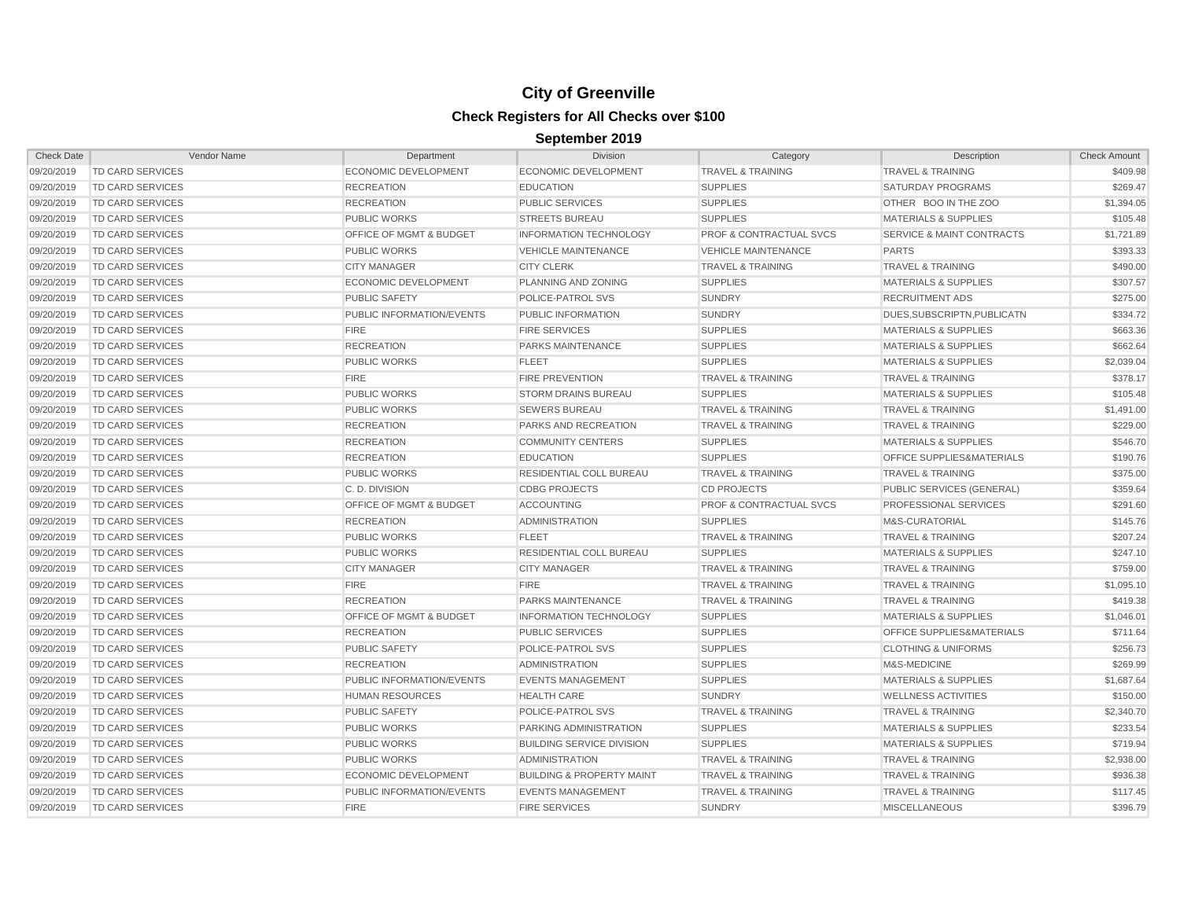# City of Greenville

## Check Registers for All Checks over $100

### September 2019

| Check Date | Vendor Name | Department | Division | Category | Description | Check Amount |
|---|---|---|---|---|---|---|
| 09/20/2019 | TD CARD SERVICES | ECONOMIC DEVELOPMENT | ECONOMIC DEVELOPMENT | TRAVEL & TRAINING | TRAVEL & TRAINING | $409.98 |
| 09/20/2019 | TD CARD SERVICES | RECREATION | EDUCATION | SUPPLIES | SATURDAY PROGRAMS | $269.47 |
| 09/20/2019 | TD CARD SERVICES | RECREATION | PUBLIC SERVICES | SUPPLIES | OTHER BOO IN THE ZOO | $1,394.05 |
| 09/20/2019 | TD CARD SERVICES | PUBLIC WORKS | STREETS BUREAU | SUPPLIES | MATERIALS & SUPPLIES | $105.48 |
| 09/20/2019 | TD CARD SERVICES | OFFICE OF MGMT & BUDGET | INFORMATION TECHNOLOGY | PROF & CONTRACTUAL SVCS | SERVICE & MAINT CONTRACTS | $1,721.89 |
| 09/20/2019 | TD CARD SERVICES | PUBLIC WORKS | VEHICLE MAINTENANCE | VEHICLE MAINTENANCE | PARTS | $393.33 |
| 09/20/2019 | TD CARD SERVICES | CITY MANAGER | CITY CLERK | TRAVEL & TRAINING | TRAVEL & TRAINING | $490.00 |
| 09/20/2019 | TD CARD SERVICES | ECONOMIC DEVELOPMENT | PLANNING AND ZONING | SUPPLIES | MATERIALS & SUPPLIES | $307.57 |
| 09/20/2019 | TD CARD SERVICES | PUBLIC SAFETY | POLICE-PATROL SVS | SUNDRY | RECRUITMENT ADS | $275.00 |
| 09/20/2019 | TD CARD SERVICES | PUBLIC INFORMATION/EVENTS | PUBLIC INFORMATION | SUNDRY | DUES,SUBSCRIPTN,PUBLICATN | $334.72 |
| 09/20/2019 | TD CARD SERVICES | FIRE | FIRE SERVICES | SUPPLIES | MATERIALS & SUPPLIES | $663.36 |
| 09/20/2019 | TD CARD SERVICES | RECREATION | PARKS MAINTENANCE | SUPPLIES | MATERIALS & SUPPLIES | $662.64 |
| 09/20/2019 | TD CARD SERVICES | PUBLIC WORKS | FLEET | SUPPLIES | MATERIALS & SUPPLIES | $2,039.04 |
| 09/20/2019 | TD CARD SERVICES | FIRE | FIRE PREVENTION | TRAVEL & TRAINING | TRAVEL & TRAINING | $378.17 |
| 09/20/2019 | TD CARD SERVICES | PUBLIC WORKS | STORM DRAINS BUREAU | SUPPLIES | MATERIALS & SUPPLIES | $105.48 |
| 09/20/2019 | TD CARD SERVICES | PUBLIC WORKS | SEWERS BUREAU | TRAVEL & TRAINING | TRAVEL & TRAINING | $1,491.00 |
| 09/20/2019 | TD CARD SERVICES | RECREATION | PARKS AND RECREATION | TRAVEL & TRAINING | TRAVEL & TRAINING | $229.00 |
| 09/20/2019 | TD CARD SERVICES | RECREATION | COMMUNITY CENTERS | SUPPLIES | MATERIALS & SUPPLIES | $546.70 |
| 09/20/2019 | TD CARD SERVICES | RECREATION | EDUCATION | SUPPLIES | OFFICE SUPPLIES&MATERIALS | $190.76 |
| 09/20/2019 | TD CARD SERVICES | PUBLIC WORKS | RESIDENTIAL COLL BUREAU | TRAVEL & TRAINING | TRAVEL & TRAINING | $375.00 |
| 09/20/2019 | TD CARD SERVICES | C. D. DIVISION | CDBG PROJECTS | CD PROJECTS | PUBLIC SERVICES (GENERAL) | $359.64 |
| 09/20/2019 | TD CARD SERVICES | OFFICE OF MGMT & BUDGET | ACCOUNTING | PROF & CONTRACTUAL SVCS | PROFESSIONAL SERVICES | $291.60 |
| 09/20/2019 | TD CARD SERVICES | RECREATION | ADMINISTRATION | SUPPLIES | M&S-CURATORIAL | $145.76 |
| 09/20/2019 | TD CARD SERVICES | PUBLIC WORKS | FLEET | TRAVEL & TRAINING | TRAVEL & TRAINING | $207.24 |
| 09/20/2019 | TD CARD SERVICES | PUBLIC WORKS | RESIDENTIAL COLL BUREAU | SUPPLIES | MATERIALS & SUPPLIES | $247.10 |
| 09/20/2019 | TD CARD SERVICES | CITY MANAGER | CITY MANAGER | TRAVEL & TRAINING | TRAVEL & TRAINING | $759.00 |
| 09/20/2019 | TD CARD SERVICES | FIRE | FIRE | TRAVEL & TRAINING | TRAVEL & TRAINING | $1,095.10 |
| 09/20/2019 | TD CARD SERVICES | RECREATION | PARKS MAINTENANCE | TRAVEL & TRAINING | TRAVEL & TRAINING | $419.38 |
| 09/20/2019 | TD CARD SERVICES | OFFICE OF MGMT & BUDGET | INFORMATION TECHNOLOGY | SUPPLIES | MATERIALS & SUPPLIES | $1,046.01 |
| 09/20/2019 | TD CARD SERVICES | RECREATION | PUBLIC SERVICES | SUPPLIES | OFFICE SUPPLIES&MATERIALS | $711.64 |
| 09/20/2019 | TD CARD SERVICES | PUBLIC SAFETY | POLICE-PATROL SVS | SUPPLIES | CLOTHING & UNIFORMS | $256.73 |
| 09/20/2019 | TD CARD SERVICES | RECREATION | ADMINISTRATION | SUPPLIES | M&S-MEDICINE | $269.99 |
| 09/20/2019 | TD CARD SERVICES | PUBLIC INFORMATION/EVENTS | EVENTS MANAGEMENT | SUPPLIES | MATERIALS & SUPPLIES | $1,687.64 |
| 09/20/2019 | TD CARD SERVICES | HUMAN RESOURCES | HEALTH CARE | SUNDRY | WELLNESS ACTIVITIES | $150.00 |
| 09/20/2019 | TD CARD SERVICES | PUBLIC SAFETY | POLICE-PATROL SVS | TRAVEL & TRAINING | TRAVEL & TRAINING | $2,340.70 |
| 09/20/2019 | TD CARD SERVICES | PUBLIC WORKS | PARKING ADMINISTRATION | SUPPLIES | MATERIALS & SUPPLIES | $233.54 |
| 09/20/2019 | TD CARD SERVICES | PUBLIC WORKS | BUILDING SERVICE DIVISION | SUPPLIES | MATERIALS & SUPPLIES | $719.94 |
| 09/20/2019 | TD CARD SERVICES | PUBLIC WORKS | ADMINISTRATION | TRAVEL & TRAINING | TRAVEL & TRAINING | $2,938.00 |
| 09/20/2019 | TD CARD SERVICES | ECONOMIC DEVELOPMENT | BUILDING & PROPERTY MAINT | TRAVEL & TRAINING | TRAVEL & TRAINING | $936.38 |
| 09/20/2019 | TD CARD SERVICES | PUBLIC INFORMATION/EVENTS | EVENTS MANAGEMENT | TRAVEL & TRAINING | TRAVEL & TRAINING | $117.45 |
| 09/20/2019 | TD CARD SERVICES | FIRE | FIRE SERVICES | SUNDRY | MISCELLANEOUS | $396.79 |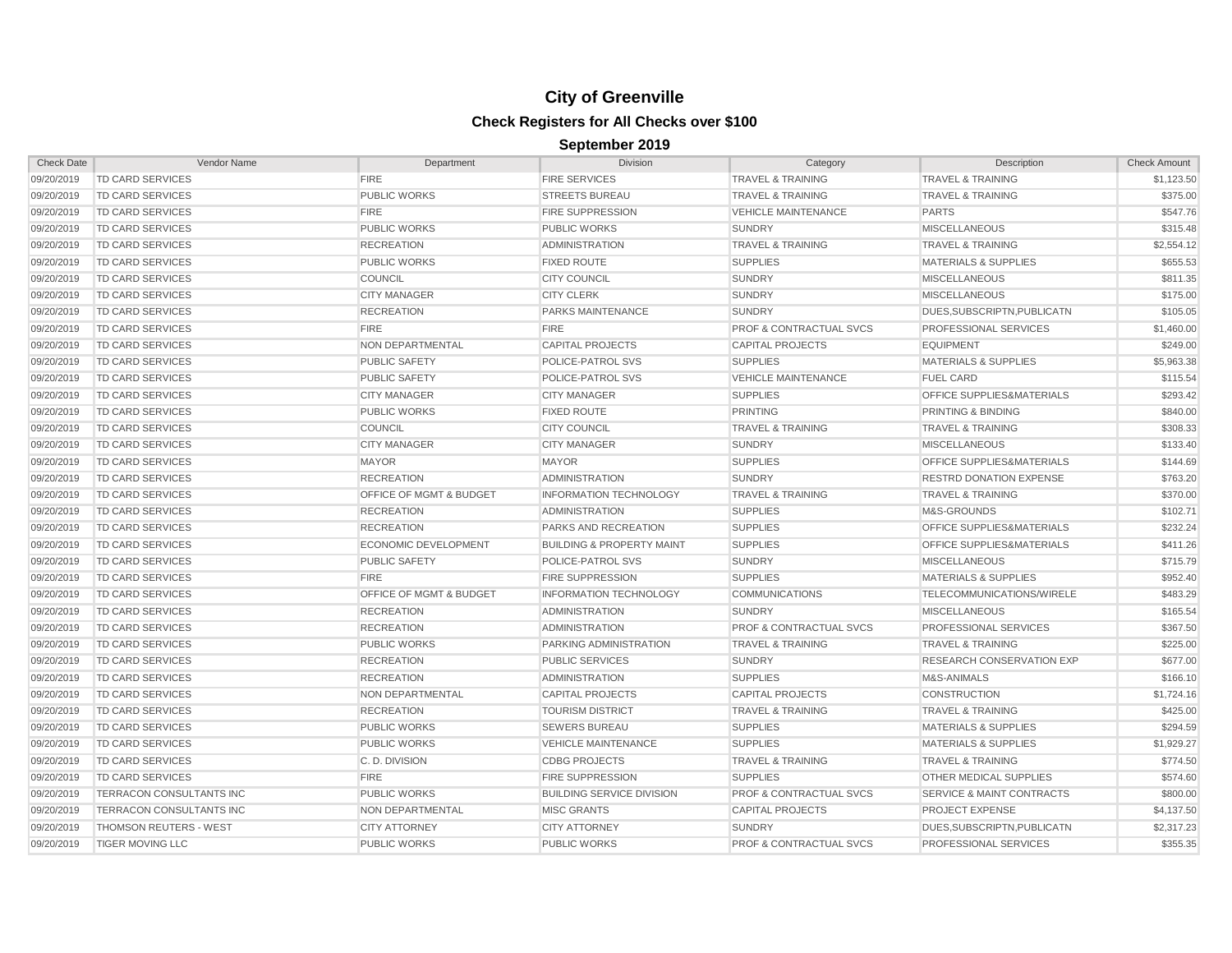# City of Greenville

## Check Registers for All Checks over $100

### September 2019

| Check Date | Vendor Name | Department | Division | Category | Description | Check Amount |
|---|---|---|---|---|---|---|
| 09/20/2019 | TD CARD SERVICES | FIRE | FIRE SERVICES | TRAVEL & TRAINING | TRAVEL & TRAINING | $1,123.50 |
| 09/20/2019 | TD CARD SERVICES | PUBLIC WORKS | STREETS BUREAU | TRAVEL & TRAINING | TRAVEL & TRAINING | $375.00 |
| 09/20/2019 | TD CARD SERVICES | FIRE | FIRE SUPPRESSION | VEHICLE MAINTENANCE | PARTS | $547.76 |
| 09/20/2019 | TD CARD SERVICES | PUBLIC WORKS | PUBLIC WORKS | SUNDRY | MISCELLANEOUS | $315.48 |
| 09/20/2019 | TD CARD SERVICES | RECREATION | ADMINISTRATION | TRAVEL & TRAINING | TRAVEL & TRAINING | $2,554.12 |
| 09/20/2019 | TD CARD SERVICES | PUBLIC WORKS | FIXED ROUTE | SUPPLIES | MATERIALS & SUPPLIES | $655.53 |
| 09/20/2019 | TD CARD SERVICES | COUNCIL | CITY COUNCIL | SUNDRY | MISCELLANEOUS | $811.35 |
| 09/20/2019 | TD CARD SERVICES | CITY MANAGER | CITY CLERK | SUNDRY | MISCELLANEOUS | $175.00 |
| 09/20/2019 | TD CARD SERVICES | RECREATION | PARKS MAINTENANCE | SUNDRY | DUES,SUBSCRIPTN,PUBLICATN | $105.05 |
| 09/20/2019 | TD CARD SERVICES | FIRE | FIRE | PROF & CONTRACTUAL SVCS | PROFESSIONAL SERVICES | $1,460.00 |
| 09/20/2019 | TD CARD SERVICES | NON DEPARTMENTAL | CAPITAL PROJECTS | CAPITAL PROJECTS | EQUIPMENT | $249.00 |
| 09/20/2019 | TD CARD SERVICES | PUBLIC SAFETY | POLICE-PATROL SVS | SUPPLIES | MATERIALS & SUPPLIES | $5,963.38 |
| 09/20/2019 | TD CARD SERVICES | PUBLIC SAFETY | POLICE-PATROL SVS | VEHICLE MAINTENANCE | FUEL CARD | $115.54 |
| 09/20/2019 | TD CARD SERVICES | CITY MANAGER | CITY MANAGER | SUPPLIES | OFFICE SUPPLIES&MATERIALS | $293.42 |
| 09/20/2019 | TD CARD SERVICES | PUBLIC WORKS | FIXED ROUTE | PRINTING | PRINTING & BINDING | $840.00 |
| 09/20/2019 | TD CARD SERVICES | COUNCIL | CITY COUNCIL | TRAVEL & TRAINING | TRAVEL & TRAINING | $308.33 |
| 09/20/2019 | TD CARD SERVICES | CITY MANAGER | CITY MANAGER | SUNDRY | MISCELLANEOUS | $133.40 |
| 09/20/2019 | TD CARD SERVICES | MAYOR | MAYOR | SUPPLIES | OFFICE SUPPLIES&MATERIALS | $144.69 |
| 09/20/2019 | TD CARD SERVICES | RECREATION | ADMINISTRATION | SUNDRY | RESTRD DONATION EXPENSE | $763.20 |
| 09/20/2019 | TD CARD SERVICES | OFFICE OF MGMT & BUDGET | INFORMATION TECHNOLOGY | TRAVEL & TRAINING | TRAVEL & TRAINING | $370.00 |
| 09/20/2019 | TD CARD SERVICES | RECREATION | ADMINISTRATION | SUPPLIES | M&S-GROUNDS | $102.71 |
| 09/20/2019 | TD CARD SERVICES | RECREATION | PARKS AND RECREATION | SUPPLIES | OFFICE SUPPLIES&MATERIALS | $232.24 |
| 09/20/2019 | TD CARD SERVICES | ECONOMIC DEVELOPMENT | BUILDING & PROPERTY MAINT | SUPPLIES | OFFICE SUPPLIES&MATERIALS | $411.26 |
| 09/20/2019 | TD CARD SERVICES | PUBLIC SAFETY | POLICE-PATROL SVS | SUNDRY | MISCELLANEOUS | $715.79 |
| 09/20/2019 | TD CARD SERVICES | FIRE | FIRE SUPPRESSION | SUPPLIES | MATERIALS & SUPPLIES | $952.40 |
| 09/20/2019 | TD CARD SERVICES | OFFICE OF MGMT & BUDGET | INFORMATION TECHNOLOGY | COMMUNICATIONS | TELECOMMUNICATIONS/WIRELE | $483.29 |
| 09/20/2019 | TD CARD SERVICES | RECREATION | ADMINISTRATION | SUNDRY | MISCELLANEOUS | $165.54 |
| 09/20/2019 | TD CARD SERVICES | RECREATION | ADMINISTRATION | PROF & CONTRACTUAL SVCS | PROFESSIONAL SERVICES | $367.50 |
| 09/20/2019 | TD CARD SERVICES | PUBLIC WORKS | PARKING ADMINISTRATION | TRAVEL & TRAINING | TRAVEL & TRAINING | $225.00 |
| 09/20/2019 | TD CARD SERVICES | RECREATION | PUBLIC SERVICES | SUNDRY | RESEARCH CONSERVATION EXP | $677.00 |
| 09/20/2019 | TD CARD SERVICES | RECREATION | ADMINISTRATION | SUPPLIES | M&S-ANIMALS | $166.10 |
| 09/20/2019 | TD CARD SERVICES | NON DEPARTMENTAL | CAPITAL PROJECTS | CAPITAL PROJECTS | CONSTRUCTION | $1,724.16 |
| 09/20/2019 | TD CARD SERVICES | RECREATION | TOURISM DISTRICT | TRAVEL & TRAINING | TRAVEL & TRAINING | $425.00 |
| 09/20/2019 | TD CARD SERVICES | PUBLIC WORKS | SEWERS BUREAU | SUPPLIES | MATERIALS & SUPPLIES | $294.59 |
| 09/20/2019 | TD CARD SERVICES | PUBLIC WORKS | VEHICLE MAINTENANCE | SUPPLIES | MATERIALS & SUPPLIES | $1,929.27 |
| 09/20/2019 | TD CARD SERVICES | C. D. DIVISION | CDBG PROJECTS | TRAVEL & TRAINING | TRAVEL & TRAINING | $774.50 |
| 09/20/2019 | TD CARD SERVICES | FIRE | FIRE SUPPRESSION | SUPPLIES | OTHER MEDICAL SUPPLIES | $574.60 |
| 09/20/2019 | TERRACON CONSULTANTS INC | PUBLIC WORKS | BUILDING SERVICE DIVISION | PROF & CONTRACTUAL SVCS | SERVICE & MAINT CONTRACTS | $800.00 |
| 09/20/2019 | TERRACON CONSULTANTS INC | NON DEPARTMENTAL | MISC GRANTS | CAPITAL PROJECTS | PROJECT EXPENSE | $4,137.50 |
| 09/20/2019 | THOMSON REUTERS - WEST | CITY ATTORNEY | CITY ATTORNEY | SUNDRY | DUES,SUBSCRIPTN,PUBLICATN | $2,317.23 |
| 09/20/2019 | TIGER MOVING LLC | PUBLIC WORKS | PUBLIC WORKS | PROF & CONTRACTUAL SVCS | PROFESSIONAL SERVICES | $355.35 |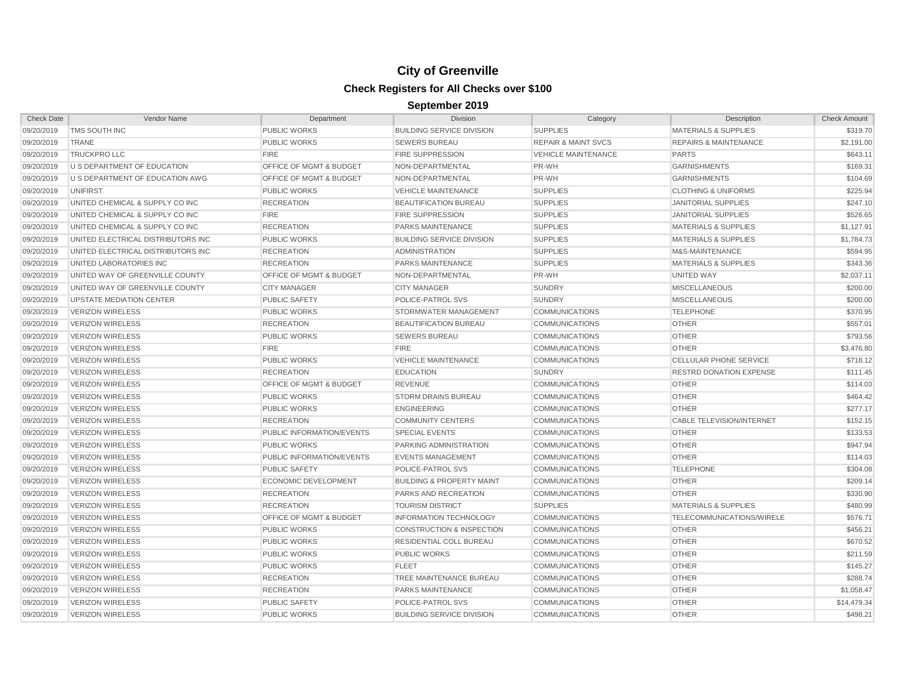# City of Greenville

## Check Registers for All Checks over $100

### September 2019

| Check Date | Vendor Name | Department | Division | Category | Description | Check Amount |
|---|---|---|---|---|---|---|
| 09/20/2019 | TMS SOUTH INC | PUBLIC WORKS | BUILDING SERVICE DIVISION | SUPPLIES | MATERIALS & SUPPLIES | $319.70 |
| 09/20/2019 | TRANE | PUBLIC WORKS | SEWERS BUREAU | REPAIR & MAINT SVCS | REPAIRS & MAINTENANCE | $2,191.00 |
| 09/20/2019 | TRUCKPRO LLC | FIRE | FIRE SUPPRESSION | VEHICLE MAINTENANCE | PARTS | $643.11 |
| 09/20/2019 | U S DEPARTMENT OF EDUCATION | OFFICE OF MGMT & BUDGET | NON-DEPARTMENTAL | PR-WH | GARNISHMENTS | $169.31 |
| 09/20/2019 | U S DEPARTMENT OF EDUCATION AWG | OFFICE OF MGMT & BUDGET | NON-DEPARTMENTAL | PR-WH | GARNISHMENTS | $104.69 |
| 09/20/2019 | UNIFIRST | PUBLIC WORKS | VEHICLE MAINTENANCE | SUPPLIES | CLOTHING & UNIFORMS | $225.94 |
| 09/20/2019 | UNITED CHEMICAL & SUPPLY CO INC | RECREATION | BEAUTIFICATION BUREAU | SUPPLIES | JANITORIAL SUPPLIES | $247.10 |
| 09/20/2019 | UNITED CHEMICAL & SUPPLY CO INC | FIRE | FIRE SUPPRESSION | SUPPLIES | JANITORIAL SUPPLIES | $526.65 |
| 09/20/2019 | UNITED CHEMICAL & SUPPLY CO INC | RECREATION | PARKS MAINTENANCE | SUPPLIES | MATERIALS & SUPPLIES | $1,127.91 |
| 09/20/2019 | UNITED ELECTRICAL DISTRIBUTORS INC | PUBLIC WORKS | BUILDING SERVICE DIVISION | SUPPLIES | MATERIALS & SUPPLIES | $1,784.73 |
| 09/20/2019 | UNITED ELECTRICAL DISTRIBUTORS INC | RECREATION | ADMINISTRATION | SUPPLIES | M&S-MAINTENANCE | $594.95 |
| 09/20/2019 | UNITED LABORATORIES INC | RECREATION | PARKS MAINTENANCE | SUPPLIES | MATERIALS & SUPPLIES | $343.36 |
| 09/20/2019 | UNITED WAY OF GREENVILLE COUNTY | OFFICE OF MGMT & BUDGET | NON-DEPARTMENTAL | PR-WH | UNITED WAY | $2,037.11 |
| 09/20/2019 | UNITED WAY OF GREENVILLE COUNTY | CITY MANAGER | CITY MANAGER | SUNDRY | MISCELLANEOUS | $200.00 |
| 09/20/2019 | UPSTATE MEDIATION CENTER | PUBLIC SAFETY | POLICE-PATROL SVS | SUNDRY | MISCELLANEOUS | $200.00 |
| 09/20/2019 | VERIZON WIRELESS | PUBLIC WORKS | STORMWATER MANAGEMENT | COMMUNICATIONS | TELEPHONE | $370.95 |
| 09/20/2019 | VERIZON WIRELESS | RECREATION | BEAUTIFICATION BUREAU | COMMUNICATIONS | OTHER | $557.01 |
| 09/20/2019 | VERIZON WIRELESS | PUBLIC WORKS | SEWERS BUREAU | COMMUNICATIONS | OTHER | $793.56 |
| 09/20/2019 | VERIZON WIRELESS | FIRE | FIRE | COMMUNICATIONS | OTHER | $3,476.80 |
| 09/20/2019 | VERIZON WIRELESS | PUBLIC WORKS | VEHICLE MAINTENANCE | COMMUNICATIONS | CELLULAR PHONE SERVICE | $718.12 |
| 09/20/2019 | VERIZON WIRELESS | RECREATION | EDUCATION | SUNDRY | RESTRD DONATION EXPENSE | $111.45 |
| 09/20/2019 | VERIZON WIRELESS | OFFICE OF MGMT & BUDGET | REVENUE | COMMUNICATIONS | OTHER | $114.03 |
| 09/20/2019 | VERIZON WIRELESS | PUBLIC WORKS | STORM DRAINS BUREAU | COMMUNICATIONS | OTHER | $464.42 |
| 09/20/2019 | VERIZON WIRELESS | PUBLIC WORKS | ENGINEERING | COMMUNICATIONS | OTHER | $277.17 |
| 09/20/2019 | VERIZON WIRELESS | RECREATION | COMMUNITY CENTERS | COMMUNICATIONS | CABLE TELEVISION/INTERNET | $152.15 |
| 09/20/2019 | VERIZON WIRELESS | PUBLIC INFORMATION/EVENTS | SPECIAL EVENTS | COMMUNICATIONS | OTHER | $133.53 |
| 09/20/2019 | VERIZON WIRELESS | PUBLIC WORKS | PARKING ADMINISTRATION | COMMUNICATIONS | OTHER | $947.94 |
| 09/20/2019 | VERIZON WIRELESS | PUBLIC INFORMATION/EVENTS | EVENTS MANAGEMENT | COMMUNICATIONS | OTHER | $114.03 |
| 09/20/2019 | VERIZON WIRELESS | PUBLIC SAFETY | POLICE-PATROL SVS | COMMUNICATIONS | TELEPHONE | $304.08 |
| 09/20/2019 | VERIZON WIRELESS | ECONOMIC DEVELOPMENT | BUILDING & PROPERTY MAINT | COMMUNICATIONS | OTHER | $209.14 |
| 09/20/2019 | VERIZON WIRELESS | RECREATION | PARKS AND RECREATION | COMMUNICATIONS | OTHER | $330.90 |
| 09/20/2019 | VERIZON WIRELESS | RECREATION | TOURISM DISTRICT | SUPPLIES | MATERIALS & SUPPLIES | $480.99 |
| 09/20/2019 | VERIZON WIRELESS | OFFICE OF MGMT & BUDGET | INFORMATION TECHNOLOGY | COMMUNICATIONS | TELECOMMUNICATIONS/WIRELE | $576.71 |
| 09/20/2019 | VERIZON WIRELESS | PUBLIC WORKS | CONSTRUCTION & INSPECTION | COMMUNICATIONS | OTHER | $456.21 |
| 09/20/2019 | VERIZON WIRELESS | PUBLIC WORKS | RESIDENTIAL COLL BUREAU | COMMUNICATIONS | OTHER | $670.52 |
| 09/20/2019 | VERIZON WIRELESS | PUBLIC WORKS | PUBLIC WORKS | COMMUNICATIONS | OTHER | $211.59 |
| 09/20/2019 | VERIZON WIRELESS | PUBLIC WORKS | FLEET | COMMUNICATIONS | OTHER | $145.27 |
| 09/20/2019 | VERIZON WIRELESS | RECREATION | TREE MAINTENANCE BUREAU | COMMUNICATIONS | OTHER | $288.74 |
| 09/20/2019 | VERIZON WIRELESS | RECREATION | PARKS MAINTENANCE | COMMUNICATIONS | OTHER | $1,058.47 |
| 09/20/2019 | VERIZON WIRELESS | PUBLIC SAFETY | POLICE-PATROL SVS | COMMUNICATIONS | OTHER | $14,479.34 |
| 09/20/2019 | VERIZON WIRELESS | PUBLIC WORKS | BUILDING SERVICE DIVISION | COMMUNICATIONS | OTHER | $498.21 |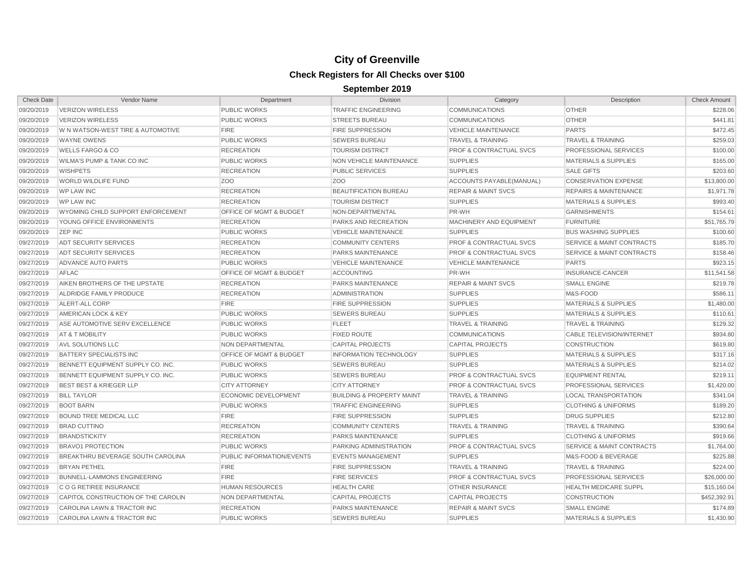# City of Greenville

## Check Registers for All Checks over $100

### September 2019

| Check Date | Vendor Name | Department | Division | Category | Description | Check Amount |
|---|---|---|---|---|---|---|
| 09/20/2019 | VERIZON WIRELESS | PUBLIC WORKS | TRAFFIC ENGINEERING | COMMUNICATIONS | OTHER | $228.06 |
| 09/20/2019 | VERIZON WIRELESS | PUBLIC WORKS | STREETS BUREAU | COMMUNICATIONS | OTHER | $441.81 |
| 09/20/2019 | W N WATSON-WEST TIRE & AUTOMOTIVE | FIRE | FIRE SUPPRESSION | VEHICLE MAINTENANCE | PARTS | $472.45 |
| 09/20/2019 | WAYNE OWENS | PUBLIC WORKS | SEWERS BUREAU | TRAVEL & TRAINING | TRAVEL & TRAINING | $259.03 |
| 09/20/2019 | WELLS FARGO & CO | RECREATION | TOURISM DISTRICT | PROF & CONTRACTUAL SVCS | PROFESSIONAL SERVICES | $100.00 |
| 09/20/2019 | WILMA'S PUMP & TANK CO INC | PUBLIC WORKS | NON VEHICLE MAINTENANCE | SUPPLIES | MATERIALS & SUPPLIES | $165.00 |
| 09/20/2019 | WISHPETS | RECREATION | PUBLIC SERVICES | SUPPLIES | SALE GIFTS | $203.60 |
| 09/20/2019 | WORLD WILDLIFE FUND | ZOO | ZOO | ACCOUNTS PAYABLE(MANUAL) | CONSERVATION EXPENSE | $13,800.00 |
| 09/20/2019 | WP LAW INC | RECREATION | BEAUTIFICATION BUREAU | REPAIR & MAINT SVCS | REPAIRS & MAINTENANCE | $1,971.78 |
| 09/20/2019 | WP LAW INC | RECREATION | TOURISM DISTRICT | SUPPLIES | MATERIALS & SUPPLIES | $993.40 |
| 09/20/2019 | WYOMING CHILD SUPPORT ENFORCEMENT | OFFICE OF MGMT & BUDGET | NON-DEPARTMENTAL | PR-WH | GARNISHMENTS | $154.61 |
| 09/20/2019 | YOUNG OFFICE ENVIRONMENTS | RECREATION | PARKS AND RECREATION | MACHINERY AND EQUIPMENT | FURNITURE | $51,765.79 |
| 09/20/2019 | ZEP INC | PUBLIC WORKS | VEHICLE MAINTENANCE | SUPPLIES | BUS WASHING SUPPLIES | $100.60 |
| 09/27/2019 | ADT SECURITY SERVICES | RECREATION | COMMUNITY CENTERS | PROF & CONTRACTUAL SVCS | SERVICE & MAINT CONTRACTS | $185.70 |
| 09/27/2019 | ADT SECURITY SERVICES | RECREATION | PARKS MAINTENANCE | PROF & CONTRACTUAL SVCS | SERVICE & MAINT CONTRACTS | $158.46 |
| 09/27/2019 | ADVANCE AUTO PARTS | PUBLIC WORKS | VEHICLE MAINTENANCE | VEHICLE MAINTENANCE | PARTS | $923.15 |
| 09/27/2019 | AFLAC | OFFICE OF MGMT & BUDGET | ACCOUNTING | PR-WH | INSURANCE-CANCER | $11,541.58 |
| 09/27/2019 | AIKEN BROTHERS OF THE UPSTATE | RECREATION | PARKS MAINTENANCE | REPAIR & MAINT SVCS | SMALL ENGINE | $219.78 |
| 09/27/2019 | ALDRIDGE FAMILY PRODUCE | RECREATION | ADMINISTRATION | SUPPLIES | M&S-FOOD | $586.11 |
| 09/27/2019 | ALERT-ALL CORP | FIRE | FIRE SUPPRESSION | SUPPLIES | MATERIALS & SUPPLIES | $1,480.00 |
| 09/27/2019 | AMERICAN LOCK & KEY | PUBLIC WORKS | SEWERS BUREAU | SUPPLIES | MATERIALS & SUPPLIES | $110.61 |
| 09/27/2019 | ASE AUTOMOTIVE SERV EXCELLENCE | PUBLIC WORKS | FLEET | TRAVEL & TRAINING | TRAVEL & TRAINING | $129.32 |
| 09/27/2019 | AT & T MOBILITY | PUBLIC WORKS | FIXED ROUTE | COMMUNICATIONS | CABLE TELEVISION/INTERNET | $934.80 |
| 09/27/2019 | AVL SOLUTIONS LLC | NON DEPARTMENTAL | CAPITAL PROJECTS | CAPITAL PROJECTS | CONSTRUCTION | $619.80 |
| 09/27/2019 | BATTERY SPECIALISTS INC | OFFICE OF MGMT & BUDGET | INFORMATION TECHNOLOGY | SUPPLIES | MATERIALS & SUPPLIES | $317.16 |
| 09/27/2019 | BENNETT EQUIPMENT SUPPLY CO. INC. | PUBLIC WORKS | SEWERS BUREAU | SUPPLIES | MATERIALS & SUPPLIES | $214.02 |
| 09/27/2019 | BENNETT EQUIPMENT SUPPLY CO. INC. | PUBLIC WORKS | SEWERS BUREAU | PROF & CONTRACTUAL SVCS | EQUIPMENT RENTAL | $219.11 |
| 09/27/2019 | BEST BEST & KRIEGER LLP | CITY ATTORNEY | CITY ATTORNEY | PROF & CONTRACTUAL SVCS | PROFESSIONAL SERVICES | $1,420.00 |
| 09/27/2019 | BILL TAYLOR | ECONOMIC DEVELOPMENT | BUILDING & PROPERTY MAINT | TRAVEL & TRAINING | LOCAL TRANSPORTATION | $341.04 |
| 09/27/2019 | BOOT BARN | PUBLIC WORKS | TRAFFIC ENGINEERING | SUPPLIES | CLOTHING & UNIFORMS | $189.20 |
| 09/27/2019 | BOUND TREE MEDICAL LLC | FIRE | FIRE SUPPRESSION | SUPPLIES | DRUG SUPPLIES | $212.80 |
| 09/27/2019 | BRAD CUTTINO | RECREATION | COMMUNITY CENTERS | TRAVEL & TRAINING | TRAVEL & TRAINING | $390.64 |
| 09/27/2019 | BRANDSTICKITY | RECREATION | PARKS MAINTENANCE | SUPPLIES | CLOTHING & UNIFORMS | $919.66 |
| 09/27/2019 | BRAVO1 PROTECTION | PUBLIC WORKS | PARKING ADMINISTRATION | PROF & CONTRACTUAL SVCS | SERVICE & MAINT CONTRACTS | $1,764.00 |
| 09/27/2019 | BREAKTHRU BEVERAGE SOUTH CAROLINA | PUBLIC INFORMATION/EVENTS | EVENTS MANAGEMENT | SUPPLIES | M&S-FOOD & BEVERAGE | $225.88 |
| 09/27/2019 | BRYAN PETHEL | FIRE | FIRE SUPPRESSION | TRAVEL & TRAINING | TRAVEL & TRAINING | $224.00 |
| 09/27/2019 | BUNNELL-LAMMONS ENGINEERING | FIRE | FIRE SERVICES | PROF & CONTRACTUAL SVCS | PROFESSIONAL SERVICES | $26,000.00 |
| 09/27/2019 | C O G RETIREE INSURANCE | HUMAN RESOURCES | HEALTH CARE | OTHER INSURANCE | HEALTH MEDICARE SUPPL | $15,160.04 |
| 09/27/2019 | CAPITOL CONSTRUCTION OF THE CAROLIN | NON DEPARTMENTAL | CAPITAL PROJECTS | CAPITAL PROJECTS | CONSTRUCTION | $452,392.91 |
| 09/27/2019 | CAROLINA LAWN & TRACTOR INC | RECREATION | PARKS MAINTENANCE | REPAIR & MAINT SVCS | SMALL ENGINE | $174.89 |
| 09/27/2019 | CAROLINA LAWN & TRACTOR INC | PUBLIC WORKS | SEWERS BUREAU | SUPPLIES | MATERIALS & SUPPLIES | $1,430.90 |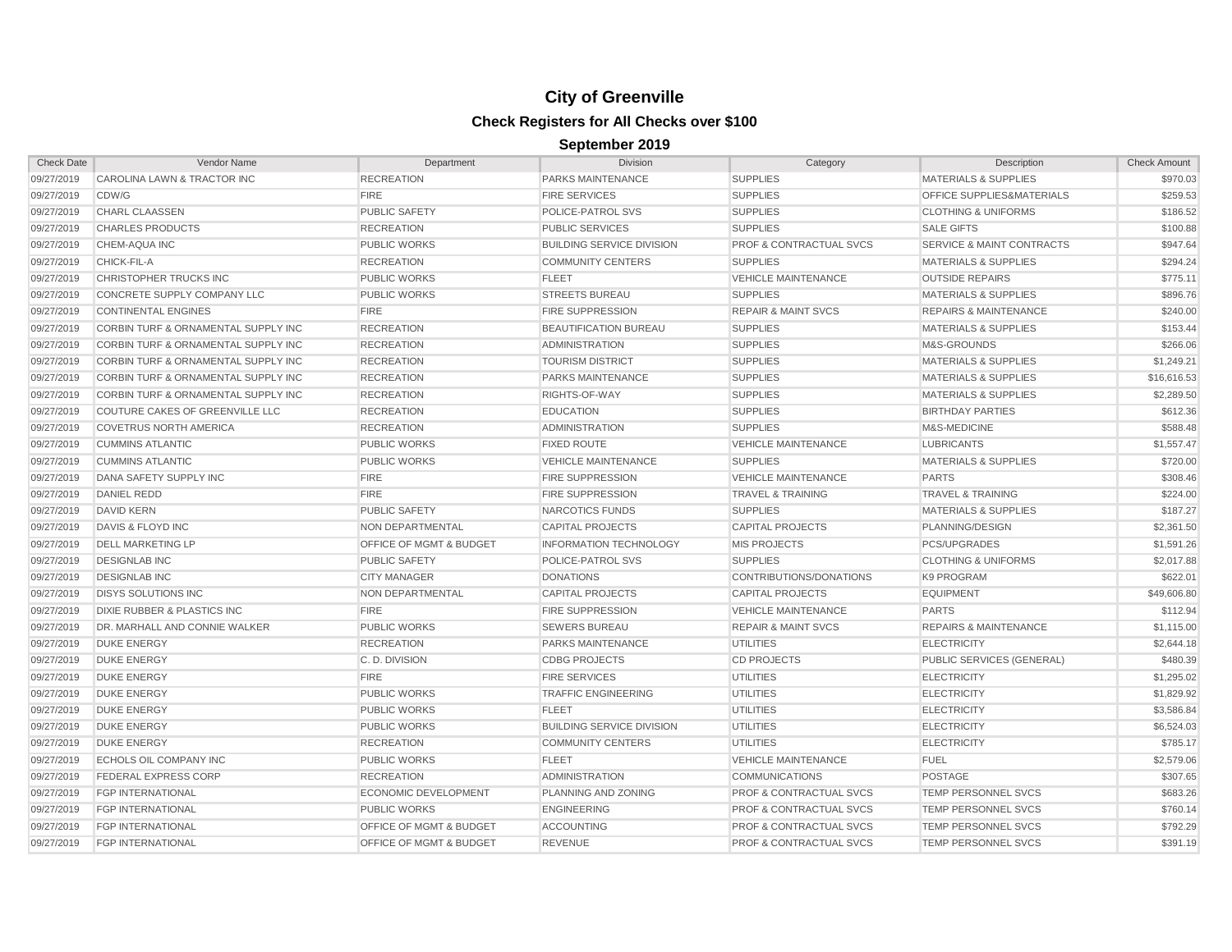# City of Greenville

## Check Registers for All Checks over $100

### September 2019

| Check Date | Vendor Name | Department | Division | Category | Description | Check Amount |
|---|---|---|---|---|---|---|
| 09/27/2019 | CAROLINA LAWN & TRACTOR INC | RECREATION | PARKS MAINTENANCE | SUPPLIES | MATERIALS & SUPPLIES | $970.03 |
| 09/27/2019 | CDW/G | FIRE | FIRE SERVICES | SUPPLIES | OFFICE SUPPLIES&MATERIALS | $259.53 |
| 09/27/2019 | CHARL CLAASSEN | PUBLIC SAFETY | POLICE-PATROL SVS | SUPPLIES | CLOTHING & UNIFORMS | $186.52 |
| 09/27/2019 | CHARLES PRODUCTS | RECREATION | PUBLIC SERVICES | SUPPLIES | SALE GIFTS | $100.88 |
| 09/27/2019 | CHEM-AQUA INC | PUBLIC WORKS | BUILDING SERVICE DIVISION | PROF & CONTRACTUAL SVCS | SERVICE & MAINT CONTRACTS | $947.64 |
| 09/27/2019 | CHICK-FIL-A | RECREATION | COMMUNITY CENTERS | SUPPLIES | MATERIALS & SUPPLIES | $294.24 |
| 09/27/2019 | CHRISTOPHER TRUCKS INC | PUBLIC WORKS | FLEET | VEHICLE MAINTENANCE | OUTSIDE REPAIRS | $775.11 |
| 09/27/2019 | CONCRETE SUPPLY COMPANY LLC | PUBLIC WORKS | STREETS BUREAU | SUPPLIES | MATERIALS & SUPPLIES | $896.76 |
| 09/27/2019 | CONTINENTAL ENGINES | FIRE | FIRE SUPPRESSION | REPAIR & MAINT SVCS | REPAIRS & MAINTENANCE | $240.00 |
| 09/27/2019 | CORBIN TURF & ORNAMENTAL SUPPLY INC | RECREATION | BEAUTIFICATION BUREAU | SUPPLIES | MATERIALS & SUPPLIES | $153.44 |
| 09/27/2019 | CORBIN TURF & ORNAMENTAL SUPPLY INC | RECREATION | ADMINISTRATION | SUPPLIES | M&S-GROUNDS | $266.06 |
| 09/27/2019 | CORBIN TURF & ORNAMENTAL SUPPLY INC | RECREATION | TOURISM DISTRICT | SUPPLIES | MATERIALS & SUPPLIES | $1,249.21 |
| 09/27/2019 | CORBIN TURF & ORNAMENTAL SUPPLY INC | RECREATION | PARKS MAINTENANCE | SUPPLIES | MATERIALS & SUPPLIES | $16,616.53 |
| 09/27/2019 | CORBIN TURF & ORNAMENTAL SUPPLY INC | RECREATION | RIGHTS-OF-WAY | SUPPLIES | MATERIALS & SUPPLIES | $2,289.50 |
| 09/27/2019 | COUTURE CAKES OF GREENVILLE LLC | RECREATION | EDUCATION | SUPPLIES | BIRTHDAY PARTIES | $612.36 |
| 09/27/2019 | COVETRUS NORTH AMERICA | RECREATION | ADMINISTRATION | SUPPLIES | M&S-MEDICINE | $588.48 |
| 09/27/2019 | CUMMINS ATLANTIC | PUBLIC WORKS | FIXED ROUTE | VEHICLE MAINTENANCE | LUBRICANTS | $1,557.47 |
| 09/27/2019 | CUMMINS ATLANTIC | PUBLIC WORKS | VEHICLE MAINTENANCE | SUPPLIES | MATERIALS & SUPPLIES | $720.00 |
| 09/27/2019 | DANA SAFETY SUPPLY INC | FIRE | FIRE SUPPRESSION | VEHICLE MAINTENANCE | PARTS | $308.46 |
| 09/27/2019 | DANIEL REDD | FIRE | FIRE SUPPRESSION | TRAVEL & TRAINING | TRAVEL & TRAINING | $224.00 |
| 09/27/2019 | DAVID KERN | PUBLIC SAFETY | NARCOTICS FUNDS | SUPPLIES | MATERIALS & SUPPLIES | $187.27 |
| 09/27/2019 | DAVIS & FLOYD INC | NON DEPARTMENTAL | CAPITAL PROJECTS | CAPITAL PROJECTS | PLANNING/DESIGN | $2,361.50 |
| 09/27/2019 | DELL MARKETING LP | OFFICE OF MGMT & BUDGET | INFORMATION TECHNOLOGY | MIS PROJECTS | PCS/UPGRADES | $1,591.26 |
| 09/27/2019 | DESIGNLAB INC | PUBLIC SAFETY | POLICE-PATROL SVS | SUPPLIES | CLOTHING & UNIFORMS | $2,017.88 |
| 09/27/2019 | DESIGNLAB INC | CITY MANAGER | DONATIONS | CONTRIBUTIONS/DONATIONS | K9 PROGRAM | $622.01 |
| 09/27/2019 | DISYS SOLUTIONS INC | NON DEPARTMENTAL | CAPITAL PROJECTS | CAPITAL PROJECTS | EQUIPMENT | $49,606.80 |
| 09/27/2019 | DIXIE RUBBER & PLASTICS INC | FIRE | FIRE SUPPRESSION | VEHICLE MAINTENANCE | PARTS | $112.94 |
| 09/27/2019 | DR. MARHALL AND CONNIE WALKER | PUBLIC WORKS | SEWERS BUREAU | REPAIR & MAINT SVCS | REPAIRS & MAINTENANCE | $1,115.00 |
| 09/27/2019 | DUKE ENERGY | RECREATION | PARKS MAINTENANCE | UTILITIES | ELECTRICITY | $2,644.18 |
| 09/27/2019 | DUKE ENERGY | C. D. DIVISION | CDBG PROJECTS | CD PROJECTS | PUBLIC SERVICES (GENERAL) | $480.39 |
| 09/27/2019 | DUKE ENERGY | FIRE | FIRE SERVICES | UTILITIES | ELECTRICITY | $1,295.02 |
| 09/27/2019 | DUKE ENERGY | PUBLIC WORKS | TRAFFIC ENGINEERING | UTILITIES | ELECTRICITY | $1,829.92 |
| 09/27/2019 | DUKE ENERGY | PUBLIC WORKS | FLEET | UTILITIES | ELECTRICITY | $3,586.84 |
| 09/27/2019 | DUKE ENERGY | PUBLIC WORKS | BUILDING SERVICE DIVISION | UTILITIES | ELECTRICITY | $6,524.03 |
| 09/27/2019 | DUKE ENERGY | RECREATION | COMMUNITY CENTERS | UTILITIES | ELECTRICITY | $785.17 |
| 09/27/2019 | ECHOLS OIL COMPANY INC | PUBLIC WORKS | FLEET | VEHICLE MAINTENANCE | FUEL | $2,579.06 |
| 09/27/2019 | FEDERAL EXPRESS CORP | RECREATION | ADMINISTRATION | COMMUNICATIONS | POSTAGE | $307.65 |
| 09/27/2019 | FGP INTERNATIONAL | ECONOMIC DEVELOPMENT | PLANNING AND ZONING | PROF & CONTRACTUAL SVCS | TEMP PERSONNEL SVCS | $683.26 |
| 09/27/2019 | FGP INTERNATIONAL | PUBLIC WORKS | ENGINEERING | PROF & CONTRACTUAL SVCS | TEMP PERSONNEL SVCS | $760.14 |
| 09/27/2019 | FGP INTERNATIONAL | OFFICE OF MGMT & BUDGET | ACCOUNTING | PROF & CONTRACTUAL SVCS | TEMP PERSONNEL SVCS | $792.29 |
| 09/27/2019 | FGP INTERNATIONAL | OFFICE OF MGMT & BUDGET | REVENUE | PROF & CONTRACTUAL SVCS | TEMP PERSONNEL SVCS | $391.19 |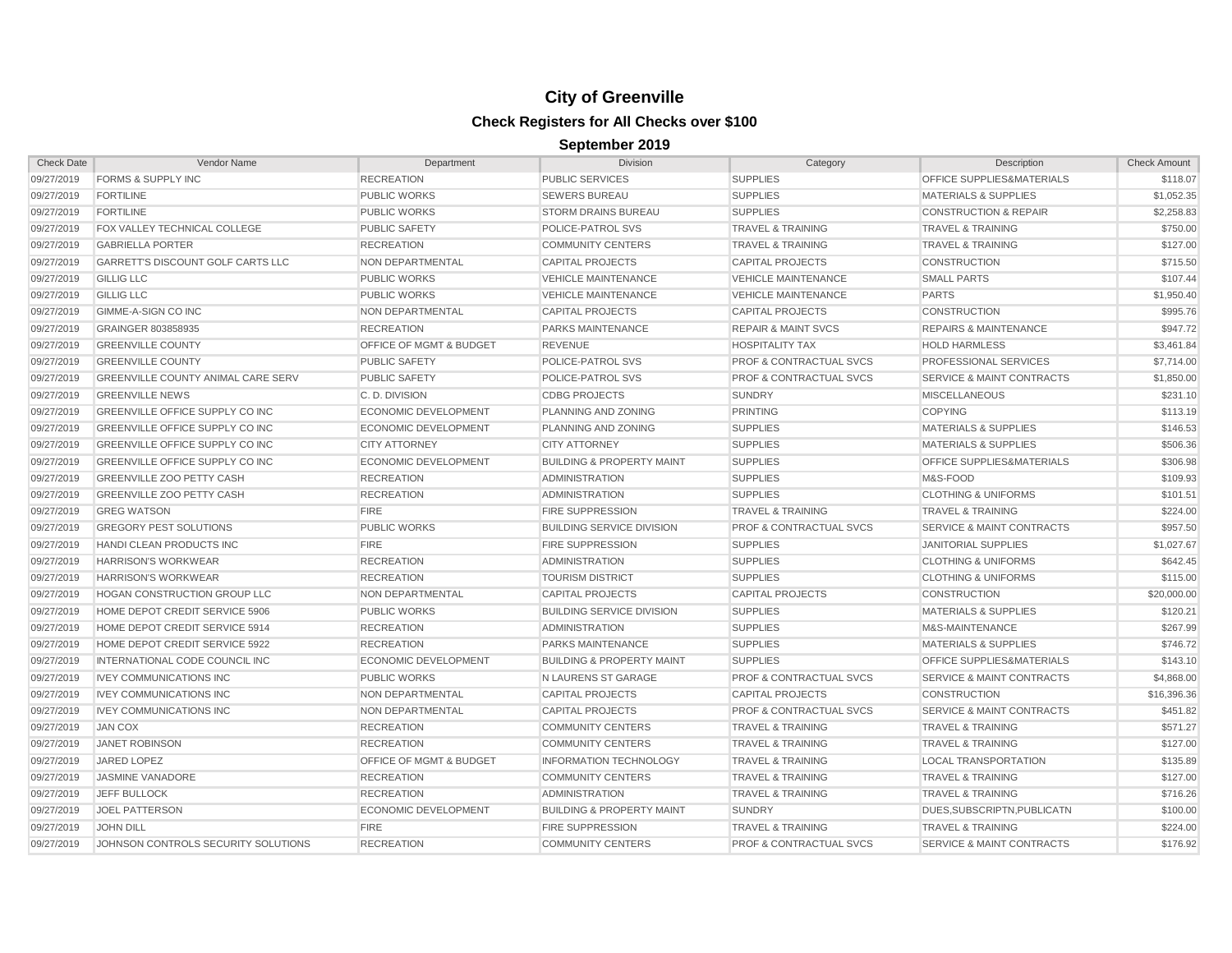# City of Greenville

## Check Registers for All Checks over $100

### September 2019

| Check Date | Vendor Name | Department | Division | Category | Description | Check Amount |
|---|---|---|---|---|---|---|
| 09/27/2019 | FORMS & SUPPLY INC | RECREATION | PUBLIC SERVICES | SUPPLIES | OFFICE SUPPLIES&MATERIALS | $118.07 |
| 09/27/2019 | FORTILINE | PUBLIC WORKS | SEWERS BUREAU | SUPPLIES | MATERIALS & SUPPLIES | $1,052.35 |
| 09/27/2019 | FORTILINE | PUBLIC WORKS | STORM DRAINS BUREAU | SUPPLIES | CONSTRUCTION & REPAIR | $2,258.83 |
| 09/27/2019 | FOX VALLEY TECHNICAL COLLEGE | PUBLIC SAFETY | POLICE-PATROL SVS | TRAVEL & TRAINING | TRAVEL & TRAINING | $750.00 |
| 09/27/2019 | GABRIELLA PORTER | RECREATION | COMMUNITY CENTERS | TRAVEL & TRAINING | TRAVEL & TRAINING | $127.00 |
| 09/27/2019 | GARRETT'S DISCOUNT GOLF CARTS LLC | NON DEPARTMENTAL | CAPITAL PROJECTS | CAPITAL PROJECTS | CONSTRUCTION | $715.50 |
| 09/27/2019 | GILLIG LLC | PUBLIC WORKS | VEHICLE MAINTENANCE | VEHICLE MAINTENANCE | SMALL PARTS | $107.44 |
| 09/27/2019 | GILLIG LLC | PUBLIC WORKS | VEHICLE MAINTENANCE | VEHICLE MAINTENANCE | PARTS | $1,950.40 |
| 09/27/2019 | GIMME-A-SIGN CO INC | NON DEPARTMENTAL | CAPITAL PROJECTS | CAPITAL PROJECTS | CONSTRUCTION | $995.76 |
| 09/27/2019 | GRAINGER 803858935 | RECREATION | PARKS MAINTENANCE | REPAIR & MAINT SVCS | REPAIRS & MAINTENANCE | $947.72 |
| 09/27/2019 | GREENVILLE COUNTY | OFFICE OF MGMT & BUDGET | REVENUE | HOSPITALITY TAX | HOLD HARMLESS | $3,461.84 |
| 09/27/2019 | GREENVILLE COUNTY | PUBLIC SAFETY | POLICE-PATROL SVS | PROF & CONTRACTUAL SVCS | PROFESSIONAL SERVICES | $7,714.00 |
| 09/27/2019 | GREENVILLE COUNTY ANIMAL CARE SERV | PUBLIC SAFETY | POLICE-PATROL SVS | PROF & CONTRACTUAL SVCS | SERVICE & MAINT CONTRACTS | $1,850.00 |
| 09/27/2019 | GREENVILLE NEWS | C. D. DIVISION | CDBG PROJECTS | SUNDRY | MISCELLANEOUS | $231.10 |
| 09/27/2019 | GREENVILLE OFFICE SUPPLY CO INC | ECONOMIC DEVELOPMENT | PLANNING AND ZONING | PRINTING | COPYING | $113.19 |
| 09/27/2019 | GREENVILLE OFFICE SUPPLY CO INC | ECONOMIC DEVELOPMENT | PLANNING AND ZONING | SUPPLIES | MATERIALS & SUPPLIES | $146.53 |
| 09/27/2019 | GREENVILLE OFFICE SUPPLY CO INC | CITY ATTORNEY | CITY ATTORNEY | SUPPLIES | MATERIALS & SUPPLIES | $506.36 |
| 09/27/2019 | GREENVILLE OFFICE SUPPLY CO INC | ECONOMIC DEVELOPMENT | BUILDING & PROPERTY MAINT | SUPPLIES | OFFICE SUPPLIES&MATERIALS | $306.98 |
| 09/27/2019 | GREENVILLE ZOO PETTY CASH | RECREATION | ADMINISTRATION | SUPPLIES | M&S-FOOD | $109.93 |
| 09/27/2019 | GREENVILLE ZOO PETTY CASH | RECREATION | ADMINISTRATION | SUPPLIES | CLOTHING & UNIFORMS | $101.51 |
| 09/27/2019 | GREG WATSON | FIRE | FIRE SUPPRESSION | TRAVEL & TRAINING | TRAVEL & TRAINING | $224.00 |
| 09/27/2019 | GREGORY PEST SOLUTIONS | PUBLIC WORKS | BUILDING SERVICE DIVISION | PROF & CONTRACTUAL SVCS | SERVICE & MAINT CONTRACTS | $957.50 |
| 09/27/2019 | HANDI CLEAN PRODUCTS INC | FIRE | FIRE SUPPRESSION | SUPPLIES | JANITORIAL SUPPLIES | $1,027.67 |
| 09/27/2019 | HARRISON'S WORKWEAR | RECREATION | ADMINISTRATION | SUPPLIES | CLOTHING & UNIFORMS | $642.45 |
| 09/27/2019 | HARRISON'S WORKWEAR | RECREATION | TOURISM DISTRICT | SUPPLIES | CLOTHING & UNIFORMS | $115.00 |
| 09/27/2019 | HOGAN CONSTRUCTION GROUP LLC | NON DEPARTMENTAL | CAPITAL PROJECTS | CAPITAL PROJECTS | CONSTRUCTION | $20,000.00 |
| 09/27/2019 | HOME DEPOT CREDIT SERVICE 5906 | PUBLIC WORKS | BUILDING SERVICE DIVISION | SUPPLIES | MATERIALS & SUPPLIES | $120.21 |
| 09/27/2019 | HOME DEPOT CREDIT SERVICE 5914 | RECREATION | ADMINISTRATION | SUPPLIES | M&S-MAINTENANCE | $267.99 |
| 09/27/2019 | HOME DEPOT CREDIT SERVICE 5922 | RECREATION | PARKS MAINTENANCE | SUPPLIES | MATERIALS & SUPPLIES | $746.72 |
| 09/27/2019 | INTERNATIONAL CODE COUNCIL INC | ECONOMIC DEVELOPMENT | BUILDING & PROPERTY MAINT | SUPPLIES | OFFICE SUPPLIES&MATERIALS | $143.10 |
| 09/27/2019 | IVEY COMMUNICATIONS INC | PUBLIC WORKS | N LAURENS ST GARAGE | PROF & CONTRACTUAL SVCS | SERVICE & MAINT CONTRACTS | $4,868.00 |
| 09/27/2019 | IVEY COMMUNICATIONS INC | NON DEPARTMENTAL | CAPITAL PROJECTS | CAPITAL PROJECTS | CONSTRUCTION | $16,396.36 |
| 09/27/2019 | IVEY COMMUNICATIONS INC | NON DEPARTMENTAL | CAPITAL PROJECTS | PROF & CONTRACTUAL SVCS | SERVICE & MAINT CONTRACTS | $451.82 |
| 09/27/2019 | JAN COX | RECREATION | COMMUNITY CENTERS | TRAVEL & TRAINING | TRAVEL & TRAINING | $571.27 |
| 09/27/2019 | JANET ROBINSON | RECREATION | COMMUNITY CENTERS | TRAVEL & TRAINING | TRAVEL & TRAINING | $127.00 |
| 09/27/2019 | JARED LOPEZ | OFFICE OF MGMT & BUDGET | INFORMATION TECHNOLOGY | TRAVEL & TRAINING | LOCAL TRANSPORTATION | $135.89 |
| 09/27/2019 | JASMINE VANADORE | RECREATION | COMMUNITY CENTERS | TRAVEL & TRAINING | TRAVEL & TRAINING | $127.00 |
| 09/27/2019 | JEFF BULLOCK | RECREATION | ADMINISTRATION | TRAVEL & TRAINING | TRAVEL & TRAINING | $716.26 |
| 09/27/2019 | JOEL PATTERSON | ECONOMIC DEVELOPMENT | BUILDING & PROPERTY MAINT | SUNDRY | DUES,SUBSCRIPTN,PUBLICATN | $100.00 |
| 09/27/2019 | JOHN DILL | FIRE | FIRE SUPPRESSION | TRAVEL & TRAINING | TRAVEL & TRAINING | $224.00 |
| 09/27/2019 | JOHNSON CONTROLS SECURITY SOLUTIONS | RECREATION | COMMUNITY CENTERS | PROF & CONTRACTUAL SVCS | SERVICE & MAINT CONTRACTS | $176.92 |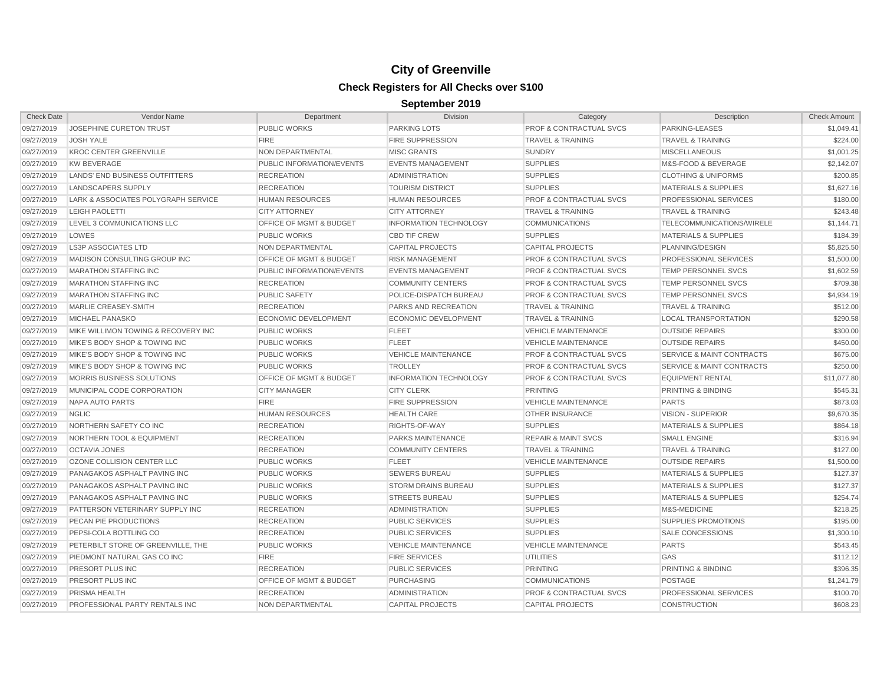# City of Greenville

## Check Registers for All Checks over $100

### September 2019

| Check Date | Vendor Name | Department | Division | Category | Description | Check Amount |
|---|---|---|---|---|---|---|
| 09/27/2019 | JOSEPHINE CURETON TRUST | PUBLIC WORKS | PARKING LOTS | PROF & CONTRACTUAL SVCS | PARKING-LEASES | $1,049.41 |
| 09/27/2019 | JOSH YALE | FIRE | FIRE SUPPRESSION | TRAVEL & TRAINING | TRAVEL & TRAINING | $224.00 |
| 09/27/2019 | KROC CENTER GREENVILLE | NON DEPARTMENTAL | MISC GRANTS | SUNDRY | MISCELLANEOUS | $1,001.25 |
| 09/27/2019 | KW BEVERAGE | PUBLIC INFORMATION/EVENTS | EVENTS MANAGEMENT | SUPPLIES | M&S-FOOD & BEVERAGE | $2,142.07 |
| 09/27/2019 | LANDS' END BUSINESS OUTFITTERS | RECREATION | ADMINISTRATION | SUPPLIES | CLOTHING & UNIFORMS | $200.85 |
| 09/27/2019 | LANDSCAPERS SUPPLY | RECREATION | TOURISM DISTRICT | SUPPLIES | MATERIALS & SUPPLIES | $1,627.16 |
| 09/27/2019 | LARK & ASSOCIATES POLYGRAPH SERVICE | HUMAN RESOURCES | HUMAN RESOURCES | PROF & CONTRACTUAL SVCS | PROFESSIONAL SERVICES | $180.00 |
| 09/27/2019 | LEIGH PAOLETTI | CITY ATTORNEY | CITY ATTORNEY | TRAVEL & TRAINING | TRAVEL & TRAINING | $243.48 |
| 09/27/2019 | LEVEL 3 COMMUNICATIONS LLC | OFFICE OF MGMT & BUDGET | INFORMATION TECHNOLOGY | COMMUNICATIONS | TELECOMMUNICATIONS/WIRELE | $1,144.71 |
| 09/27/2019 | LOWES | PUBLIC WORKS | CBD TIF CREW | SUPPLIES | MATERIALS & SUPPLIES | $184.39 |
| 09/27/2019 | LS3P ASSOCIATES LTD | NON DEPARTMENTAL | CAPITAL PROJECTS | CAPITAL PROJECTS | PLANNING/DESIGN | $5,825.50 |
| 09/27/2019 | MADISON CONSULTING GROUP INC | OFFICE OF MGMT & BUDGET | RISK MANAGEMENT | PROF & CONTRACTUAL SVCS | PROFESSIONAL SERVICES | $1,500.00 |
| 09/27/2019 | MARATHON STAFFING INC | PUBLIC INFORMATION/EVENTS | EVENTS MANAGEMENT | PROF & CONTRACTUAL SVCS | TEMP PERSONNEL SVCS | $1,602.59 |
| 09/27/2019 | MARATHON STAFFING INC | RECREATION | COMMUNITY CENTERS | PROF & CONTRACTUAL SVCS | TEMP PERSONNEL SVCS | $709.38 |
| 09/27/2019 | MARATHON STAFFING INC | PUBLIC SAFETY | POLICE-DISPATCH BUREAU | PROF & CONTRACTUAL SVCS | TEMP PERSONNEL SVCS | $4,934.19 |
| 09/27/2019 | MARLIE CREASEY-SMITH | RECREATION | PARKS AND RECREATION | TRAVEL & TRAINING | TRAVEL & TRAINING | $512.00 |
| 09/27/2019 | MICHAEL PANASKO | ECONOMIC DEVELOPMENT | ECONOMIC DEVELOPMENT | TRAVEL & TRAINING | LOCAL TRANSPORTATION | $290.58 |
| 09/27/2019 | MIKE WILLIMON TOWING & RECOVERY INC | PUBLIC WORKS | FLEET | VEHICLE MAINTENANCE | OUTSIDE REPAIRS | $300.00 |
| 09/27/2019 | MIKE'S BODY SHOP & TOWING INC | PUBLIC WORKS | FLEET | VEHICLE MAINTENANCE | OUTSIDE REPAIRS | $450.00 |
| 09/27/2019 | MIKE'S BODY SHOP & TOWING INC | PUBLIC WORKS | VEHICLE MAINTENANCE | PROF & CONTRACTUAL SVCS | SERVICE & MAINT CONTRACTS | $675.00 |
| 09/27/2019 | MIKE'S BODY SHOP & TOWING INC | PUBLIC WORKS | TROLLEY | PROF & CONTRACTUAL SVCS | SERVICE & MAINT CONTRACTS | $250.00 |
| 09/27/2019 | MORRIS BUSINESS SOLUTIONS | OFFICE OF MGMT & BUDGET | INFORMATION TECHNOLOGY | PROF & CONTRACTUAL SVCS | EQUIPMENT RENTAL | $11,077.80 |
| 09/27/2019 | MUNICIPAL CODE CORPORATION | CITY MANAGER | CITY CLERK | PRINTING | PRINTING & BINDING | $545.31 |
| 09/27/2019 | NAPA AUTO PARTS | FIRE | FIRE SUPPRESSION | VEHICLE MAINTENANCE | PARTS | $873.03 |
| 09/27/2019 | NGLIC | HUMAN RESOURCES | HEALTH CARE | OTHER INSURANCE | VISION - SUPERIOR | $9,670.35 |
| 09/27/2019 | NORTHERN SAFETY CO INC | RECREATION | RIGHTS-OF-WAY | SUPPLIES | MATERIALS & SUPPLIES | $864.18 |
| 09/27/2019 | NORTHERN TOOL & EQUIPMENT | RECREATION | PARKS MAINTENANCE | REPAIR & MAINT SVCS | SMALL ENGINE | $316.94 |
| 09/27/2019 | OCTAVIA JONES | RECREATION | COMMUNITY CENTERS | TRAVEL & TRAINING | TRAVEL & TRAINING | $127.00 |
| 09/27/2019 | OZONE COLLISION CENTER LLC | PUBLIC WORKS | FLEET | VEHICLE MAINTENANCE | OUTSIDE REPAIRS | $1,500.00 |
| 09/27/2019 | PANAGAKOS ASPHALT PAVING INC | PUBLIC WORKS | SEWERS BUREAU | SUPPLIES | MATERIALS & SUPPLIES | $127.37 |
| 09/27/2019 | PANAGAKOS ASPHALT PAVING INC | PUBLIC WORKS | STORM DRAINS BUREAU | SUPPLIES | MATERIALS & SUPPLIES | $127.37 |
| 09/27/2019 | PANAGAKOS ASPHALT PAVING INC | PUBLIC WORKS | STREETS BUREAU | SUPPLIES | MATERIALS & SUPPLIES | $254.74 |
| 09/27/2019 | PATTERSON VETERINARY SUPPLY INC | RECREATION | ADMINISTRATION | SUPPLIES | M&S-MEDICINE | $218.25 |
| 09/27/2019 | PECAN PIE PRODUCTIONS | RECREATION | PUBLIC SERVICES | SUPPLIES | SUPPLIES PROMOTIONS | $195.00 |
| 09/27/2019 | PEPSI-COLA BOTTLING CO | RECREATION | PUBLIC SERVICES | SUPPLIES | SALE CONCESSIONS | $1,300.10 |
| 09/27/2019 | PETERBILT STORE OF GREENVILLE, THE | PUBLIC WORKS | VEHICLE MAINTENANCE | VEHICLE MAINTENANCE | PARTS | $543.45 |
| 09/27/2019 | PIEDMONT NATURAL GAS CO INC | FIRE | FIRE SERVICES | UTILITIES | GAS | $112.12 |
| 09/27/2019 | PRESORT PLUS INC | RECREATION | PUBLIC SERVICES | PRINTING | PRINTING & BINDING | $396.35 |
| 09/27/2019 | PRESORT PLUS INC | OFFICE OF MGMT & BUDGET | PURCHASING | COMMUNICATIONS | POSTAGE | $1,241.79 |
| 09/27/2019 | PRISMA HEALTH | RECREATION | ADMINISTRATION | PROF & CONTRACTUAL SVCS | PROFESSIONAL SERVICES | $100.70 |
| 09/27/2019 | PROFESSIONAL PARTY RENTALS INC | NON DEPARTMENTAL | CAPITAL PROJECTS | CAPITAL PROJECTS | CONSTRUCTION | $608.23 |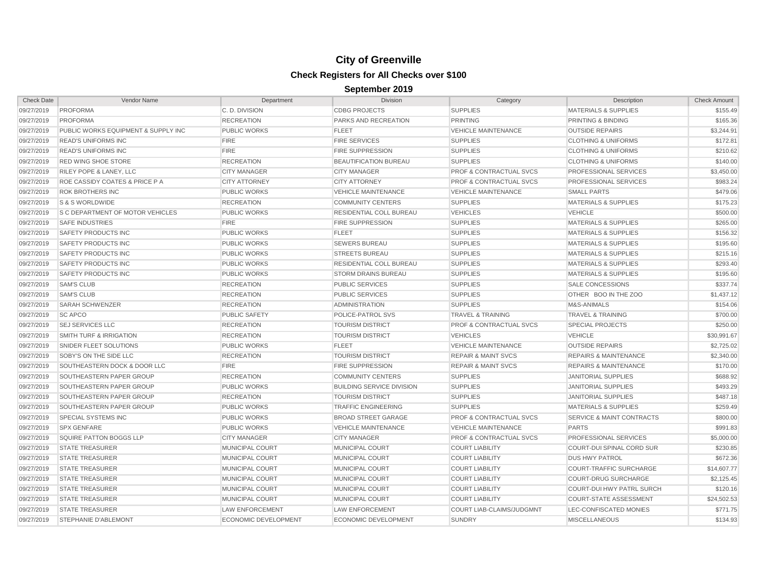# City of Greenville

## Check Registers for All Checks over $100

### September 2019

| Check Date | Vendor Name | Department | Division | Category | Description | Check Amount |
|---|---|---|---|---|---|---|
| 09/27/2019 | PROFORMA | C. D. DIVISION | CDBG PROJECTS | SUPPLIES | MATERIALS & SUPPLIES | $155.49 |
| 09/27/2019 | PROFORMA | RECREATION | PARKS AND RECREATION | PRINTING | PRINTING & BINDING | $165.36 |
| 09/27/2019 | PUBLIC WORKS EQUIPMENT & SUPPLY INC | PUBLIC WORKS | FLEET | VEHICLE MAINTENANCE | OUTSIDE REPAIRS | $3,244.91 |
| 09/27/2019 | READ'S UNIFORMS INC | FIRE | FIRE SERVICES | SUPPLIES | CLOTHING & UNIFORMS | $172.81 |
| 09/27/2019 | READ'S UNIFORMS INC | FIRE | FIRE SUPPRESSION | SUPPLIES | CLOTHING & UNIFORMS | $210.62 |
| 09/27/2019 | RED WING SHOE STORE | RECREATION | BEAUTIFICATION BUREAU | SUPPLIES | CLOTHING & UNIFORMS | $140.00 |
| 09/27/2019 | RILEY POPE & LANEY, LLC | CITY MANAGER | CITY MANAGER | PROF & CONTRACTUAL SVCS | PROFESSIONAL SERVICES | $3,450.00 |
| 09/27/2019 | ROE CASSIDY COATES & PRICE P A | CITY ATTORNEY | CITY ATTORNEY | PROF & CONTRACTUAL SVCS | PROFESSIONAL SERVICES | $983.24 |
| 09/27/2019 | ROK BROTHERS INC | PUBLIC WORKS | VEHICLE MAINTENANCE | VEHICLE MAINTENANCE | SMALL PARTS | $479.06 |
| 09/27/2019 | S & S WORLDWIDE | RECREATION | COMMUNITY CENTERS | SUPPLIES | MATERIALS & SUPPLIES | $175.23 |
| 09/27/2019 | S C DEPARTMENT OF MOTOR VEHICLES | PUBLIC WORKS | RESIDENTIAL COLL BUREAU | VEHICLES | VEHICLE | $500.00 |
| 09/27/2019 | SAFE INDUSTRIES | FIRE | FIRE SUPPRESSION | SUPPLIES | MATERIALS & SUPPLIES | $265.00 |
| 09/27/2019 | SAFETY PRODUCTS INC | PUBLIC WORKS | FLEET | SUPPLIES | MATERIALS & SUPPLIES | $156.32 |
| 09/27/2019 | SAFETY PRODUCTS INC | PUBLIC WORKS | SEWERS BUREAU | SUPPLIES | MATERIALS & SUPPLIES | $195.60 |
| 09/27/2019 | SAFETY PRODUCTS INC | PUBLIC WORKS | STREETS BUREAU | SUPPLIES | MATERIALS & SUPPLIES | $215.16 |
| 09/27/2019 | SAFETY PRODUCTS INC | PUBLIC WORKS | RESIDENTIAL COLL BUREAU | SUPPLIES | MATERIALS & SUPPLIES | $293.40 |
| 09/27/2019 | SAFETY PRODUCTS INC | PUBLIC WORKS | STORM DRAINS BUREAU | SUPPLIES | MATERIALS & SUPPLIES | $195.60 |
| 09/27/2019 | SAM'S CLUB | RECREATION | PUBLIC SERVICES | SUPPLIES | SALE CONCESSIONS | $337.74 |
| 09/27/2019 | SAM'S CLUB | RECREATION | PUBLIC SERVICES | SUPPLIES | OTHER BOO IN THE ZOO | $1,437.12 |
| 09/27/2019 | SARAH SCHWENZER | RECREATION | ADMINISTRATION | SUPPLIES | M&S-ANIMALS | $154.06 |
| 09/27/2019 | SC APCO | PUBLIC SAFETY | POLICE-PATROL SVS | TRAVEL & TRAINING | TRAVEL & TRAINING | $700.00 |
| 09/27/2019 | SEJ SERVICES LLC | RECREATION | TOURISM DISTRICT | PROF & CONTRACTUAL SVCS | SPECIAL PROJECTS | $250.00 |
| 09/27/2019 | SMITH TURF & IRRIGATION | RECREATION | TOURISM DISTRICT | VEHICLES | VEHICLE | $30,991.67 |
| 09/27/2019 | SNIDER FLEET SOLUTIONS | PUBLIC WORKS | FLEET | VEHICLE MAINTENANCE | OUTSIDE REPAIRS | $2,725.02 |
| 09/27/2019 | SOBY'S ON THE SIDE LLC | RECREATION | TOURISM DISTRICT | REPAIR & MAINT SVCS | REPAIRS & MAINTENANCE | $2,340.00 |
| 09/27/2019 | SOUTHEASTERN DOCK & DOOR LLC | FIRE | FIRE SUPPRESSION | REPAIR & MAINT SVCS | REPAIRS & MAINTENANCE | $170.00 |
| 09/27/2019 | SOUTHEASTERN PAPER GROUP | RECREATION | COMMUNITY CENTERS | SUPPLIES | JANITORIAL SUPPLIES | $688.92 |
| 09/27/2019 | SOUTHEASTERN PAPER GROUP | PUBLIC WORKS | BUILDING SERVICE DIVISION | SUPPLIES | JANITORIAL SUPPLIES | $493.29 |
| 09/27/2019 | SOUTHEASTERN PAPER GROUP | RECREATION | TOURISM DISTRICT | SUPPLIES | JANITORIAL SUPPLIES | $487.18 |
| 09/27/2019 | SOUTHEASTERN PAPER GROUP | PUBLIC WORKS | TRAFFIC ENGINEERING | SUPPLIES | MATERIALS & SUPPLIES | $259.49 |
| 09/27/2019 | SPECIAL SYSTEMS INC | PUBLIC WORKS | BROAD STREET GARAGE | PROF & CONTRACTUAL SVCS | SERVICE & MAINT CONTRACTS | $800.00 |
| 09/27/2019 | SPX GENFARE | PUBLIC WORKS | VEHICLE MAINTENANCE | VEHICLE MAINTENANCE | PARTS | $991.83 |
| 09/27/2019 | SQUIRE PATTON BOGGS LLP | CITY MANAGER | CITY MANAGER | PROF & CONTRACTUAL SVCS | PROFESSIONAL SERVICES | $5,000.00 |
| 09/27/2019 | STATE TREASURER | MUNICIPAL COURT | MUNICIPAL COURT | COURT LIABILITY | COURT-DUI SPINAL CORD SUR | $230.85 |
| 09/27/2019 | STATE TREASURER | MUNICIPAL COURT | MUNICIPAL COURT | COURT LIABILITY | DUS HWY PATROL | $672.36 |
| 09/27/2019 | STATE TREASURER | MUNICIPAL COURT | MUNICIPAL COURT | COURT LIABILITY | COURT-TRAFFIC SURCHARGE | $14,607.77 |
| 09/27/2019 | STATE TREASURER | MUNICIPAL COURT | MUNICIPAL COURT | COURT LIABILITY | COURT-DRUG SURCHARGE | $2,125.45 |
| 09/27/2019 | STATE TREASURER | MUNICIPAL COURT | MUNICIPAL COURT | COURT LIABILITY | COURT-DUI HWY PATRL SURCH | $120.16 |
| 09/27/2019 | STATE TREASURER | MUNICIPAL COURT | MUNICIPAL COURT | COURT LIABILITY | COURT-STATE ASSESSMENT | $24,502.53 |
| 09/27/2019 | STATE TREASURER | LAW ENFORCEMENT | LAW ENFORCEMENT | COURT LIAB-CLAIMS/JUDGMNT | LEC-CONFISCATED MONIES | $771.75 |
| 09/27/2019 | STEPHANIE D'ABLEMONT | ECONOMIC DEVELOPMENT | ECONOMIC DEVELOPMENT | SUNDRY | MISCELLANEOUS | $134.93 |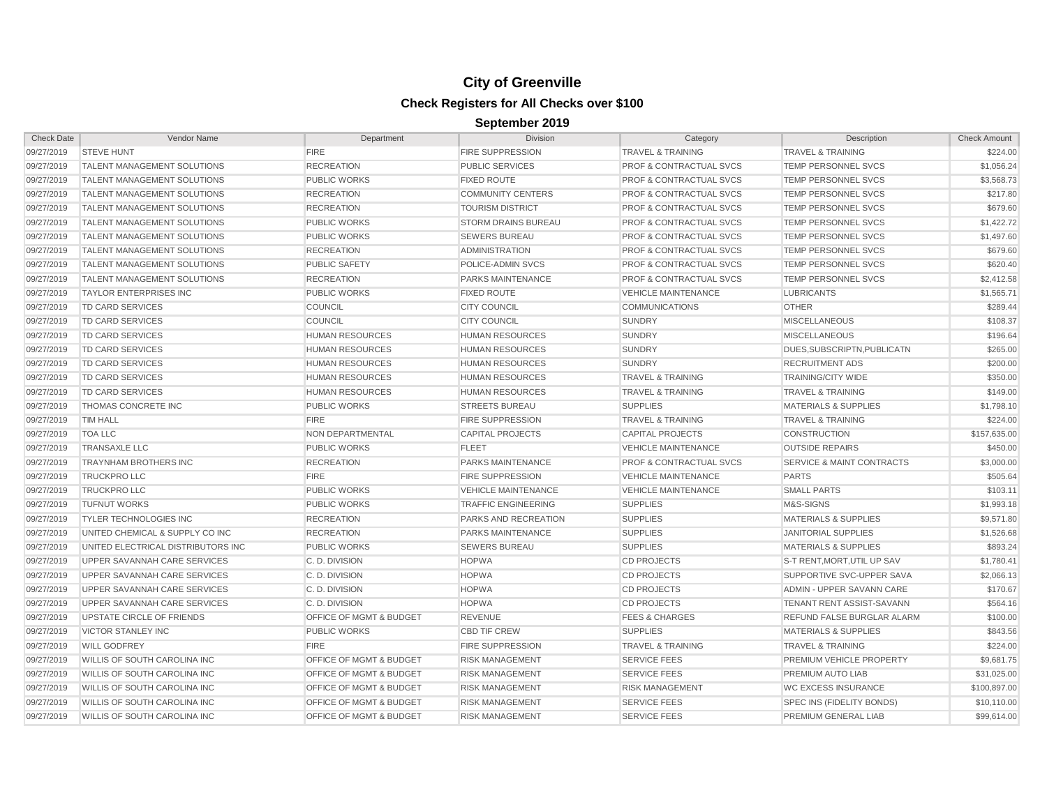# City of Greenville

## Check Registers for All Checks over $100

### September 2019

| Check Date | Vendor Name | Department | Division | Category | Description | Check Amount |
|---|---|---|---|---|---|---|
| 09/27/2019 | STEVE HUNT | FIRE | FIRE SUPPRESSION | TRAVEL & TRAINING | TRAVEL & TRAINING | $224.00 |
| 09/27/2019 | TALENT MANAGEMENT SOLUTIONS | RECREATION | PUBLIC SERVICES | PROF & CONTRACTUAL SVCS | TEMP PERSONNEL SVCS | $1,056.24 |
| 09/27/2019 | TALENT MANAGEMENT SOLUTIONS | PUBLIC WORKS | FIXED ROUTE | PROF & CONTRACTUAL SVCS | TEMP PERSONNEL SVCS | $3,568.73 |
| 09/27/2019 | TALENT MANAGEMENT SOLUTIONS | RECREATION | COMMUNITY CENTERS | PROF & CONTRACTUAL SVCS | TEMP PERSONNEL SVCS | $217.80 |
| 09/27/2019 | TALENT MANAGEMENT SOLUTIONS | RECREATION | TOURISM DISTRICT | PROF & CONTRACTUAL SVCS | TEMP PERSONNEL SVCS | $679.60 |
| 09/27/2019 | TALENT MANAGEMENT SOLUTIONS | PUBLIC WORKS | STORM DRAINS BUREAU | PROF & CONTRACTUAL SVCS | TEMP PERSONNEL SVCS | $1,422.72 |
| 09/27/2019 | TALENT MANAGEMENT SOLUTIONS | PUBLIC WORKS | SEWERS BUREAU | PROF & CONTRACTUAL SVCS | TEMP PERSONNEL SVCS | $1,497.60 |
| 09/27/2019 | TALENT MANAGEMENT SOLUTIONS | RECREATION | ADMINISTRATION | PROF & CONTRACTUAL SVCS | TEMP PERSONNEL SVCS | $679.60 |
| 09/27/2019 | TALENT MANAGEMENT SOLUTIONS | PUBLIC SAFETY | POLICE-ADMIN SVCS | PROF & CONTRACTUAL SVCS | TEMP PERSONNEL SVCS | $620.40 |
| 09/27/2019 | TALENT MANAGEMENT SOLUTIONS | RECREATION | PARKS MAINTENANCE | PROF & CONTRACTUAL SVCS | TEMP PERSONNEL SVCS | $2,412.58 |
| 09/27/2019 | TAYLOR ENTERPRISES INC | PUBLIC WORKS | FIXED ROUTE | VEHICLE MAINTENANCE | LUBRICANTS | $1,565.71 |
| 09/27/2019 | TD CARD SERVICES | COUNCIL | CITY COUNCIL | COMMUNICATIONS | OTHER | $289.44 |
| 09/27/2019 | TD CARD SERVICES | COUNCIL | CITY COUNCIL | SUNDRY | MISCELLANEOUS | $108.37 |
| 09/27/2019 | TD CARD SERVICES | HUMAN RESOURCES | HUMAN RESOURCES | SUNDRY | MISCELLANEOUS | $196.64 |
| 09/27/2019 | TD CARD SERVICES | HUMAN RESOURCES | HUMAN RESOURCES | SUNDRY | DUES,SUBSCRIPTN,PUBLICATN | $265.00 |
| 09/27/2019 | TD CARD SERVICES | HUMAN RESOURCES | HUMAN RESOURCES | SUNDRY | RECRUITMENT ADS | $200.00 |
| 09/27/2019 | TD CARD SERVICES | HUMAN RESOURCES | HUMAN RESOURCES | TRAVEL & TRAINING | TRAINING/CITY WIDE | $350.00 |
| 09/27/2019 | TD CARD SERVICES | HUMAN RESOURCES | HUMAN RESOURCES | TRAVEL & TRAINING | TRAVEL & TRAINING | $149.00 |
| 09/27/2019 | THOMAS CONCRETE INC | PUBLIC WORKS | STREETS BUREAU | SUPPLIES | MATERIALS & SUPPLIES | $1,798.10 |
| 09/27/2019 | TIM HALL | FIRE | FIRE SUPPRESSION | TRAVEL & TRAINING | TRAVEL & TRAINING | $224.00 |
| 09/27/2019 | TOA LLC | NON DEPARTMENTAL | CAPITAL PROJECTS | CAPITAL PROJECTS | CONSTRUCTION | $157,635.00 |
| 09/27/2019 | TRANSAXLE LLC | PUBLIC WORKS | FLEET | VEHICLE MAINTENANCE | OUTSIDE REPAIRS | $450.00 |
| 09/27/2019 | TRAYNHAM BROTHERS INC | RECREATION | PARKS MAINTENANCE | PROF & CONTRACTUAL SVCS | SERVICE & MAINT CONTRACTS | $3,000.00 |
| 09/27/2019 | TRUCKPRO LLC | FIRE | FIRE SUPPRESSION | VEHICLE MAINTENANCE | PARTS | $505.64 |
| 09/27/2019 | TRUCKPRO LLC | PUBLIC WORKS | VEHICLE MAINTENANCE | VEHICLE MAINTENANCE | SMALL PARTS | $103.11 |
| 09/27/2019 | TUFNUT WORKS | PUBLIC WORKS | TRAFFIC ENGINEERING | SUPPLIES | M&S-SIGNS | $1,993.18 |
| 09/27/2019 | TYLER TECHNOLOGIES INC | RECREATION | PARKS AND RECREATION | SUPPLIES | MATERIALS & SUPPLIES | $9,571.80 |
| 09/27/2019 | UNITED CHEMICAL & SUPPLY CO INC | RECREATION | PARKS MAINTENANCE | SUPPLIES | JANITORIAL SUPPLIES | $1,526.68 |
| 09/27/2019 | UNITED ELECTRICAL DISTRIBUTORS INC | PUBLIC WORKS | SEWERS BUREAU | SUPPLIES | MATERIALS & SUPPLIES | $893.24 |
| 09/27/2019 | UPPER SAVANNAH CARE SERVICES | C. D. DIVISION | HOPWA | CD PROJECTS | S-T RENT,MORT,UTIL UP SAV | $1,780.41 |
| 09/27/2019 | UPPER SAVANNAH CARE SERVICES | C. D. DIVISION | HOPWA | CD PROJECTS | SUPPORTIVE SVC-UPPER SAVA | $2,066.13 |
| 09/27/2019 | UPPER SAVANNAH CARE SERVICES | C. D. DIVISION | HOPWA | CD PROJECTS | ADMIN - UPPER SAVANN CARE | $170.67 |
| 09/27/2019 | UPPER SAVANNAH CARE SERVICES | C. D. DIVISION | HOPWA | CD PROJECTS | TENANT RENT ASSIST-SAVANN | $564.16 |
| 09/27/2019 | UPSTATE CIRCLE OF FRIENDS | OFFICE OF MGMT & BUDGET | REVENUE | FEES & CHARGES | REFUND FALSE BURGLAR ALARM | $100.00 |
| 09/27/2019 | VICTOR STANLEY INC | PUBLIC WORKS | CBD TIF CREW | SUPPLIES | MATERIALS & SUPPLIES | $843.56 |
| 09/27/2019 | WILL GODFREY | FIRE | FIRE SUPPRESSION | TRAVEL & TRAINING | TRAVEL & TRAINING | $224.00 |
| 09/27/2019 | WILLIS OF SOUTH CAROLINA INC | OFFICE OF MGMT & BUDGET | RISK MANAGEMENT | SERVICE FEES | PREMIUM VEHICLE PROPERTY | $9,681.75 |
| 09/27/2019 | WILLIS OF SOUTH CAROLINA INC | OFFICE OF MGMT & BUDGET | RISK MANAGEMENT | SERVICE FEES | PREMIUM AUTO LIAB | $31,025.00 |
| 09/27/2019 | WILLIS OF SOUTH CAROLINA INC | OFFICE OF MGMT & BUDGET | RISK MANAGEMENT | RISK MANAGEMENT | WC EXCESS INSURANCE | $100,897.00 |
| 09/27/2019 | WILLIS OF SOUTH CAROLINA INC | OFFICE OF MGMT & BUDGET | RISK MANAGEMENT | SERVICE FEES | SPEC INS (FIDELITY BONDS) | $10,110.00 |
| 09/27/2019 | WILLIS OF SOUTH CAROLINA INC | OFFICE OF MGMT & BUDGET | RISK MANAGEMENT | SERVICE FEES | PREMIUM GENERAL LIAB | $99,614.00 |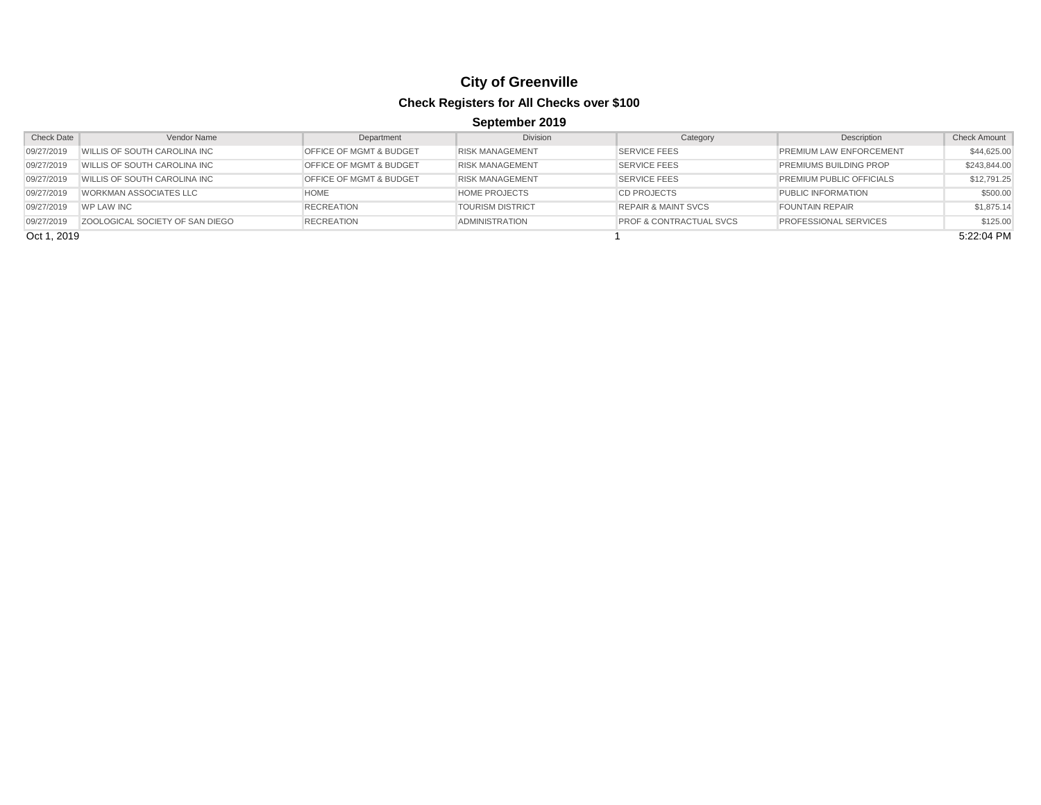# City of Greenville

## Check Registers for All Checks over $100

### September 2019

| Check Date | Vendor Name | Department | Division | Category | Description | Check Amount |
|---|---|---|---|---|---|---|
| 09/27/2019 | WILLIS OF SOUTH CAROLINA INC | OFFICE OF MGMT & BUDGET | RISK MANAGEMENT | SERVICE FEES | PREMIUM LAW ENFORCEMENT | $44,625.00 |
| 09/27/2019 | WILLIS OF SOUTH CAROLINA INC | OFFICE OF MGMT & BUDGET | RISK MANAGEMENT | SERVICE FEES | PREMIUMS BUILDING PROP | $243,844.00 |
| 09/27/2019 | WILLIS OF SOUTH CAROLINA INC | OFFICE OF MGMT & BUDGET | RISK MANAGEMENT | SERVICE FEES | PREMIUM PUBLIC OFFICIALS | $12,791.25 |
| 09/27/2019 | WORKMAN ASSOCIATES LLC | HOME | HOME PROJECTS | CD PROJECTS | PUBLIC INFORMATION | $500.00 |
| 09/27/2019 | WP LAW INC | RECREATION | TOURISM DISTRICT | REPAIR & MAINT SVCS | FOUNTAIN REPAIR | $1,875.14 |
| 09/27/2019 | ZOOLOGICAL SOCIETY OF SAN DIEGO | RECREATION | ADMINISTRATION | PROF & CONTRACTUAL SVCS | PROFESSIONAL SERVICES | $125.00 |